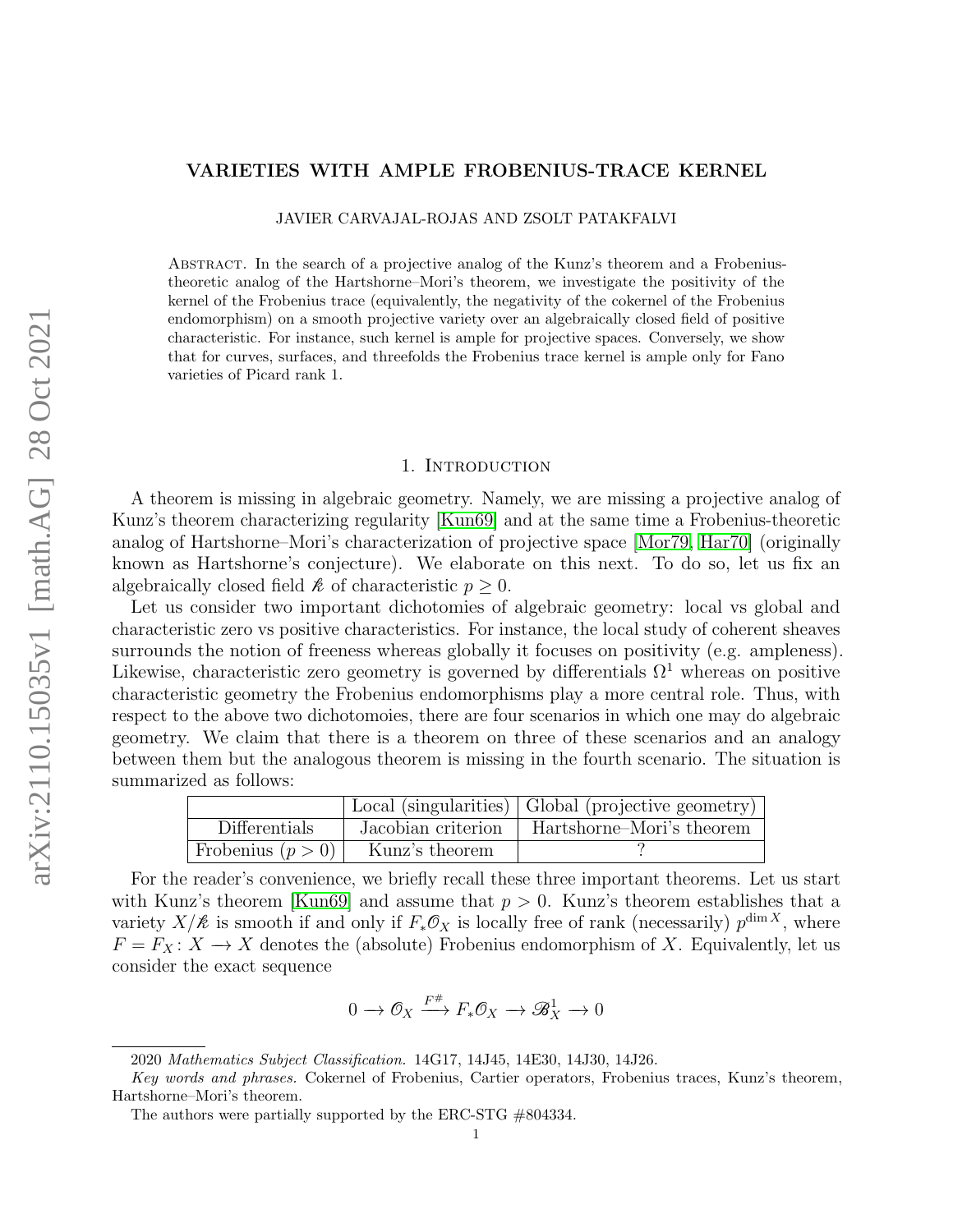# VARIETIES WITH AMPLE FROBENIUS-TRACE KERNEL

JAVIER CARVAJAL-ROJAS AND ZSOLT PATAKFALVI

Abstract. In the search of a projective analog of the Kunz's theorem and a Frobenius-theoretic analog of the Hartshorne–Mori's theorem, we investigate the positivity of the kernel of the Frobenius trace (equivalently, the negativity of the cokernel of the Frobenius endomorphism) on a smooth projective variety over an algebraically closed field of positive characteristic. For instance, such kernel is ample for projective spaces. Conversely, we show that for curves, surfaces, and threefolds the Frobenius trace kernel is ample only for Fano varieties of Picard rank 1.

## 1. Introduction

A theorem is missing in algebraic geometry. Namely, we are missing a projective analog of Kunz's theorem characterizing regularity [Kun69] and at the same time a Frobenius-theoretic analog of Hartshorne–Mori's characterization of projective space [Mor79, Har70] (originally known as Hartshorne's conjecture). We elaborate on this next. To do so, let us fix an algebraically closed field $\mathcal{k}$ of characteristic $p \geq 0$.

Let us consider two important dichotomies of algebraic geometry: local vs global and characteristic zero vs positive characteristics. For instance, the local study of coherent sheaves surrounds the notion of freeness whereas globally it focuses on positivity (e.g. ampleness). Likewise, characteristic zero geometry is governed by differentials $\Omega^1$ whereas on positive characteristic geometry the Frobenius endomorphisms play a more central role. Thus, with respect to the above two dichotomoies, there are four scenarios in which one may do algebraic geometry. We claim that there is a theorem on three of these scenarios and an analogy between them but the analogous theorem is missing in the fourth scenario. The situation is summarized as follows:

| | Local (singularities) | Global (projective geometry) |
|---|---|---|
| Differentials | Jacobian criterion | Hartshorne–Mori's theorem |
| Frobenius ($p > 0$) | Kunz's theorem | ? |

For the reader's convenience, we briefly recall these three important theorems. Let us start with Kunz's theorem [Kun69] and assume that $p > 0$. Kunz's theorem establishes that a variety $X/\mathcal{k}$ is smooth if and only if $F_*\mathcal{O}_X$ is locally free of rank (necessarily) $p^{\dim X}$, where $F = F_X : X \to X$ denotes the (absolute) Frobenius endomorphism of $X$. Equivalently, let us consider the exact sequence

$$0 \to \mathcal{O}_X \xrightarrow{F^\#} F_*\mathcal{O}_X \to \mathcal{B}^1_X \to 0$$

2020 *Mathematics Subject Classification.* 14G17, 14J45, 14E30, 14J30, 14J26.

*Key words and phrases.* Cokernel of Frobenius, Cartier operators, Frobenius traces, Kunz's theorem, Hartshorne–Mori's theorem.

The authors were partially supported by the ERC-STG #804334.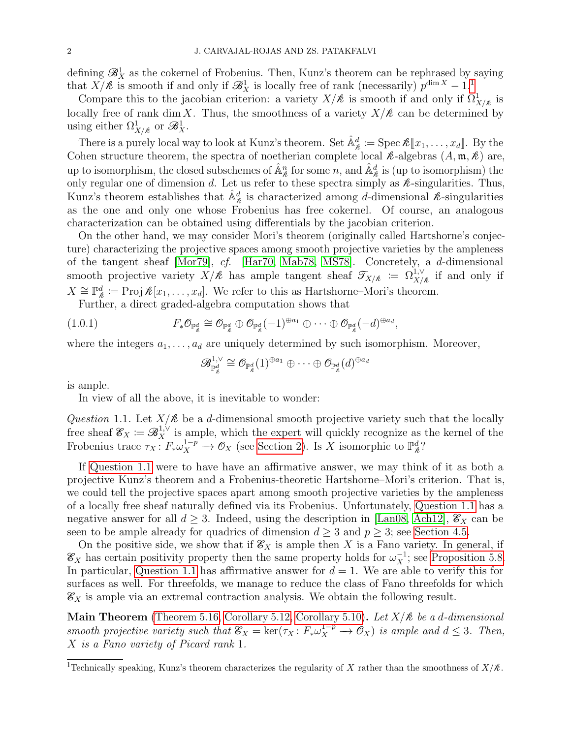defining $\mathscr{B}^1_X$ as the cokernel of Frobenius. Then, Kunz's theorem can be rephrased by saying that $X/\mathscr{k}$ is smooth if and only if $\mathscr{B}^1_X$ is locally free of rank (necessarily) $p^{\dim X} - 1$.[1]

Compare this to the jacobian criterion: a variety $X/\mathscr{k}$ is smooth if and only if $\Omega^1_{X/\mathscr{k}}$ is locally free of rank $\dim X$. Thus, the smoothness of a variety $X/\mathscr{k}$ can be determined by using either $\Omega^1_{X/\mathscr{k}}$ or $\mathscr{B}^1_X$.

There is a purely local way to look at Kunz's theorem. Set $\hat{\mathbb{A}}^d_{\mathscr{k}} := \operatorname{Spec} \mathscr{k}[\![x_1, \ldots, x_d]\!]$. By the Cohen structure theorem, the spectra of noetherian complete local $\mathscr{k}$-algebras $(A, \mathfrak{m}, \mathscr{k})$ are, up to isomorphism, the closed subschemes of $\hat{\mathbb{A}}^n_{\mathscr{k}}$ for some $n$, and $\hat{\mathbb{A}}^d_{\mathscr{k}}$ is (up to isomorphism) the only regular one of dimension $d$. Let us refer to these spectra simply as $\mathscr{k}$-singularities. Thus, Kunz's theorem establishes that $\hat{\mathbb{A}}^d_{\mathscr{k}}$ is characterized among $d$-dimensional $\mathscr{k}$-singularities as the one and only one whose Frobenius has free cokernel. Of course, an analogous characterization can be obtained using differentials by the jacobian criterion.

On the other hand, we may consider Mori's theorem (originally called Hartshorne's conjecture) characterizing the projective spaces among smooth projective varieties by the ampleness of the tangent sheaf [Mor79], *cf.* [Har70, Mab78, MS78]. Concretely, a $d$-dimensional smooth projective variety $X/\mathscr{k}$ has ample tangent sheaf $\mathscr{T}_{X/\mathscr{k}} := \Omega^{1,\vee}_{X/\mathscr{k}}$ if and only if $X \cong \mathbb{P}^d_{\mathscr{k}} := \operatorname{Proj} \mathscr{k}[x_1, \ldots, x_d]$. We refer to this as Hartshorne–Mori's theorem.

Further, a direct graded-algebra computation shows that

$$F_* \mathscr{O}_{\mathbb{P}^d_{\mathscr{k}}} \cong \mathscr{O}_{\mathbb{P}^d_{\mathscr{k}}} \oplus \mathscr{O}_{\mathbb{P}^d_{\mathscr{k}}}(-1)^{\oplus a_1} \oplus \cdots \oplus \mathscr{O}_{\mathbb{P}^d_{\mathscr{k}}}(-d)^{\oplus a_d}, \tag{1.0.1}$$

where the integers $a_1, \ldots, a_d$ are uniquely determined by such isomorphism. Moreover,

$$\mathscr{B}^{1,\vee}_{\mathbb{P}^d_{\mathscr{k}}} \cong \mathscr{O}_{\mathbb{P}^d_{\mathscr{k}}}(1)^{\oplus a_1} \oplus \cdots \oplus \mathscr{O}_{\mathbb{P}^d_{\mathscr{k}}}(d)^{\oplus a_d}$$

is ample.

In view of all the above, it is inevitable to wonder:

*Question* 1.1. Let $X/\mathscr{k}$ be a $d$-dimensional smooth projective variety such that the locally free sheaf $\mathscr{E}_X := \mathscr{B}^{1,\vee}_X$ is ample, which the expert will quickly recognize as the kernel of the Frobenius trace $\tau_X : F_* \omega^{1-p}_X \to \mathscr{O}_X$ (see Section 2). Is $X$ isomorphic to $\mathbb{P}^d_{\mathscr{k}}$?

If Question 1.1 were to have have an affirmative answer, we may think of it as both a projective Kunz's theorem and a Frobenius-theoretic Hartshorne–Mori's criterion. That is, we could tell the projective spaces apart among smooth projective varieties by the ampleness of a locally free sheaf naturally defined via its Frobenius. Unfortunately, Question 1.1 has a negative answer for all $d \geq 3$. Indeed, using the description in [Lan08, Ach12], $\mathscr{E}_X$ can be seen to be ample already for quadrics of dimension $d \geq 3$ and $p \geq 3$; see Section 4.5.

On the positive side, we show that if $\mathscr{E}_X$ is ample then $X$ is a Fano variety. In general, if $\mathscr{E}_X$ has certain positivity property then the same property holds for $\omega^{-1}_X$; see Proposition 5.8. In particular, Question 1.1 has affirmative answer for $d = 1$. We are able to verify this for surfaces as well. For threefolds, we manage to reduce the class of Fano threefolds for which $\mathscr{E}_X$ is ample via an extremal contraction analysis. We obtain the following result.

**Main Theorem** (Theorem 5.16, Corollary 5.12, Corollary 5.10)**.** *Let $X/\mathscr{k}$ be a $d$-dimensional smooth projective variety such that $\mathscr{E}_X = \ker(\tau_X : F_* \omega^{1-p}_X \to \mathscr{O}_X)$ is ample and $d \leq 3$. Then, $X$ is a Fano variety of Picard rank 1.*

[1] Technically speaking, Kunz's theorem characterizes the regularity of $X$ rather than the smoothness of $X/\mathscr{k}$.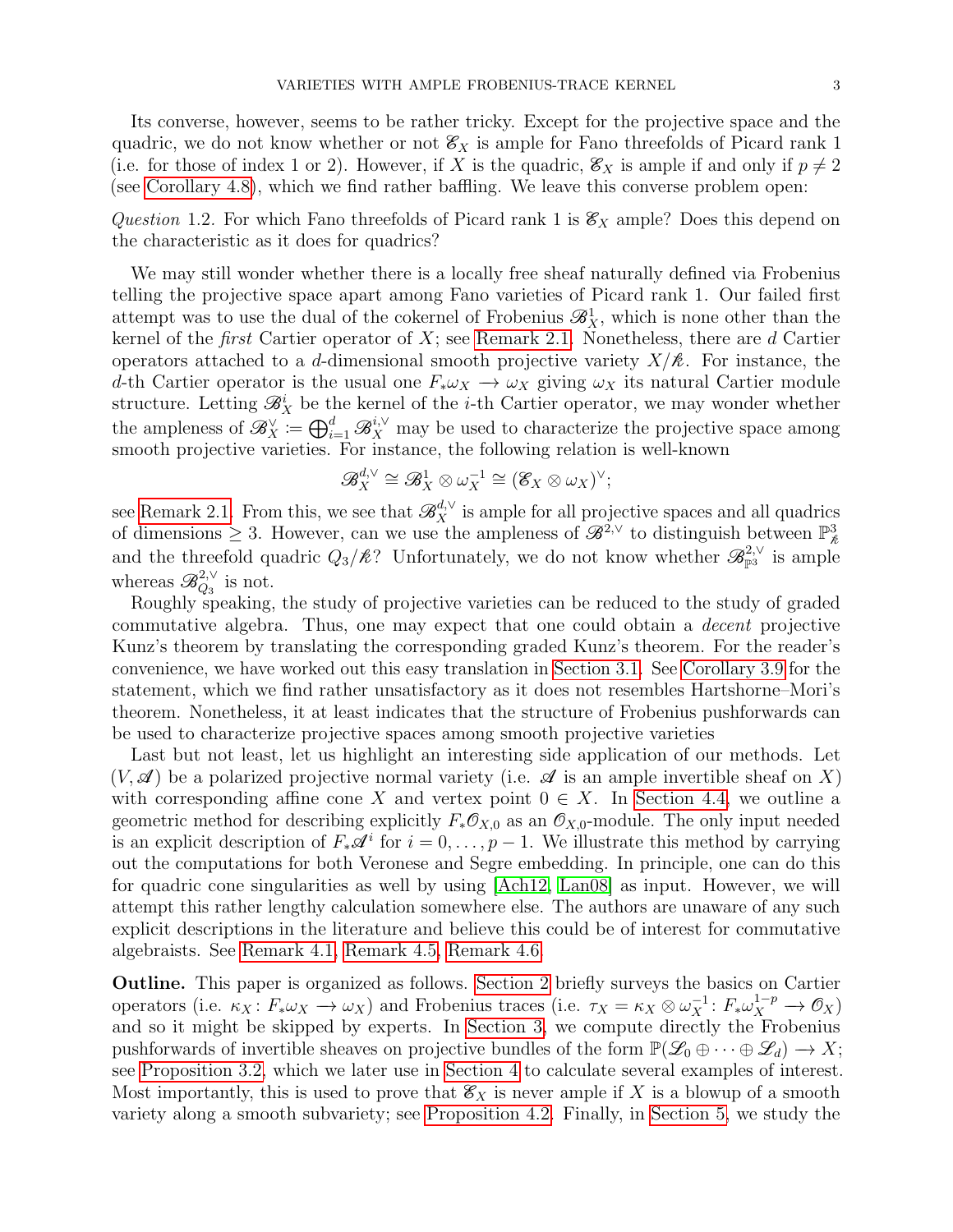Its converse, however, seems to be rather tricky. Except for the projective space and the quadric, we do not know whether or not $\mathscr{E}_X$ is ample for Fano threefolds of Picard rank 1 (i.e. for those of index 1 or 2). However, if $X$ is the quadric, $\mathscr{E}_X$ is ample if and only if $p \neq 2$ (see Corollary 4.8), which we find rather baffling. We leave this converse problem open:

*Question* 1.2. For which Fano threefolds of Picard rank 1 is $\mathscr{E}_X$ ample? Does this depend on the characteristic as it does for quadrics?

We may still wonder whether there is a locally free sheaf naturally defined via Frobenius telling the projective space apart among Fano varieties of Picard rank 1. Our failed first attempt was to use the dual of the cokernel of Frobenius $\mathscr{B}^1_X$, which is none other than the kernel of the *first* Cartier operator of $X$; see Remark 2.1. Nonetheless, there are $d$ Cartier operators attached to a $d$-dimensional smooth projective variety $X/\mathscr{k}$. For instance, the $d$-th Cartier operator is the usual one $F_*\omega_X \longrightarrow \omega_X$ giving $\omega_X$ its natural Cartier module structure. Letting $\mathscr{B}^i_X$ be the kernel of the $i$-th Cartier operator, we may wonder whether the ampleness of $\mathscr{B}^\vee_X := \bigoplus_{i=1}^d \mathscr{B}^{i,\vee}_X$ may be used to characterize the projective space among smooth projective varieties. For instance, the following relation is well-known

$$\mathscr{B}^{d,\vee}_X \cong \mathscr{B}^1_X \otimes \omega_X^{-1} \cong (\mathscr{E}_X \otimes \omega_X)^\vee;$$

see Remark 2.1. From this, we see that $\mathscr{B}^{d,\vee}_X$ is ample for all projective spaces and all quadrics of dimensions $\geq 3$. However, can we use the ampleness of $\mathscr{B}^{2,\vee}$ to distinguish between $\mathbb{P}^3_{\mathscr{k}}$ and the threefold quadric $Q_3/\mathscr{k}$? Unfortunately, we do not know whether $\mathscr{B}^{2,\vee}_{\mathbb{P}^3}$ is ample whereas $\mathscr{B}^{2,\vee}_{Q_3}$ is not.

Roughly speaking, the study of projective varieties can be reduced to the study of graded commutative algebra. Thus, one may expect that one could obtain a *decent* projective Kunz's theorem by translating the corresponding graded Kunz's theorem. For the reader's convenience, we have worked out this easy translation in Section 3.1. See Corollary 3.9 for the statement, which we find rather unsatisfactory as it does not resembles Hartshorne–Mori's theorem. Nonetheless, it at least indicates that the structure of Frobenius pushforwards can be used to characterize projective spaces among smooth projective varieties

Last but not least, let us highlight an interesting side application of our methods. Let $(V, \mathscr{A})$ be a polarized projective normal variety (i.e. $\mathscr{A}$ is an ample invertible sheaf on $X$) with corresponding affine cone $X$ and vertex point $0 \in X$. In Section 4.4, we outline a geometric method for describing explicitly $F_*\mathscr{O}_{X,0}$ as an $\mathscr{O}_{X,0}$-module. The only input needed is an explicit description of $F_*\mathscr{A}^i$ for $i = 0, \ldots, p-1$. We illustrate this method by carrying out the computations for both Veronese and Segre embedding. In principle, one can do this for quadric cone singularities as well by using [Ach12, Lan08] as input. However, we will attempt this rather lengthy calculation somewhere else. The authors are unaware of any such explicit descriptions in the literature and believe this could be of interest for commutative algebraists. See Remark 4.1, Remark 4.5, Remark 4.6.

**Outline.** This paper is organized as follows. Section 2 briefly surveys the basics on Cartier operators (i.e. $\kappa_X \colon F_*\omega_X \longrightarrow \omega_X$) and Frobenius traces (i.e. $\tau_X = \kappa_X \otimes \omega_X^{-1} \colon F_*\omega_X^{1-p} \longrightarrow \mathscr{O}_X$) and so it might be skipped by experts. In Section 3, we compute directly the Frobenius pushforwards of invertible sheaves on projective bundles of the form $\mathbb{P}(\mathscr{L}_0 \oplus \cdots \oplus \mathscr{L}_d) \longrightarrow X$; see Proposition 3.2, which we later use in Section 4 to calculate several examples of interest. Most importantly, this is used to prove that $\mathscr{E}_X$ is never ample if $X$ is a blowup of a smooth variety along a smooth subvariety; see Proposition 4.2. Finally, in Section 5, we study the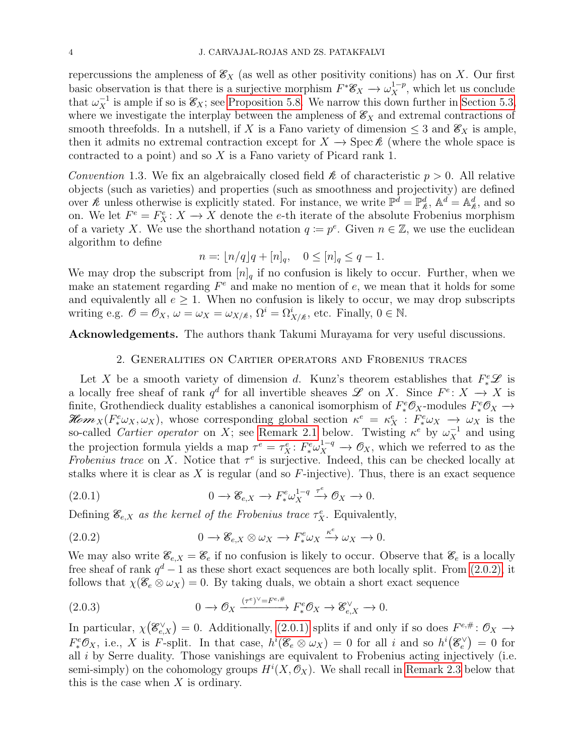repercussions the ampleness of $\mathscr{E}_X$ (as well as other positivity conitions) has on $X$. Our first basic observation is that there is a surjective morphism $F^*\mathscr{E}_X \longrightarrow \omega_X^{1-p}$, which let us conclude that $\omega_X^{-1}$ is ample if so is $\mathscr{E}_X$; see Proposition 5.8. We narrow this down further in Section 5.3, where we investigate the interplay between the ampleness of $\mathscr{E}_X$ and extremal contractions of smooth threefolds. In a nutshell, if $X$ is a Fano variety of dimension $\leq 3$ and $\mathscr{E}_X$ is ample, then it admits no extremal contraction except for $X \longrightarrow \operatorname{Spec} \mathcal{k}$ (where the whole space is contracted to a point) and so $X$ is a Fano variety of Picard rank 1.

*Convention* 1.3. We fix an algebraically closed field $\mathcal{k}$ of characteristic $p > 0$. All relative objects (such as varieties) and properties (such as smoothness and projectivity) are defined over $\mathcal{k}$ unless otherwise is explicitly stated. For instance, we write $\mathbb{P}^d = \mathbb{P}^d_{\mathcal{k}}$, $\mathbb{A}^d = \mathbb{A}^d_{\mathcal{k}}$, and so on. We let $F^e = F^e_X \colon X \longrightarrow X$ denote the $e$-th iterate of the absolute Frobenius morphism of a variety $X$. We use the shorthand notation $q \coloneqq p^e$. Given $n \in \mathbb{Z}$, we use the euclidean algorithm to define

$$n =: \lfloor n/q \rfloor q + [n]_q, \quad 0 \leq [n]_q \leq q-1.$$

We may drop the subscript from $[n]_q$ if no confusion is likely to occur. Further, when we make an statement regarding $F^e$ and make no mention of $e$, we mean that it holds for some and equivalently all $e \geq 1$. When no confusion is likely to occur, we may drop subscripts writing e.g. $\mathcal{O} = \mathcal{O}_X$, $\omega = \omega_X = \omega_{X/\mathcal{k}}$, $\Omega^i = \Omega^i_{X/\mathcal{k}}$, etc. Finally, $0 \in \mathbb{N}$.

**Acknowledgements.** The authors thank Takumi Murayama for very useful discussions.

## 2. Generalities on Cartier operators and Frobenius traces

Let $X$ be a smooth variety of dimension $d$. Kunz's theorem establishes that $F^e_*\mathscr{L}$ is a locally free sheaf of rank $q^d$ for all invertible sheaves $\mathscr{L}$ on $X$. Since $F^e \colon X \longrightarrow X$ is finite, Grothendieck duality establishes a canonical isomorphism of $F^e_*\mathcal{O}_X$-modules $F^e_*\mathcal{O}_X \longrightarrow \mathscr{H}om_X(F^e_*\omega_X, \omega_X)$, whose corresponding global section $\kappa^e = \kappa^e_X : F^e_*\omega_X \longrightarrow \omega_X$ is the so-called *Cartier operator* on $X$; see Remark 2.1 below. Twisting $\kappa^e$ by $\omega_X^{-1}$ and using the projection formula yields a map $\tau^e = \tau^e_X \colon F^e_*\omega_X^{1-q} \longrightarrow \mathcal{O}_X$, which we referred to as the *Frobenius trace* on $X$. Notice that $\tau^e$ is surjective. Indeed, this can be checked locally at stalks where it is clear as $X$ is regular (and so $F$-injective). Thus, there is an exact sequence

$$0 \longrightarrow \mathscr{E}_{e,X} \longrightarrow F^e_*\omega_X^{1-q} \xrightarrow{\tau^e} \mathcal{O}_X \longrightarrow 0. \tag{2.0.1}$$

Defining $\mathscr{E}_{e,X}$ *as the kernel of the Frobenius trace* $\tau^e_X$. Equivalently,

$$0 \longrightarrow \mathscr{E}_{e,X} \otimes \omega_X \longrightarrow F^e_*\omega_X \xrightarrow{\kappa^e} \omega_X \longrightarrow 0. \tag{2.0.2}$$

We may also write $\mathscr{E}_{e,X} = \mathscr{E}_e$ if no confusion is likely to occur. Observe that $\mathscr{E}_e$ is a locally free sheaf of rank $q^d - 1$ as these short exact sequences are both locally split. From (2.0.2), it follows that $\chi(\mathscr{E}_e \otimes \omega_X) = 0$. By taking duals, we obtain a short exact sequence

$$0 \longrightarrow \mathcal{O}_X \xrightarrow{(\tau^e)^\vee = F^{e,\#}} F^e_*\mathcal{O}_X \longrightarrow \mathscr{E}^\vee_{e,X} \longrightarrow 0. \tag{2.0.3}$$

In particular, $\chi\big(\mathscr{E}^\vee_{e,X}\big) = 0$. Additionally, (2.0.1) splits if and only if so does $F^{e,\#} \colon \mathcal{O}_X \longrightarrow F^e_*\mathcal{O}_X$, i.e., $X$ is $F$-split. In that case, $h^i(\mathscr{E}_e \otimes \omega_X) = 0$ for all $i$ and so $h^i\big(\mathscr{E}_e^\vee\big) = 0$ for all $i$ by Serre duality. Those vanishings are equivalent to Frobenius acting injectively (i.e. semi-simply) on the cohomology groups $H^i(X, \mathcal{O}_X)$. We shall recall in Remark 2.3 below that this is the case when $X$ is ordinary.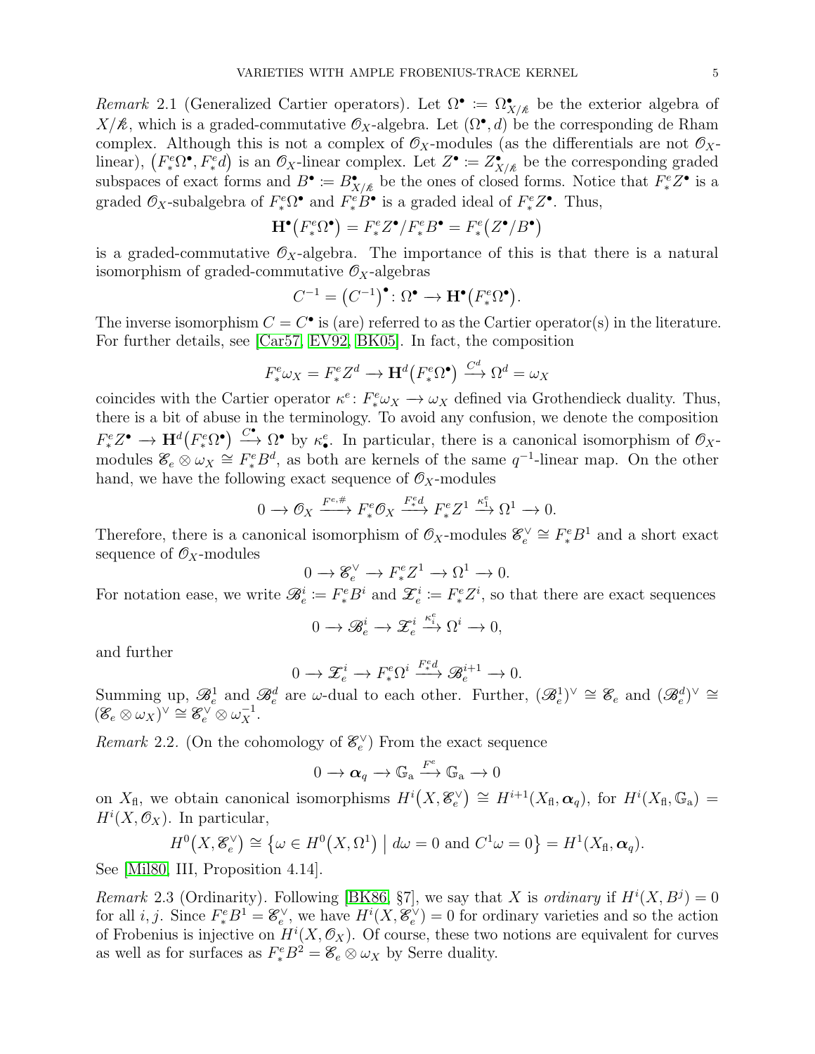*Remark* 2.1 (Generalized Cartier operators). Let $\Omega^\bullet \coloneqq \Omega^\bullet_{X/\mathcal{k}}$ be the exterior algebra of $X/\mathcal{k}$, which is a graded-commutative $\mathscr{O}_X$-algebra. Let $(\Omega^\bullet, d)$ be the corresponding de Rham complex. Although this is not a complex of $\mathscr{O}_X$-modules (as the differentials are not $\mathscr{O}_X$-linear), $\big(F^e_*\Omega^\bullet, F^e_* d\big)$ is an $\mathscr{O}_X$-linear complex. Let $Z^\bullet \coloneqq Z^\bullet_{X/\mathcal{k}}$ be the corresponding graded subspaces of exact forms and $B^\bullet \coloneqq B^\bullet_{X/\mathcal{k}}$ be the ones of closed forms. Notice that $F^e_* Z^\bullet$ is a graded $\mathscr{O}_X$-subalgebra of $F^e_*\Omega^\bullet$ and $F^e_* B^\bullet$ is a graded ideal of $F^e_* Z^\bullet$. Thus,

$$\mathbf{H}^\bullet\big(F^e_*\Omega^\bullet\big) = F^e_* Z^\bullet / F^e_* B^\bullet = F^e_*\big(Z^\bullet/B^\bullet\big)$$

is a graded-commutative $\mathscr{O}_X$-algebra. The importance of this is that there is a natural isomorphism of graded-commutative $\mathscr{O}_X$-algebras

$$C^{-1} = \big(C^{-1}\big)^\bullet \colon \Omega^\bullet \to \mathbf{H}^\bullet\big(F^e_*\Omega^\bullet\big).$$

The inverse isomorphism $C = C^\bullet$ is (are) referred to as the Cartier operator(s) in the literature. For further details, see [Car57, EV92, BK05]. In fact, the composition

$$F^e_*\omega_X = F^e_* Z^d \to \mathbf{H}^d\big(F^e_*\Omega^\bullet\big) \xrightarrow{C^d} \Omega^d = \omega_X$$

coincides with the Cartier operator $\kappa^e \colon F^e_*\omega_X \to \omega_X$ defined via Grothendieck duality. Thus, there is a bit of abuse in the terminology. To avoid any confusion, we denote the composition $F^e_* Z^\bullet \to \mathbf{H}^d\big(F^e_*\Omega^\bullet\big) \xrightarrow{C^\bullet} \Omega^\bullet$ by $\kappa^e_\bullet$. In particular, there is a canonical isomorphism of $\mathscr{O}_X$-modules $\mathscr{E}_e \otimes \omega_X \cong F^e_* B^d$, as both are kernels of the same $q^{-1}$-linear map. On the other hand, we have the following exact sequence of $\mathscr{O}_X$-modules

$$0 \to \mathscr{O}_X \xrightarrow{F^{e,\#}} F^e_*\mathscr{O}_X \xrightarrow{F^e_* d} F^e_* Z^1 \xrightarrow{\kappa^e_1} \Omega^1 \to 0.$$

Therefore, there is a canonical isomorphism of $\mathscr{O}_X$-modules $\mathscr{E}_e^\vee \cong F^e_* B^1$ and a short exact sequence of $\mathscr{O}_X$-modules

$$0 \to \mathscr{E}_e^\vee \to F^e_* Z^1 \to \Omega^1 \to 0.$$

For notation ease, we write $\mathscr{B}^i_e \coloneqq F^e_* B^i$ and $\mathscr{Z}^i_e \coloneqq F^e_* Z^i$, so that there are exact sequences

$$0 \to \mathscr{B}^i_e \to \mathscr{Z}^i_e \xrightarrow{\kappa^e_i} \Omega^i \to 0,$$

and further

$$0 \to \mathscr{Z}^i_e \to F^e_*\Omega^i \xrightarrow{F^e_* d} \mathscr{B}^{i+1}_e \to 0.$$

Summing up, $\mathscr{B}^1_e$ and $\mathscr{B}^d_e$ are $\omega$-dual to each other. Further, $(\mathscr{B}^1_e)^\vee \cong \mathscr{E}_e$ and $(\mathscr{B}^d_e)^\vee \cong (\mathscr{E}_e \otimes \omega_X)^\vee \cong \mathscr{E}_e^\vee \otimes \omega_X^{-1}$.

*Remark* 2.2. (On the cohomology of $\mathscr{E}_e^\vee$) From the exact sequence

$$0 \to \boldsymbol{\alpha}_q \to \mathbb{G}_{\mathrm{a}} \xrightarrow{F^e} \mathbb{G}_{\mathrm{a}} \to 0$$

on $X_{\mathrm{fl}}$, we obtain canonical isomorphisms $H^i\big(X, \mathscr{E}_e^\vee\big) \cong H^{i+1}(X_{\mathrm{fl}}, \boldsymbol{\alpha}_q)$, for $H^i(X_{\mathrm{fl}}, \mathbb{G}_{\mathrm{a}}) = H^i(X, \mathscr{O}_X)$. In particular,

$$H^0\big(X, \mathscr{E}_e^\vee\big) \cong \big\{\omega \in H^0\big(X, \Omega^1\big) \bigm| d\omega = 0 \text{ and } C^1\omega = 0\big\} = H^1(X_{\mathrm{fl}}, \boldsymbol{\alpha}_q).$$

See [Mil80, III, Proposition 4.14].

*Remark* 2.3 (Ordinarity). Following [BK86, §7], we say that $X$ is *ordinary* if $H^i(X, B^j) = 0$ for all $i, j$. Since $F^e_* B^1 = \mathscr{E}_e^\vee$, we have $H^i(X, \mathscr{E}_e^\vee) = 0$ for ordinary varieties and so the action of Frobenius is injective on $H^i(X, \mathscr{O}_X)$. Of course, these two notions are equivalent for curves as well as for surfaces as $F^e_* B^2 = \mathscr{E}_e \otimes \omega_X$ by Serre duality.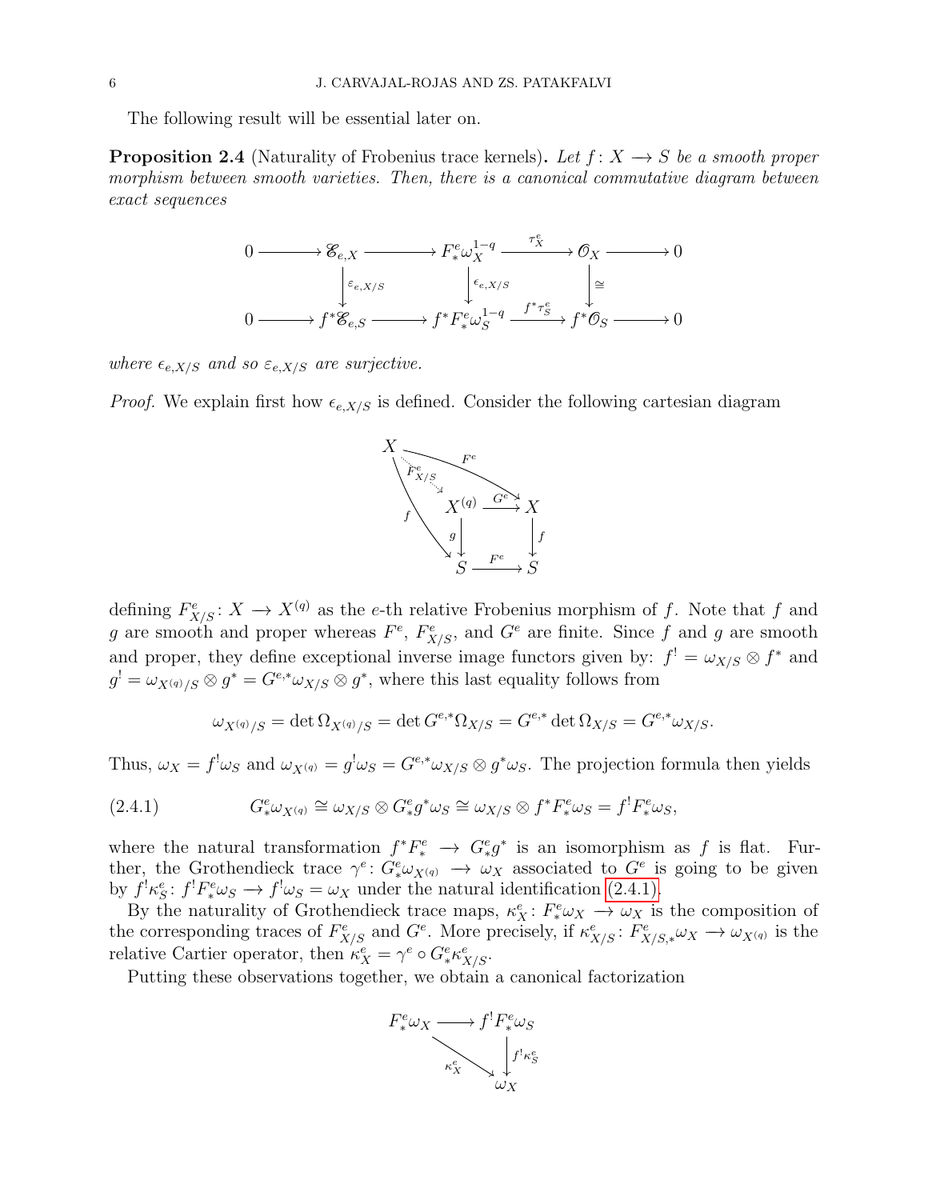The following result will be essential later on.

**Proposition 2.4** (Naturality of Frobenius trace kernels)**.** *Let $f\colon X \longrightarrow S$ be a smooth proper morphism between smooth varieties. Then, there is a canonical commutative diagram between exact sequences*

$$
\begin{array}{ccccccccc}
0 & \longrightarrow & \mathscr{E}_{e,X} & \longrightarrow & F^e_*\omega_X^{1-q} & \xrightarrow{\tau^e_X} & \mathcal{O}_X & \longrightarrow & 0 \\
 & & \Big\downarrow{\scriptstyle \varepsilon_{e,X/S}} & & \Big\downarrow{\scriptstyle \epsilon_{e,X/S}} & & \Big\downarrow{\scriptstyle \cong} & & \\
0 & \longrightarrow & f^*\mathscr{E}_{e,S} & \longrightarrow & f^*F^e_*\omega_S^{1-q} & \xrightarrow{f^*\tau^e_S} & f^*\mathcal{O}_S & \longrightarrow & 0
\end{array}
$$

*where $\epsilon_{e,X/S}$ and so $\varepsilon_{e,X/S}$ are surjective.*

*Proof.* We explain first how $\epsilon_{e,X/S}$ is defined. Consider the following cartesian diagram

$$
\begin{array}{ccc}
X^{(q)} & \xrightarrow{G^e} & X \\
\Big\downarrow{\scriptstyle g} & & \Big\downarrow{\scriptstyle f} \\
S & \xrightarrow{F^e} & S
\end{array}
$$

(with $F^e_{X/S}\colon X \to X^{(q)}$, $F^e\colon X \to X$ and $f\colon X \to S$ making the diagram commute)

defining $F^e_{X/S}\colon X \longrightarrow X^{(q)}$ as the $e$-th relative Frobenius morphism of $f$. Note that $f$ and $g$ are smooth and proper whereas $F^e$, $F^e_{X/S}$, and $G^e$ are finite. Since $f$ and $g$ are smooth and proper, they define exceptional inverse image functors given by: $f^! = \omega_{X/S} \otimes f^*$ and $g^! = \omega_{X^{(q)}/S} \otimes g^* = G^{e,*}\omega_{X/S} \otimes g^*$, where this last equality follows from

$$\omega_{X^{(q)}/S} = \det \Omega_{X^{(q)}/S} = \det G^{e,*}\Omega_{X/S} = G^{e,*}\det \Omega_{X/S} = G^{e,*}\omega_{X/S}.$$

Thus, $\omega_X = f^!\omega_S$ and $\omega_{X^{(q)}} = g^!\omega_S = G^{e,*}\omega_{X/S} \otimes g^*\omega_S$. The projection formula then yields

$$G^e_*\omega_{X^{(q)}} \cong \omega_{X/S} \otimes G^e_* g^*\omega_S \cong \omega_{X/S} \otimes f^*F^e_*\omega_S = f^!F^e_*\omega_S, \tag{2.4.1}$$

where the natural transformation $f^*F^e_* \to G^e_*g^*$ is an isomorphism as $f$ is flat. Further, the Grothendieck trace $\gamma^e\colon G^e_*\omega_{X^{(q)}} \to \omega_X$ associated to $G^e$ is going to be given by $f^!\kappa^e_S\colon f^!F^e_*\omega_S \to f^!\omega_S = \omega_X$ under the natural identification (2.4.1).

By the naturality of Grothendieck trace maps, $\kappa^e_X\colon F^e_*\omega_X \to \omega_X$ is the composition of the corresponding traces of $F^e_{X/S}$ and $G^e$. More precisely, if $\kappa^e_{X/S}\colon F^e_{X/S,*}\omega_X \to \omega_{X^{(q)}}$ is the relative Cartier operator, then $\kappa^e_X = \gamma^e \circ G^e_*\kappa^e_{X/S}$.

Putting these observations together, we obtain a canonical factorization

$$
\begin{array}{ccc}
F^e_*\omega_X & \longrightarrow & f^!F^e_*\omega_S \\
 & {\scriptstyle \kappa^e_X}\searrow & \Big\downarrow{\scriptstyle f^!\kappa^e_S} \\
 & & \omega_X
\end{array}
$$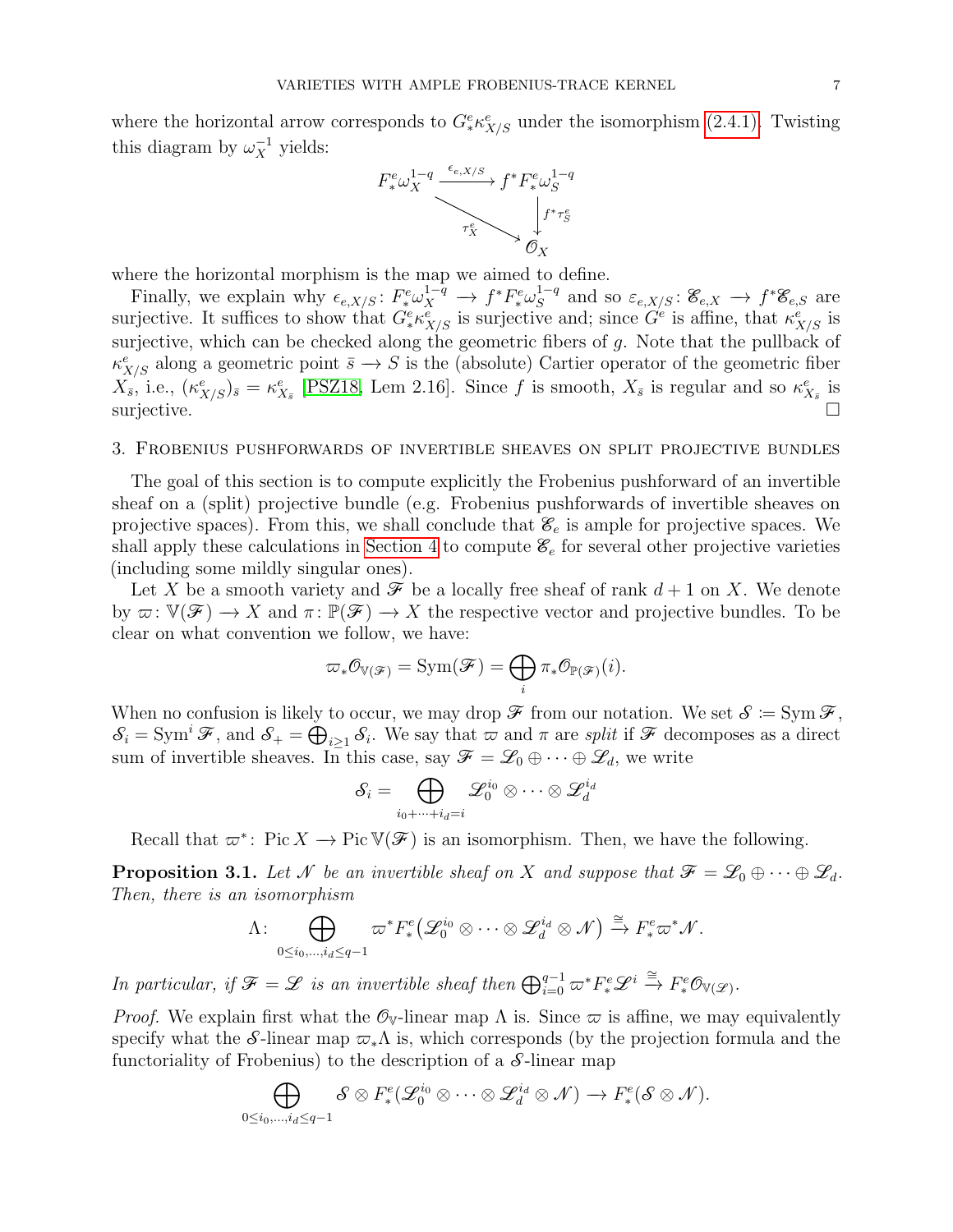where the horizontal arrow corresponds to $G^e_* \kappa^e_{X/S}$ under the isomorphism (2.4.1). Twisting this diagram by $\omega_X^{-1}$ yields:

$$\begin{array}{ccc} F^e_* \omega_X^{1-q} & \xrightarrow{\epsilon_{e,X/S}} & f^* F^e_* \omega_S^{1-q} \\ & \searrow^{\tau^e_X} & \downarrow f^*\tau^e_S \\ & & \mathscr{O}_X \end{array}$$

where the horizontal morphism is the map we aimed to define.

Finally, we explain why $\epsilon_{e,X/S} \colon F^e_* \omega_X^{1-q} \to f^* F^e_* \omega_S^{1-q}$ and so $\varepsilon_{e,X/S} \colon \mathscr{E}_{e,X} \to f^* \mathscr{E}_{e,S}$ are surjective. It suffices to show that $G^e_* \kappa^e_{X/S}$ is surjective and; since $G^e$ is affine, that $\kappa^e_{X/S}$ is surjective, which can be checked along the geometric fibers of $g$. Note that the pullback of $\kappa^e_{X/S}$ along a geometric point $\bar{s} \to S$ is the (absolute) Cartier operator of the geometric fiber $X_{\bar{s}}$, i.e., $(\kappa^e_{X/S})_{\bar{s}} = \kappa^e_{X_{\bar{s}}}$ [PSZ18, Lem 2.16]. Since $f$ is smooth, $X_{\bar{s}}$ is regular and so $\kappa^e_{X_{\bar{s}}}$ is surjective. $\square$

## 3. Frobenius pushforwards of invertible sheaves on split projective bundles

The goal of this section is to compute explicitly the Frobenius pushforward of an invertible sheaf on a (split) projective bundle (e.g. Frobenius pushforwards of invertible sheaves on projective spaces). From this, we shall conclude that $\mathscr{E}_e$ is ample for projective spaces. We shall apply these calculations in Section 4 to compute $\mathscr{E}_e$ for several other projective varieties (including some mildly singular ones).

Let $X$ be a smooth variety and $\mathscr{F}$ be a locally free sheaf of rank $d+1$ on $X$. We denote by $\varpi \colon \mathbb{V}(\mathscr{F}) \to X$ and $\pi \colon \mathbb{P}(\mathscr{F}) \to X$ the respective vector and projective bundles. To be clear on what convention we follow, we have:

$$\varpi_* \mathscr{O}_{\mathbb{V}(\mathscr{F})} = \operatorname{Sym}(\mathscr{F}) = \bigoplus_i \pi_* \mathscr{O}_{\mathbb{P}(\mathscr{F})}(i).$$

When no confusion is likely to occur, we may drop $\mathscr{F}$ from our notation. We set $\mathcal{S} \coloneqq \operatorname{Sym} \mathscr{F}$, $\mathcal{S}_i = \operatorname{Sym}^i \mathscr{F}$, and $\mathcal{S}_+ = \bigoplus_{i \geq 1} \mathcal{S}_i$. We say that $\varpi$ and $\pi$ are *split* if $\mathscr{F}$ decomposes as a direct sum of invertible sheaves. In this case, say $\mathscr{F} = \mathscr{L}_0 \oplus \cdots \oplus \mathscr{L}_d$, we write

$$\mathcal{S}_i = \bigoplus_{i_0 + \cdots + i_d = i} \mathscr{L}_0^{i_0} \otimes \cdots \otimes \mathscr{L}_d^{i_d}$$

Recall that $\varpi^* \colon \operatorname{Pic} X \to \operatorname{Pic} \mathbb{V}(\mathscr{F})$ is an isomorphism. Then, we have the following.

**Proposition 3.1.** *Let $\mathscr{N}$ be an invertible sheaf on $X$ and suppose that $\mathscr{F} = \mathscr{L}_0 \oplus \cdots \oplus \mathscr{L}_d$. Then, there is an isomorphism*

$$\Lambda \colon \bigoplus_{0 \leq i_0, \ldots, i_d \leq q-1} \varpi^* F^e_* \big( \mathscr{L}_0^{i_0} \otimes \cdots \otimes \mathscr{L}_d^{i_d} \otimes \mathscr{N} \big) \xrightarrow{\cong} F^e_* \varpi^* \mathscr{N}.$$

*In particular, if $\mathscr{F} = \mathscr{L}$ is an invertible sheaf then $\bigoplus_{i=0}^{q-1} \varpi^* F^e_* \mathscr{L}^i \xrightarrow{\cong} F^e_* \mathscr{O}_{\mathbb{V}(\mathscr{L})}$.*

*Proof.* We explain first what the $\mathscr{O}_{\mathbb{V}}$-linear map $\Lambda$ is. Since $\varpi$ is affine, we may equivalently specify what the $\mathcal{S}$-linear map $\varpi_* \Lambda$ is, which corresponds (by the projection formula and the functoriality of Frobenius) to the description of a $\mathcal{S}$-linear map

$$\bigoplus_{0 \leq i_0, \ldots, i_d \leq q-1} \mathcal{S} \otimes F^e_* (\mathscr{L}_0^{i_0} \otimes \cdots \otimes \mathscr{L}_d^{i_d} \otimes \mathscr{N}) \to F^e_* (\mathcal{S} \otimes \mathscr{N}).$$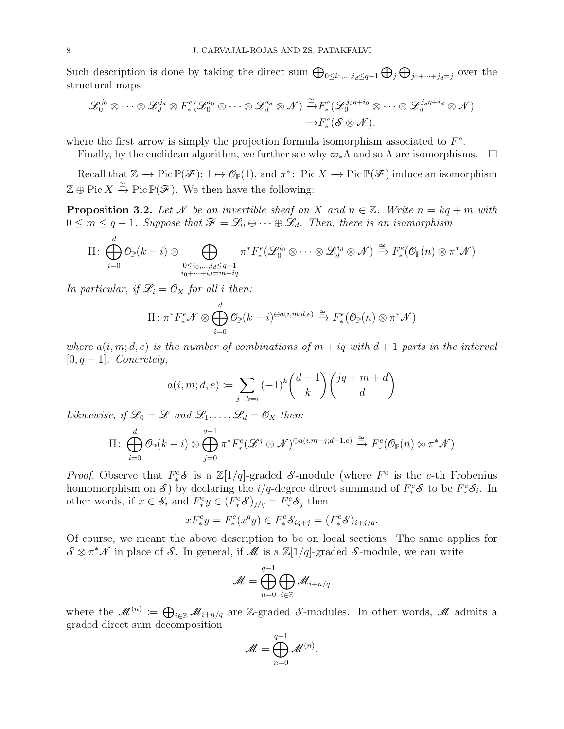Such description is done by taking the direct sum $\bigoplus_{0\leq i_0,\dots,i_d\leq q-1}\bigoplus_j \bigoplus_{j_0+\cdots+j_d=j}$ over the structural maps

$$\mathscr{L}_0^{j_0}\otimes\cdots\otimes\mathscr{L}_d^{j_d}\otimes F^e_*(\mathscr{L}_0^{i_0}\otimes\cdots\otimes\mathscr{L}_d^{i_d}\otimes\mathscr{N}) \xrightarrow{\cong} F^e_*(\mathscr{L}_0^{j_0q+i_0}\otimes\cdots\otimes\mathscr{L}_d^{j_dq+i_d}\otimes\mathscr{N}) \to F^e_*(\mathcal{S}\otimes\mathscr{N}).$$

where the first arrow is simply the projection formula isomorphism associated to $F^e$.

Finally, by the euclidean algorithm, we further see why $\varpi_*\Lambda$ and so $\Lambda$ are isomorphisms. $\square$

Recall that $\mathbb{Z}\to \operatorname{Pic}\mathbb{P}(\mathscr{F})$; $1\mapsto \mathscr{O}_{\mathbb{P}}(1)$, and $\pi^*\colon \operatorname{Pic}X\to\operatorname{Pic}\mathbb{P}(\mathscr{F})$ induce an isomorphism $\mathbb{Z}\oplus\operatorname{Pic}X\xrightarrow{\cong}\operatorname{Pic}\mathbb{P}(\mathscr{F})$. We then have the following:

**Proposition 3.2.** *Let $\mathscr{N}$ be an invertible sheaf on $X$ and $n\in\mathbb{Z}$. Write $n=kq+m$ with $0\leq m\leq q-1$. Suppose that $\mathscr{F}=\mathscr{L}_0\oplus\cdots\oplus\mathscr{L}_d$. Then, there is an isomorphism*

$$\Pi\colon \bigoplus_{i=0}^{d}\mathscr{O}_{\mathbb{P}}(k-i)\otimes \bigoplus_{\substack{0\leq i_0,\dots,i_d\leq q-1\\ i_0+\cdots+i_d=m+iq}} \pi^*F^e_*(\mathscr{L}_0^{i_0}\otimes\cdots\otimes\mathscr{L}_d^{i_d}\otimes\mathscr{N}) \xrightarrow{\cong} F^e_*(\mathscr{O}_{\mathbb{P}}(n)\otimes\pi^*\mathscr{N})$$

*In particular, if $\mathscr{L}_i=\mathscr{O}_X$ for all $i$ then:*

$$\Pi\colon \pi^*F^e_*\mathscr{N}\otimes\bigoplus_{i=0}^{d}\mathscr{O}_{\mathbb{P}}(k-i)^{\oplus a(i,m;d,e)}\xrightarrow{\cong} F^e_*(\mathscr{O}_{\mathbb{P}}(n)\otimes\pi^*\mathscr{N})$$

*where $a(i,m;d,e)$ is the number of combinations of $m+iq$ with $d+1$ parts in the interval $[0,q-1]$. Concretely,*

$$a(i,m;d,e)\coloneqq\sum_{j+k=i}(-1)^k\binom{d+1}{k}\binom{jq+m+d}{d}$$

*Likwewise, if $\mathscr{L}_0=\mathscr{L}$ and $\mathscr{L}_1,\dots,\mathscr{L}_d=\mathscr{O}_X$ then:*

$$\Pi\colon \bigoplus_{i=0}^{d}\mathscr{O}_{\mathbb{P}}(k-i)\otimes\bigoplus_{j=0}^{q-1}\pi^*F^e_*(\mathscr{L}^j\otimes\mathscr{N})^{\oplus a(i,m-j;d-1,e)}\xrightarrow{\cong} F^e_*(\mathscr{O}_{\mathbb{P}}(n)\otimes\pi^*\mathscr{N})$$

*Proof.* Observe that $F^e_*\mathcal{S}$ is a $\mathbb{Z}[1/q]$-graded $\mathcal{S}$-module (where $F^e$ is the $e$-th Frobenius homomorphism on $\mathcal{S}$) by declaring the $i/q$-degree direct summand of $F^e_*\mathcal{S}$ to be $F^e_*\mathcal{S}_i$. In other words, if $x\in\mathcal{S}_i$ and $F^e_*y\in(F^e_*\mathcal{S})_{j/q}=F^e_*\mathcal{S}_j$ then

$$xF^e_*y=F^e_*(x^qy)\in F^e_*\mathcal{S}_{iq+j}=(F^e_*\mathcal{S})_{i+j/q}.$$

Of course, we meant the above description to be on local sections. The same applies for $\mathcal{S}\otimes\pi^*\mathscr{N}$ in place of $\mathcal{S}$. In general, if $\mathscr{M}$ is a $\mathbb{Z}[1/q]$-graded $\mathcal{S}$-module, we can write

$$\mathscr{M}=\bigoplus_{n=0}^{q-1}\bigoplus_{i\in\mathbb{Z}}\mathscr{M}_{i+n/q}$$

where the $\mathscr{M}^{(n)}\coloneqq\bigoplus_{i\in\mathbb{Z}}\mathscr{M}_{i+n/q}$ are $\mathbb{Z}$-graded $\mathcal{S}$-modules. In other words, $\mathscr{M}$ admits a graded direct sum decomposition

$$\mathscr{M}=\bigoplus_{n=0}^{q-1}\mathscr{M}^{(n)},$$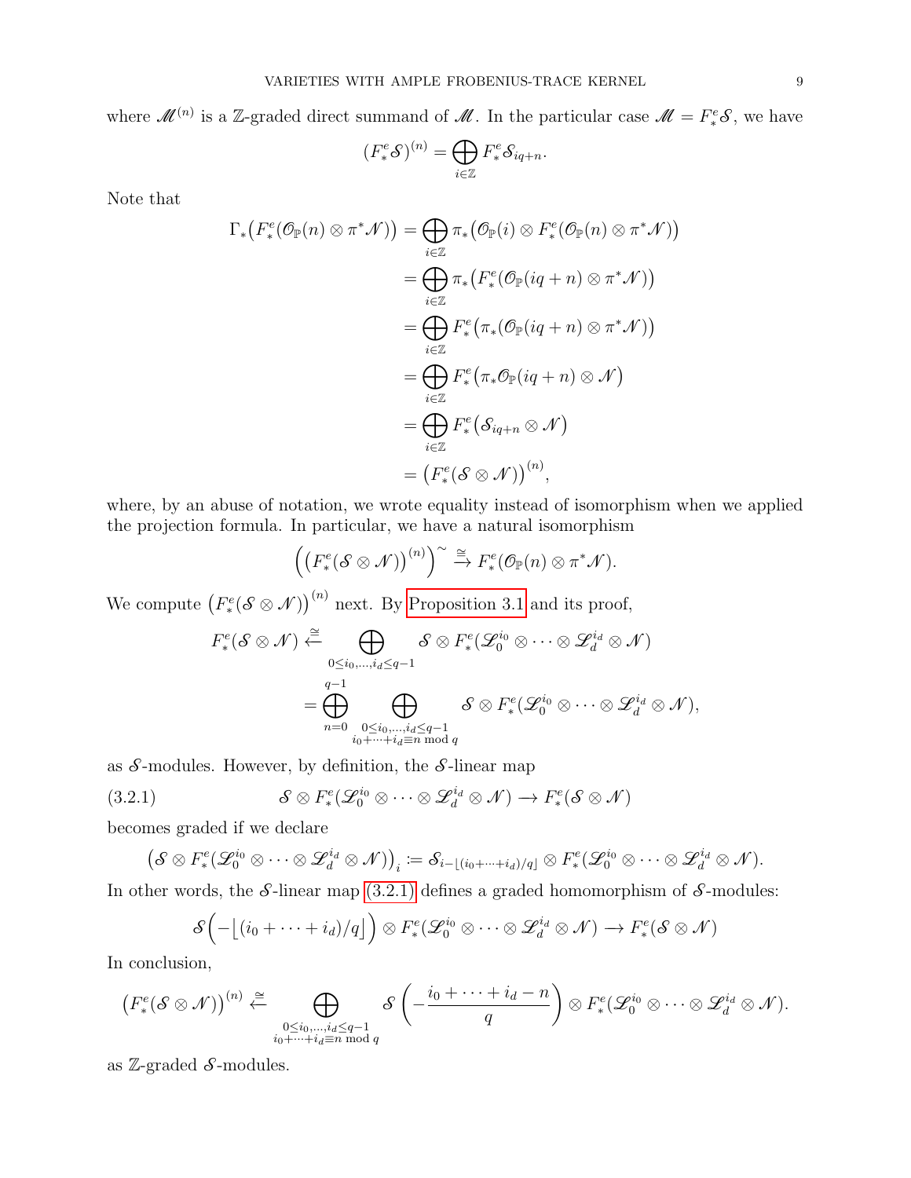where $\mathscr{M}^{(n)}$ is a $\mathbb{Z}$-graded direct summand of $\mathscr{M}$. In the particular case $\mathscr{M} = F^e_*\mathscr{S}$, we have

$$(F^e_*\mathscr{S})^{(n)} = \bigoplus_{i\in\mathbb{Z}} F^e_*\mathscr{S}_{iq+n}.$$

Note that

$$\begin{aligned}
\Gamma_*\big(F^e_*(\mathscr{O}_{\mathbb{P}}(n)\otimes\pi^*\mathscr{N})\big) &= \bigoplus_{i\in\mathbb{Z}} \pi_*\big(\mathscr{O}_{\mathbb{P}}(i)\otimes F^e_*(\mathscr{O}_{\mathbb{P}}(n)\otimes\pi^*\mathscr{N})\big)\\
&= \bigoplus_{i\in\mathbb{Z}} \pi_*\big(F^e_*(\mathscr{O}_{\mathbb{P}}(iq+n)\otimes\pi^*\mathscr{N})\big)\\
&= \bigoplus_{i\in\mathbb{Z}} F^e_*\big(\pi_*(\mathscr{O}_{\mathbb{P}}(iq+n)\otimes\pi^*\mathscr{N})\big)\\
&= \bigoplus_{i\in\mathbb{Z}} F^e_*\big(\pi_*\mathscr{O}_{\mathbb{P}}(iq+n)\otimes\mathscr{N}\big)\\
&= \bigoplus_{i\in\mathbb{Z}} F^e_*\big(\mathscr{S}_{iq+n}\otimes\mathscr{N}\big)\\
&= \big(F^e_*(\mathscr{S}\otimes\mathscr{N})\big)^{(n)},
\end{aligned}$$

where, by an abuse of notation, we wrote equality instead of isomorphism when we applied the projection formula. In particular, we have a natural isomorphism

$$\Big(\big(F^e_*(\mathscr{S}\otimes\mathscr{N})\big)^{(n)}\Big)^{\sim} \xrightarrow{\cong} F^e_*(\mathscr{O}_{\mathbb{P}}(n)\otimes\pi^*\mathscr{N}).$$

We compute $\big(F^e_*(\mathscr{S}\otimes\mathscr{N})\big)^{(n)}$ next. By Proposition 3.1 and its proof,

$$\begin{aligned}
F^e_*(\mathscr{S}\otimes\mathscr{N}) &\xleftarrow{\cong} \bigoplus_{0\le i_0,\dots,i_d\le q-1} \mathscr{S}\otimes F^e_*(\mathscr{L}_0^{i_0}\otimes\cdots\otimes\mathscr{L}_d^{i_d}\otimes\mathscr{N})\\
&= \bigoplus_{n=0}^{q-1}\ \bigoplus_{\substack{0\le i_0,\dots,i_d\le q-1\\ i_0+\cdots+i_d\equiv n \bmod q}} \mathscr{S}\otimes F^e_*(\mathscr{L}_0^{i_0}\otimes\cdots\otimes\mathscr{L}_d^{i_d}\otimes\mathscr{N}),
\end{aligned}$$

as $\mathscr{S}$-modules. However, by definition, the $\mathscr{S}$-linear map

$$\mathscr{S}\otimes F^e_*(\mathscr{L}_0^{i_0}\otimes\cdots\otimes\mathscr{L}_d^{i_d}\otimes\mathscr{N}) \to F^e_*(\mathscr{S}\otimes\mathscr{N}) \tag{3.2.1}$$

becomes graded if we declare

$$\big(\mathscr{S}\otimes F^e_*(\mathscr{L}_0^{i_0}\otimes\cdots\otimes\mathscr{L}_d^{i_d}\otimes\mathscr{N})\big)_i := \mathscr{S}_{i-\lfloor(i_0+\cdots+i_d)/q\rfloor}\otimes F^e_*(\mathscr{L}_0^{i_0}\otimes\cdots\otimes\mathscr{L}_d^{i_d}\otimes\mathscr{N}).$$

In other words, the $\mathscr{S}$-linear map (3.2.1) defines a graded homomorphism of $\mathscr{S}$-modules:

$$\mathscr{S}\Big(-\big\lfloor(i_0+\cdots+i_d)/q\big\rfloor\Big)\otimes F^e_*(\mathscr{L}_0^{i_0}\otimes\cdots\otimes\mathscr{L}_d^{i_d}\otimes\mathscr{N}) \to F^e_*(\mathscr{S}\otimes\mathscr{N})$$

In conclusion,

$$\big(F^e_*(\mathscr{S}\otimes\mathscr{N})\big)^{(n)} \xleftarrow{\cong} \bigoplus_{\substack{0\le i_0,\dots,i_d\le q-1\\ i_0+\cdots+i_d\equiv n \bmod q}} \mathscr{S}\left(-\frac{i_0+\cdots+i_d-n}{q}\right)\otimes F^e_*(\mathscr{L}_0^{i_0}\otimes\cdots\otimes\mathscr{L}_d^{i_d}\otimes\mathscr{N}).$$

as $\mathbb{Z}$-graded $\mathscr{S}$-modules.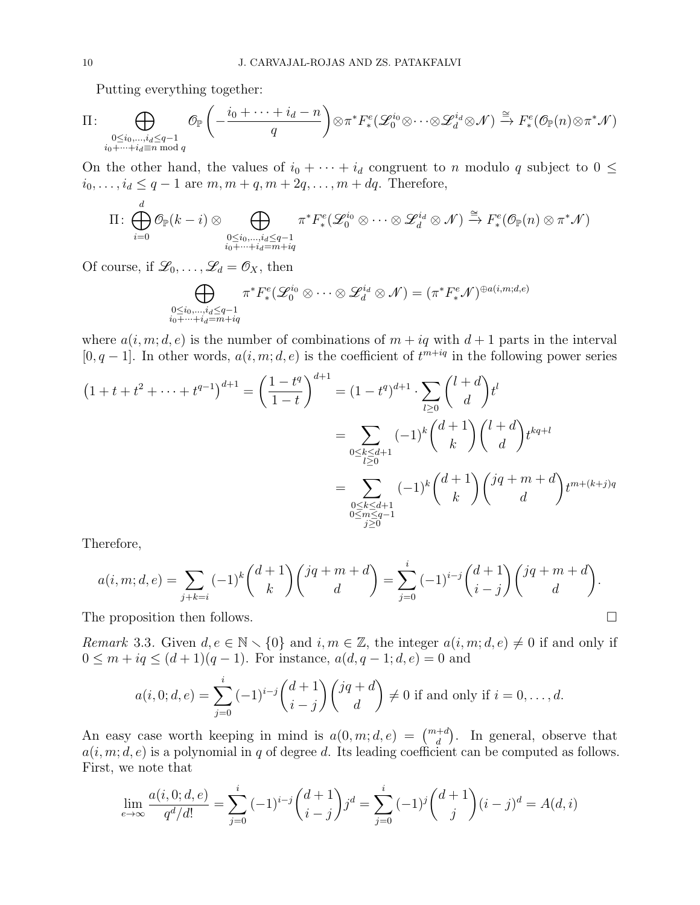Putting everything together:

$$\Pi\colon \bigoplus_{\substack{0\leq i_0,\dots,i_d\leq q-1\\ i_0+\cdots+i_d\equiv n \bmod q}} \mathscr{O}_{\mathbb{P}}\left(-\frac{i_0+\cdots+i_d-n}{q}\right)\otimes \pi^* F^e_*(\mathscr{L}_0^{i_0}\otimes\cdots\otimes\mathscr{L}_d^{i_d}\otimes\mathscr{N}) \xrightarrow{\cong} F^e_*(\mathscr{O}_{\mathbb{P}}(n)\otimes\pi^*\mathscr{N})$$

On the other hand, the values of $i_0+\cdots+i_d$ congruent to $n$ modulo $q$ subject to $0 \leq i_0,\dots,i_d\leq q-1$ are $m, m+q, m+2q, \dots, m+dq$. Therefore,

$$\Pi\colon \bigoplus_{i=0}^{d}\mathscr{O}_{\mathbb{P}}(k-i)\otimes \bigoplus_{\substack{0\leq i_0,\dots,i_d\leq q-1\\ i_0+\cdots+i_d= m+iq}} \pi^* F^e_*(\mathscr{L}_0^{i_0}\otimes\cdots\otimes\mathscr{L}_d^{i_d}\otimes\mathscr{N}) \xrightarrow{\cong} F^e_*(\mathscr{O}_{\mathbb{P}}(n)\otimes\pi^*\mathscr{N})$$

Of course, if $\mathscr{L}_0,\dots,\mathscr{L}_d=\mathscr{O}_X$, then

$$\bigoplus_{\substack{0\leq i_0,\dots,i_d\leq q-1\\ i_0+\cdots+i_d= m+iq}} \pi^* F^e_*(\mathscr{L}_0^{i_0}\otimes\cdots\otimes\mathscr{L}_d^{i_d}\otimes\mathscr{N}) = (\pi^*F^e_*\mathscr{N})^{\oplus a(i,m;d,e)}$$

where $a(i,m;d,e)$ is the number of combinations of $m+iq$ with $d+1$ parts in the interval $[0,q-1]$. In other words, $a(i,m;d,e)$ is the coefficient of $t^{m+iq}$ in the following power series

$$\begin{aligned}
\left(1+t+t^2+\cdots+t^{q-1}\right)^{d+1} = \left(\frac{1-t^q}{1-t}\right)^{d+1} &= (1-t^q)^{d+1}\cdot\sum_{l\geq 0}\binom{l+d}{d}t^l\\
&= \sum_{\substack{0\leq k\leq d+1\\ l\geq 0}}(-1)^k\binom{d+1}{k}\binom{l+d}{d}t^{kq+l}\\
&= \sum_{\substack{0\leq k\leq d+1\\ 0\leq m\leq q-1\\ j\geq 0}}(-1)^k\binom{d+1}{k}\binom{jq+m+d}{d}t^{m+(k+j)q}
\end{aligned}$$

Therefore,

$$a(i,m;d,e)=\sum_{j+k=i}(-1)^k\binom{d+1}{k}\binom{jq+m+d}{d}=\sum_{j=0}^{i}(-1)^{i-j}\binom{d+1}{i-j}\binom{jq+m+d}{d}.$$

The proposition then follows. $\square$

*Remark* 3.3. Given $d,e\in\mathbb{N}\smallsetminus\{0\}$ and $i,m\in\mathbb{Z}$, the integer $a(i,m;d,e)\neq 0$ if and only if $0\leq m+iq\leq (d+1)(q-1)$. For instance, $a(d,q-1;d,e)=0$ and

$$a(i,0;d,e)=\sum_{j=0}^{i}(-1)^{i-j}\binom{d+1}{i-j}\binom{jq+d}{d}\neq 0 \text{ if and only if } i=0,\dots,d.$$

An easy case worth keeping in mind is $a(0,m;d,e)=\binom{m+d}{d}$. In general, observe that $a(i,m;d,e)$ is a polynomial in $q$ of degree $d$. Its leading coefficient can be computed as follows. First, we note that

$$\lim_{e\to\infty}\frac{a(i,0;d,e)}{q^d/d!}=\sum_{j=0}^{i}(-1)^{i-j}\binom{d+1}{i-j}j^d=\sum_{j=0}^{i}(-1)^{j}\binom{d+1}{j}(i-j)^d=A(d,i)$$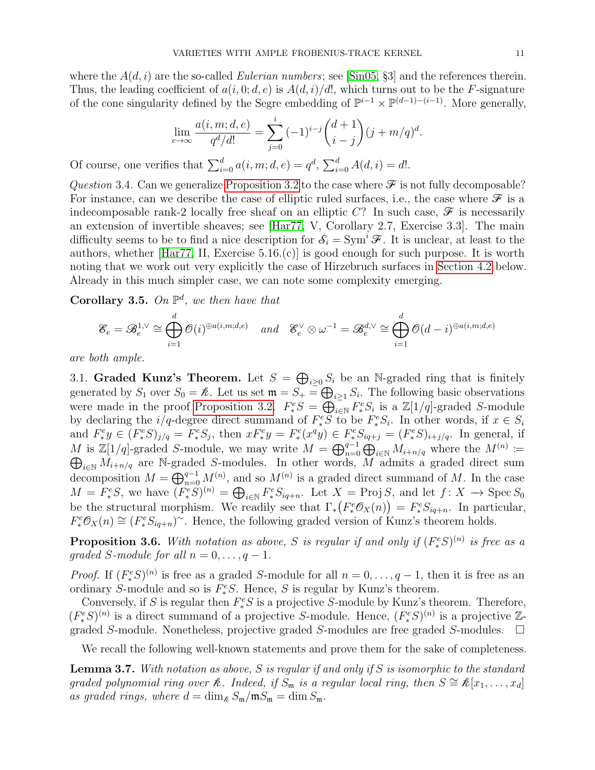where the $A(d,i)$ are the so-called *Eulerian numbers*; see [Sin05, §3] and the references therein. Thus, the leading coefficient of $a(i,0;d,e)$ is $A(d,i)/d!$, which turns out to be the $F$-signature of the cone singularity defined by the Segre embedding of $\mathbb{P}^{i-1} \times \mathbb{P}^{(d-1)-(i-1)}$. More generally,

$$\lim_{e \to \infty} \frac{a(i,m;d,e)}{q^d/d!} = \sum_{j=0}^{i} (-1)^{i-j} \binom{d+1}{i-j} (j + m/q)^d.$$

Of course, one verifies that $\sum_{i=0}^{d} a(i,m;d,e) = q^d$, $\sum_{i=0}^{d} A(d,i) = d!$.

*Question* 3.4. Can we generalize Proposition 3.2 to the case where $\mathscr{F}$ is not fully decomposable? For instance, can we describe the case of elliptic ruled surfaces, i.e., the case where $\mathscr{F}$ is a indecomposable rank-2 locally free sheaf on an elliptic $C$? In such case, $\mathscr{F}$ is necessarily an extension of invertible sheaves; see [Har77, V, Corollary 2.7, Exercise 3.3]. The main difficulty seems to be to find a nice description for $\mathcal{S}_i = \operatorname{Sym}^i \mathscr{F}$. It is unclear, at least to the authors, whether [Har77, II, Exercise 5.16.(c)] is good enough for such purpose. It is worth noting that we work out very explicitly the case of Hirzebruch surfaces in Section 4.2 below. Already in this much simpler case, we can note some complexity emerging.

**Corollary 3.5.** *On $\mathbb{P}^d$, we then have that*

$$\mathscr{E}_e = \mathscr{B}_e^{1,\vee} \cong \bigoplus_{i=1}^{d} \mathscr{O}(i)^{\oplus a(i,m;d,e)} \quad \text{and} \quad \mathscr{E}_e^{\vee} \otimes \omega^{-1} = \mathscr{B}_e^{d,\vee} \cong \bigoplus_{i=1}^{d} \mathscr{O}(d-i)^{\oplus a(i,m;d,e)}$$

*are both ample.*

3.1. **Graded Kunz's Theorem.** Let $S = \bigoplus_{i \geq 0} S_i$ be an $\mathbb{N}$-graded ring that is finitely generated by $S_1$ over $S_0 = \mathscr{k}$. Let us set $\mathfrak{m} = S_+ = \bigoplus_{i \geq 1} S_i$. The following basic observations were made in the proof Proposition 3.2. $F^e_* S = \bigoplus_{i \in \mathbb{N}} F^e_* S_i$ is a $\mathbb{Z}[1/q]$-graded $S$-module by declaring the $i/q$-degree direct summand of $F^e_* S$ to be $F^e_* S_i$. In other words, if $x \in S_i$ and $F^e_* y \in (F^e_* S)_{j/q} = F^e_* S_j$, then $x F^e_* y = F^e_*(x^q y) \in F^e_* S_{iq+j} = (F^e_* S)_{i+j/q}$. In general, if $M$ is $\mathbb{Z}[1/q]$-graded $S$-module, we may write $M = \bigoplus_{n=0}^{q-1} \bigoplus_{i \in \mathbb{N}} M_{i+n/q}$ where the $M^{(n)} := \bigoplus_{i \in \mathbb{N}} M_{i+n/q}$ are $\mathbb{N}$-graded $S$-modules. In other words, $M$ admits a graded direct sum decomposition $M = \bigoplus_{n=0}^{q-1} M^{(n)}$, and so $M^{(n)}$ is a graded direct summand of $M$. In the case $M = F^e_* S$, we have $(F^e_* S)^{(n)} = \bigoplus_{i \in \mathbb{N}} F^e_* S_{iq+n}$. Let $X = \operatorname{Proj} S$, and let $f \colon X \longrightarrow \operatorname{Spec} S_0$ be the structural morphism. We readily see that $\Gamma_*\big(F^e_* \mathscr{O}_X(n)\big) = F^e_* S_{iq+n}$. In particular, $F^e_* \mathscr{O}_X(n) \cong (F^e_* S_{iq+n})^{\sim}$. Hence, the following graded version of Kunz's theorem holds.

**Proposition 3.6.** *With notation as above, $S$ is regular if and only if $(F^e_* S)^{(n)}$ is free as a graded $S$-module for all $n = 0, \ldots, q-1$.*

*Proof.* If $(F^e_* S)^{(n)}$ is free as a graded $S$-module for all $n = 0, \ldots, q-1$, then it is free as an ordinary $S$-module and so is $F^e_* S$. Hence, $S$ is regular by Kunz's theorem.

Conversely, if $S$ is regular then $F^e_* S$ is a projective $S$-module by Kunz's theorem. Therefore, $(F^e_* S)^{(n)}$ is a direct summand of a projective $S$-module. Hence, $(F^e_* S)^{(n)}$ is a projective $\mathbb{Z}$-graded $S$-module. Nonetheless, projective graded $S$-modules are free graded $S$-modules. $\square$

We recall the following well-known statements and prove them for the sake of completeness.

**Lemma 3.7.** *With notation as above, $S$ is regular if and only if $S$ is isomorphic to the standard graded polynomial ring over $\mathscr{k}$. Indeed, if $S_{\mathfrak{m}}$ is a regular local ring, then $S \cong \mathscr{k}[x_1, \ldots, x_d]$ as graded rings, where $d = \dim_{\mathscr{k}} S_{\mathfrak{m}}/\mathfrak{m} S_{\mathfrak{m}} = \dim S_{\mathfrak{m}}$.*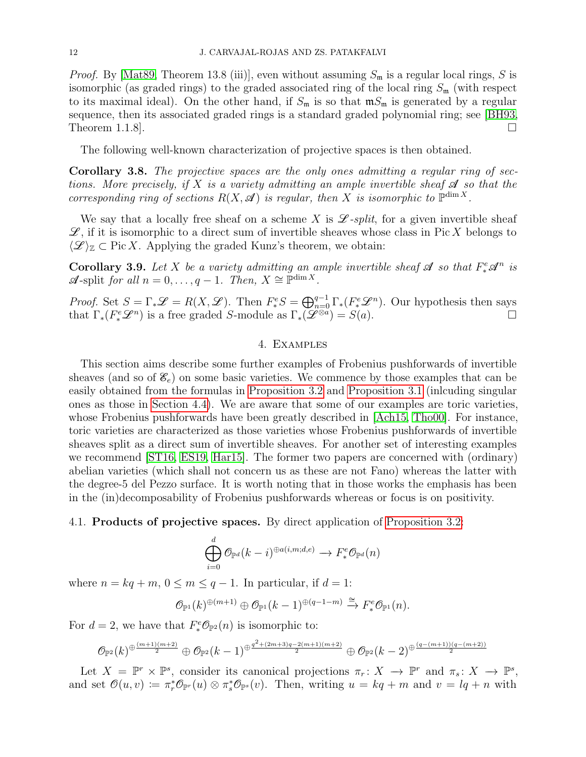*Proof.* By [Mat89, Theorem 13.8 (iii)], even without assuming $S_\mathfrak{m}$ is a regular local rings, $S$ is isomorphic (as graded rings) to the graded associated ring of the local ring $S_\mathfrak{m}$ (with respect to its maximal ideal). On the other hand, if $S_\mathfrak{m}$ is so that $\mathfrak{m}S_\mathfrak{m}$ is generated by a regular sequence, then its associated graded rings is a standard graded polynomial ring; see [BH93, Theorem 1.1.8]. □

The following well-known characterization of projective spaces is then obtained.

**Corollary 3.8.** *The projective spaces are the only ones admitting a regular ring of sections. More precisely, if $X$ is a variety admitting an ample invertible sheaf $\mathscr{A}$ so that the corresponding ring of sections $R(X,\mathscr{A})$ is regular, then $X$ is isomorphic to $\mathbb{P}^{\dim X}$.*

We say that a locally free sheaf on a scheme $X$ is *$\mathscr{L}$-split*, for a given invertible sheaf $\mathscr{L}$, if it is isomorphic to a direct sum of invertible sheaves whose class in $\operatorname{Pic} X$ belongs to $\langle \mathscr{L}\rangle_\mathbb{Z} \subset \operatorname{Pic} X$. Applying the graded Kunz's theorem, we obtain:

**Corollary 3.9.** *Let $X$ be a variety admitting an ample invertible sheaf $\mathscr{A}$ so that $F^e_*\mathscr{A}^n$ is $\mathscr{A}$-split for all $n = 0,\ldots,q-1$. Then, $X \cong \mathbb{P}^{\dim X}$.*

*Proof.* Set $S = \Gamma_*\mathscr{L} = R(X,\mathscr{L})$. Then $F^e_*S = \bigoplus_{n=0}^{q-1}\Gamma_*(F^e_*\mathscr{L}^n)$. Our hypothesis then says that $\Gamma_*(F^e_*\mathscr{L}^n)$ is a free graded $S$-module as $\Gamma_*(\mathscr{L}^{\otimes a}) = S(a)$. □

## 4. Examples

This section aims describe some further examples of Frobenius pushforwards of invertible sheaves (and so of $\mathscr{E}_e$) on some basic varieties. We commence by those examples that can be easily obtained from the formulas in Proposition 3.2 and Proposition 3.1 (inlcuding singular ones as those in Section 4.4). We are aware that some of our examples are toric varieties, whose Frobenius pushforwards have been greatly described in [Ach15, Tho00]. For instance, toric varieties are characterized as those varieties whose Frobenius pushforwards of invertible sheaves split as a direct sum of invertible sheaves. For another set of interesting examples we recommend [ST16, ES19, Har15]. The former two papers are concerned with (ordinary) abelian varieties (which shall not concern us as these are not Fano) whereas the latter with the degree-5 del Pezzo surface. It is worth noting that in those works the emphasis has been in the (in)decomposability of Frobenius pushforwards whereas or focus is on positivity.

### 4.1. Products of projective spaces.

By direct application of Proposition 3.2:

$$\bigoplus_{i=0}^{d} \mathscr{O}_{\mathbb{P}^d}(k-i)^{\oplus a(i,m;d,e)} \longrightarrow F^e_*\mathscr{O}_{\mathbb{P}^d}(n)$$

where $n = kq+m$, $0 \leq m \leq q-1$. In particular, if $d=1$:

$$\mathscr{O}_{\mathbb{P}^1}(k)^{\oplus(m+1)} \oplus \mathscr{O}_{\mathbb{P}^1}(k-1)^{\oplus(q-1-m)} \xrightarrow{\cong} F^e_*\mathscr{O}_{\mathbb{P}^1}(n).$$

For $d=2$, we have that $F^e_*\mathscr{O}_{\mathbb{P}^2}(n)$ is isomorphic to:

$$\mathscr{O}_{\mathbb{P}^2}(k)^{\oplus\frac{(m+1)(m+2)}{2}} \oplus \mathscr{O}_{\mathbb{P}^2}(k-1)^{\oplus\frac{q^2+(2m+3)q-2(m+1)(m+2)}{2}} \oplus \mathscr{O}_{\mathbb{P}^2}(k-2)^{\oplus\frac{(q-(m+1))(q-(m+2))}{2}}$$

Let $X = \mathbb{P}^r \times \mathbb{P}^s$, consider its canonical projections $\pi_r \colon X \longrightarrow \mathbb{P}^r$ and $\pi_s \colon X \longrightarrow \mathbb{P}^s$, and set $\mathscr{O}(u,v) := \pi_r^*\mathscr{O}_{\mathbb{P}^r}(u) \otimes \pi_s^*\mathscr{O}_{\mathbb{P}^s}(v)$. Then, writing $u = kq+m$ and $v = lq+n$ with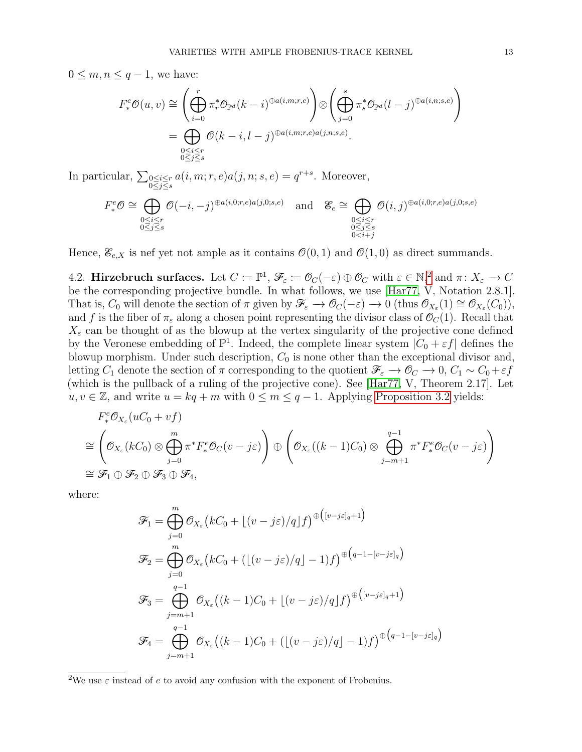$0 \leq m, n \leq q-1$, we have:

$$
\begin{aligned}
F^e_* \mathscr{O}(u,v) &\cong \left( \bigoplus_{i=0}^{r} \pi_r^* \mathscr{O}_{\mathbb{P}^d}(k-i)^{\oplus a(i,m;r,e)} \right) \otimes \left( \bigoplus_{j=0}^{s} \pi_s^* \mathscr{O}_{\mathbb{P}^d}(l-j)^{\oplus a(i,n;s,e)} \right) \\
&= \bigoplus_{\substack{0 \leq i \leq r \\ 0 \leq j \leq s}} \mathscr{O}(k-i, l-j)^{\oplus a(i,m;r,e) a(j,n;s,e)}.
\end{aligned}
$$

In particular, $\sum_{\substack{0 \leq i \leq r \\ 0 \leq j \leq s}} a(i,m;r,e)a(j,n;s,e) = q^{r+s}$. Moreover,

$$
F^e_* \mathscr{O} \cong \bigoplus_{\substack{0 \leq i \leq r \\ 0 \leq j \leq s}} \mathscr{O}(-i,-j)^{\oplus a(i,0;r,e)a(j,0;s,e)} \quad \text{and} \quad \mathscr{E}_e \cong \bigoplus_{\substack{0 \leq i \leq r \\ 0 \leq j \leq s \\ 0 < i+j}} \mathscr{O}(i,j)^{\oplus a(i,0;r,e)a(j,0;s,e)}
$$

Hence, $\mathscr{E}_{e,X}$ is nef yet not ample as it contains $\mathscr{O}(0,1)$ and $\mathscr{O}(1,0)$ as direct summands.

4.2. **Hirzebruch surfaces.** Let $C := \mathbb{P}^1$, $\mathscr{F}_\varepsilon := \mathscr{O}_C(-\varepsilon) \oplus \mathscr{O}_C$ with $\varepsilon \in \mathbb{N}$,[2] and $\pi \colon X_\varepsilon \longrightarrow C$ be the corresponding projective bundle. In what follows, we use [Har77, V, Notation 2.8.1]. That is, $C_0$ will denote the section of $\pi$ given by $\mathscr{F}_\varepsilon \longrightarrow \mathscr{O}_C(-\varepsilon) \longrightarrow 0$ (thus $\mathscr{O}_{X_\varepsilon}(1) \cong \mathscr{O}_{X_\varepsilon}(C_0)$), and $f$ is the fiber of $\pi_\varepsilon$ along a chosen point representing the divisor class of $\mathscr{O}_C(1)$. Recall that $X_\varepsilon$ can be thought of as the blowup at the vertex singularity of the projective cone defined by the Veronese embedding of $\mathbb{P}^1$. Indeed, the complete linear system $|C_0 + \varepsilon f|$ defines the blowup morphism. Under such description, $C_0$ is none other than the exceptional divisor and, letting $C_1$ denote the section of $\pi$ corresponding to the quotient $\mathscr{F}_\varepsilon \longrightarrow \mathscr{O}_C \longrightarrow 0$, $C_1 \sim C_0 + \varepsilon f$ (which is the pullback of a ruling of the projective cone). See [Har77, V, Theorem 2.17]. Let $u, v \in \mathbb{Z}$, and write $u = kq + m$ with $0 \leq m \leq q-1$. Applying Proposition 3.2 yields:

$$
\begin{aligned}
&F^e_* \mathscr{O}_{X_\varepsilon}(uC_0 + vf) \\
&\cong \left( \mathscr{O}_{X_\varepsilon}(kC_0) \otimes \bigoplus_{j=0}^{m} \pi^* F^e_* \mathscr{O}_C(v - j\varepsilon) \right) \oplus \left( \mathscr{O}_{X_\varepsilon}((k-1)C_0) \otimes \bigoplus_{j=m+1}^{q-1} \pi^* F^e_* \mathscr{O}_C(v - j\varepsilon) \right) \\
&\cong \mathscr{F}_1 \oplus \mathscr{F}_2 \oplus \mathscr{F}_3 \oplus \mathscr{F}_4,
\end{aligned}
$$

where:

$$
\begin{aligned}
\mathscr{F}_1 &= \bigoplus_{j=0}^{m} \mathscr{O}_{X_\varepsilon}\big(kC_0 + \lfloor (v - j\varepsilon)/q \rfloor f\big)^{\oplus \left( [v - j\varepsilon]_q + 1 \right)} \\
\mathscr{F}_2 &= \bigoplus_{j=0}^{m} \mathscr{O}_{X_\varepsilon}\big(kC_0 + (\lfloor (v - j\varepsilon)/q \rfloor - 1) f\big)^{\oplus \left( q - 1 - [v - j\varepsilon]_q \right)} \\
\mathscr{F}_3 &= \bigoplus_{j=m+1}^{q-1} \mathscr{O}_{X_\varepsilon}\big((k-1)C_0 + \lfloor (v - j\varepsilon)/q \rfloor f\big)^{\oplus \left( [v - j\varepsilon]_q + 1 \right)} \\
\mathscr{F}_4 &= \bigoplus_{j=m+1}^{q-1} \mathscr{O}_{X_\varepsilon}\big((k-1)C_0 + (\lfloor (v - j\varepsilon)/q \rfloor - 1) f\big)^{\oplus \left( q - 1 - [v - j\varepsilon]_q \right)}
\end{aligned}
$$

[2] We use $\varepsilon$ instead of $e$ to avoid any confusion with the exponent of Frobenius.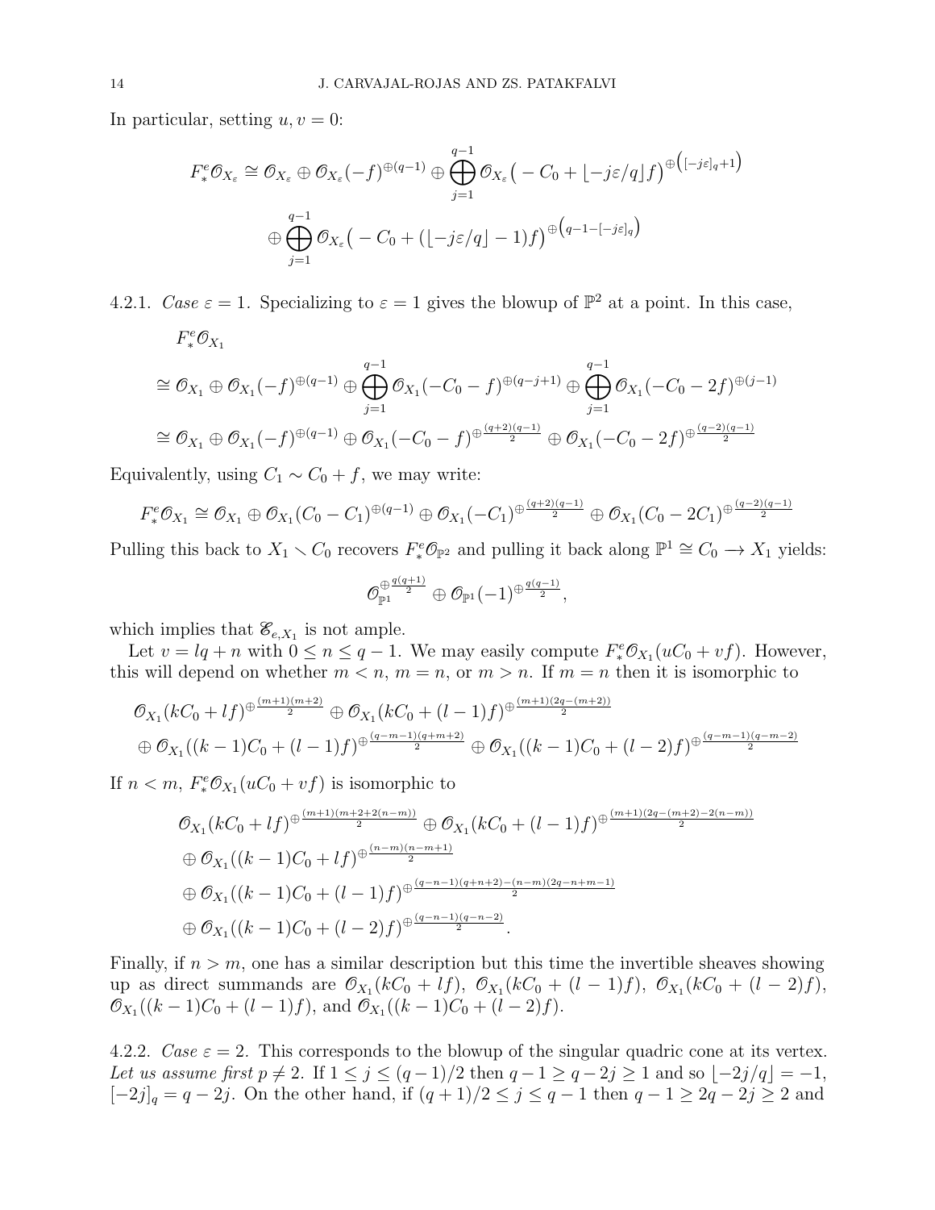In particular, setting $u, v = 0$:

$$
\begin{aligned}
F^e_* \mathscr{O}_{X_\varepsilon} \cong \mathscr{O}_{X_\varepsilon} \oplus \mathscr{O}_{X_\varepsilon}(-f)^{\oplus(q-1)} \oplus \bigoplus_{j=1}^{q-1} \mathscr{O}_{X_\varepsilon}\big(-C_0 + \lfloor -j\varepsilon/q \rfloor f\big)^{\oplus\left([-j\varepsilon]_q+1\right)} \\
\oplus \bigoplus_{j=1}^{q-1} \mathscr{O}_{X_\varepsilon}\big(-C_0 + (\lfloor -j\varepsilon/q \rfloor - 1) f\big)^{\oplus\left(q-1-[-j\varepsilon]_q\right)}
\end{aligned}
$$

4.2.1. *Case* $\varepsilon = 1$. Specializing to $\varepsilon = 1$ gives the blowup of $\mathbb{P}^2$ at a point. In this case,

$$
\begin{aligned}
& F^e_* \mathscr{O}_{X_1} \\
& \cong \mathscr{O}_{X_1} \oplus \mathscr{O}_{X_1}(-f)^{\oplus(q-1)} \oplus \bigoplus_{j=1}^{q-1} \mathscr{O}_{X_1}(-C_0 - f)^{\oplus(q-j+1)} \oplus \bigoplus_{j=1}^{q-1} \mathscr{O}_{X_1}(-C_0 - 2f)^{\oplus(j-1)} \\
& \cong \mathscr{O}_{X_1} \oplus \mathscr{O}_{X_1}(-f)^{\oplus(q-1)} \oplus \mathscr{O}_{X_1}(-C_0 - f)^{\oplus\frac{(q+2)(q-1)}{2}} \oplus \mathscr{O}_{X_1}(-C_0 - 2f)^{\oplus\frac{(q-2)(q-1)}{2}}
\end{aligned}
$$

Equivalently, using $C_1 \sim C_0 + f$, we may write:

$$
F^e_* \mathscr{O}_{X_1} \cong \mathscr{O}_{X_1} \oplus \mathscr{O}_{X_1}(C_0 - C_1)^{\oplus(q-1)} \oplus \mathscr{O}_{X_1}(-C_1)^{\oplus\frac{(q+2)(q-1)}{2}} \oplus \mathscr{O}_{X_1}(C_0 - 2C_1)^{\oplus\frac{(q-2)(q-1)}{2}}
$$

Pulling this back to $X_1 \smallsetminus C_0$ recovers $F^e_* \mathscr{O}_{\mathbb{P}^2}$ and pulling it back along $\mathbb{P}^1 \cong C_0 \to X_1$ yields:

$$
\mathscr{O}_{\mathbb{P}^1}^{\oplus\frac{q(q+1)}{2}} \oplus \mathscr{O}_{\mathbb{P}^1}(-1)^{\oplus\frac{q(q-1)}{2}},
$$

which implies that $\mathscr{E}_{e,X_1}$ is not ample.

Let $v = lq + n$ with $0 \leq n \leq q-1$. We may easily compute $F^e_* \mathscr{O}_{X_1}(uC_0 + vf)$. However, this will depend on whether $m < n$, $m = n$, or $m > n$. If $m = n$ then it is isomorphic to

$$
\begin{aligned}
& \mathscr{O}_{X_1}(kC_0 + lf)^{\oplus\frac{(m+1)(m+2)}{2}} \oplus \mathscr{O}_{X_1}(kC_0 + (l-1)f)^{\oplus\frac{(m+1)(2q-(m+2))}{2}} \\
& \oplus \mathscr{O}_{X_1}((k-1)C_0 + (l-1)f)^{\oplus\frac{(q-m-1)(q+m+2)}{2}} \oplus \mathscr{O}_{X_1}((k-1)C_0 + (l-2)f)^{\oplus\frac{(q-m-1)(q-m-2)}{2}}
\end{aligned}
$$

If $n < m$, $F^e_* \mathscr{O}_{X_1}(uC_0 + vf)$ is isomorphic to

$$
\begin{aligned}
& \mathscr{O}_{X_1}(kC_0 + lf)^{\oplus\frac{(m+1)(m+2+2(n-m))}{2}} \oplus \mathscr{O}_{X_1}(kC_0 + (l-1)f)^{\oplus\frac{(m+1)(2q-(m+2)-2(n-m))}{2}} \\
& \oplus \mathscr{O}_{X_1}((k-1)C_0 + lf)^{\oplus\frac{(n-m)(n-m+1)}{2}} \\
& \oplus \mathscr{O}_{X_1}((k-1)C_0 + (l-1)f)^{\oplus\frac{(q-n-1)(q+n+2)-(n-m)(2q-n+m-1)}{2}} \\
& \oplus \mathscr{O}_{X_1}((k-1)C_0 + (l-2)f)^{\oplus\frac{(q-n-1)(q-n-2)}{2}}.
\end{aligned}
$$

Finally, if $n > m$, one has a similar description but this time the invertible sheaves showing up as direct summands are $\mathscr{O}_{X_1}(kC_0 + lf)$, $\mathscr{O}_{X_1}(kC_0 + (l-1)f)$, $\mathscr{O}_{X_1}(kC_0 + (l-2)f)$, $\mathscr{O}_{X_1}((k-1)C_0 + (l-1)f)$, and $\mathscr{O}_{X_1}((k-1)C_0 + (l-2)f)$.

4.2.2. *Case* $\varepsilon = 2$. This corresponds to the blowup of the singular quadric cone at its vertex. *Let us assume first* $p \neq 2$. If $1 \leq j \leq (q-1)/2$ then $q - 1 \geq q - 2j \geq 1$ and so $\lfloor -2j/q \rfloor = -1$, $[-2j]_q = q - 2j$. On the other hand, if $(q+1)/2 \leq j \leq q-1$ then $q - 1 \geq 2q - 2j \geq 2$ and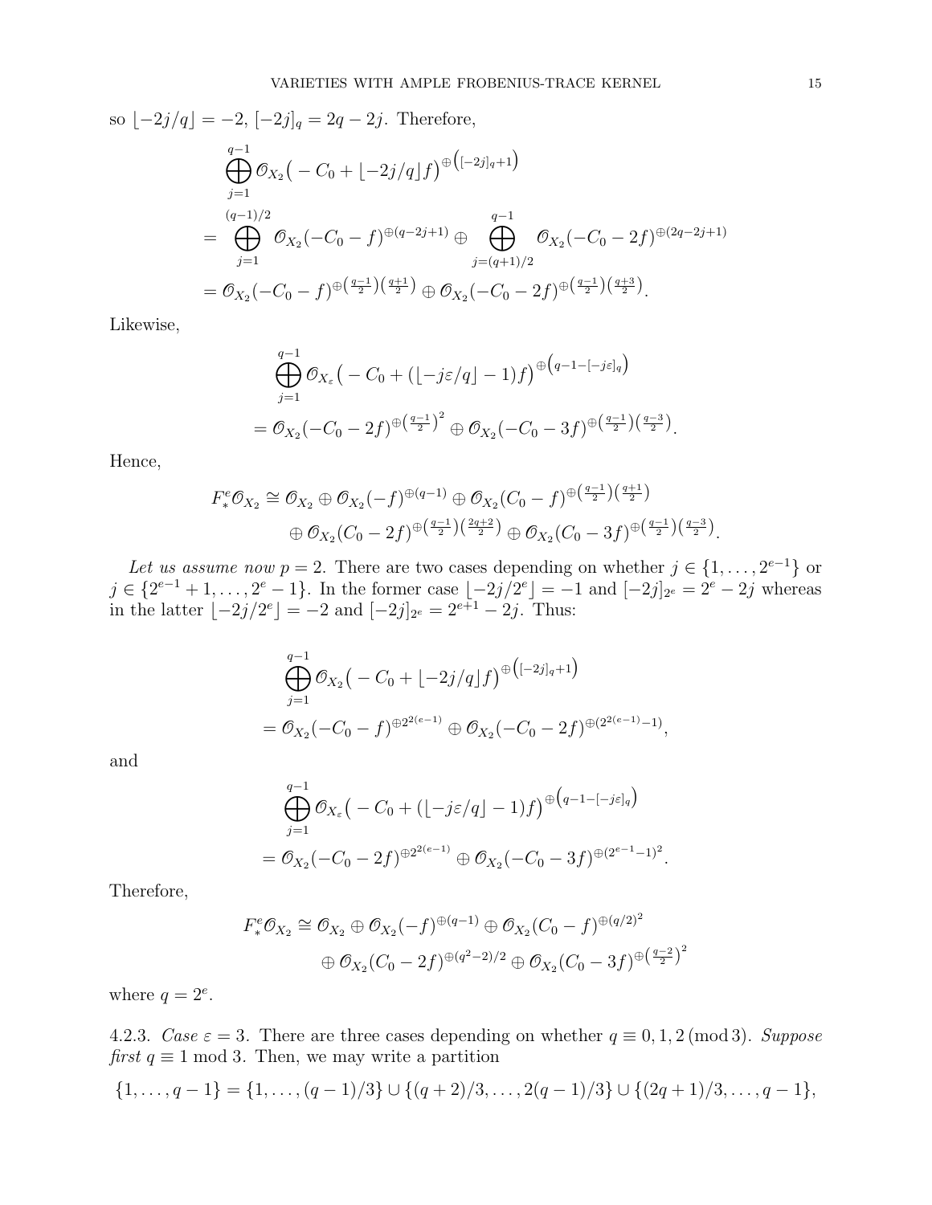so $\lfloor -2j/q \rfloor = -2$, $[-2j]_q = 2q-2j$. Therefore,

$$
\begin{aligned}
&\bigoplus_{j=1}^{q-1} \mathscr{O}_{X_2}\big(-C_0 + \lfloor -2j/q \rfloor f\big)^{\oplus\left([-2j]_q+1\right)} \\
&= \bigoplus_{j=1}^{(q-1)/2} \mathscr{O}_{X_2}(-C_0-f)^{\oplus(q-2j+1)} \oplus \bigoplus_{j=(q+1)/2}^{q-1} \mathscr{O}_{X_2}(-C_0-2f)^{\oplus(2q-2j+1)} \\
&= \mathscr{O}_{X_2}(-C_0-f)^{\oplus\left(\frac{q-1}{2}\right)\left(\frac{q+1}{2}\right)} \oplus \mathscr{O}_{X_2}(-C_0-2f)^{\oplus\left(\frac{q-1}{2}\right)\left(\frac{q+3}{2}\right)}.
\end{aligned}
$$

Likewise,

$$
\begin{aligned}
&\bigoplus_{j=1}^{q-1} \mathscr{O}_{X_\varepsilon}\big(-C_0 + (\lfloor -j\varepsilon/q \rfloor - 1) f\big)^{\oplus\left(q-1-[-j\varepsilon]_q\right)} \\
&= \mathscr{O}_{X_2}(-C_0-2f)^{\oplus\left(\frac{q-1}{2}\right)^2} \oplus \mathscr{O}_{X_2}(-C_0-3f)^{\oplus\left(\frac{q-1}{2}\right)\left(\frac{q-3}{2}\right)}.
\end{aligned}
$$

Hence,

$$
\begin{aligned}
F^e_*\mathscr{O}_{X_2} \cong\ & \mathscr{O}_{X_2} \oplus \mathscr{O}_{X_2}(-f)^{\oplus(q-1)} \oplus \mathscr{O}_{X_2}(C_0-f)^{\oplus\left(\frac{q-1}{2}\right)\left(\frac{q+1}{2}\right)} \\
&\oplus \mathscr{O}_{X_2}(C_0-2f)^{\oplus\left(\frac{q-1}{2}\right)\left(\frac{2q+2}{2}\right)} \oplus \mathscr{O}_{X_2}(C_0-3f)^{\oplus\left(\frac{q-1}{2}\right)\left(\frac{q-3}{2}\right)}.
\end{aligned}
$$

*Let us assume now $p=2$.* There are two cases depending on whether $j \in \{1,\dots,2^{e-1}\}$ or $j \in \{2^{e-1}+1,\dots,2^e-1\}$. In the former case $\lfloor -2j/2^e \rfloor = -1$ and $[-2j]_{2^e} = 2^e - 2j$ whereas in the latter $\lfloor -2j/2^e \rfloor = -2$ and $[-2j]_{2^e} = 2^{e+1}-2j$. Thus:

$$
\begin{aligned}
&\bigoplus_{j=1}^{q-1} \mathscr{O}_{X_2}\big(-C_0 + \lfloor -2j/q \rfloor f\big)^{\oplus\left([-2j]_q+1\right)} \\
&= \mathscr{O}_{X_2}(-C_0-f)^{\oplus 2^{2(e-1)}} \oplus \mathscr{O}_{X_2}(-C_0-2f)^{\oplus(2^{2(e-1)}-1)},
\end{aligned}
$$

and

$$
\begin{aligned}
&\bigoplus_{j=1}^{q-1} \mathscr{O}_{X_\varepsilon}\big(-C_0 + (\lfloor -j\varepsilon/q \rfloor - 1) f\big)^{\oplus\left(q-1-[-j\varepsilon]_q\right)} \\
&= \mathscr{O}_{X_2}(-C_0-2f)^{\oplus 2^{2(e-1)}} \oplus \mathscr{O}_{X_2}(-C_0-3f)^{\oplus(2^{e-1}-1)^2}.
\end{aligned}
$$

Therefore,

$$
\begin{aligned}
F^e_*\mathscr{O}_{X_2} \cong\ & \mathscr{O}_{X_2} \oplus \mathscr{O}_{X_2}(-f)^{\oplus(q-1)} \oplus \mathscr{O}_{X_2}(C_0-f)^{\oplus(q/2)^2} \\
&\oplus \mathscr{O}_{X_2}(C_0-2f)^{\oplus(q^2-2)/2} \oplus \mathscr{O}_{X_2}(C_0-3f)^{\oplus\left(\frac{q-2}{2}\right)^2}
\end{aligned}
$$

where $q = 2^e$.

4.2.3. *Case $\varepsilon = 3$.* There are three cases depending on whether $q \equiv 0,1,2 \pmod 3$. *Suppose first $q \equiv 1 \bmod 3$.* Then, we may write a partition

$$
\{1,\dots,q-1\} = \{1,\dots,(q-1)/3\} \cup \{(q+2)/3,\dots,2(q-1)/3\} \cup \{(2q+1)/3,\dots,q-1\},
$$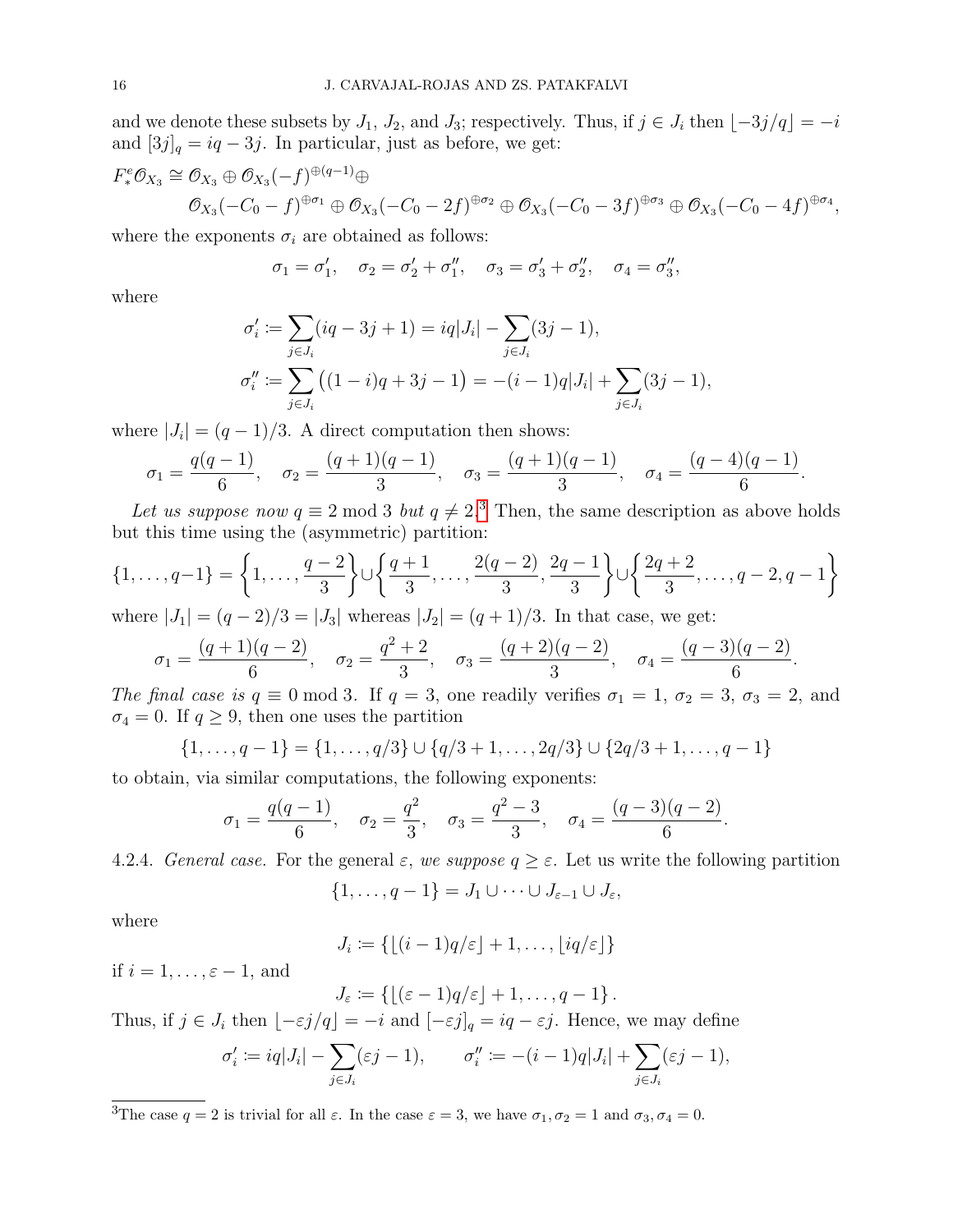and we denote these subsets by $J_1$, $J_2$, and $J_3$; respectively. Thus, if $j \in J_i$ then $\lfloor -3j/q \rfloor = -i$ and $[3j]_q = iq - 3j$. In particular, just as before, we get:

$$
\begin{aligned}
F^e_* \mathscr{O}_{X_3} \cong\ & \mathscr{O}_{X_3} \oplus \mathscr{O}_{X_3}(-f)^{\oplus (q-1)} \oplus \\
& \mathscr{O}_{X_3}(-C_0 - f)^{\oplus \sigma_1} \oplus \mathscr{O}_{X_3}(-C_0 - 2f)^{\oplus \sigma_2} \oplus \mathscr{O}_{X_3}(-C_0 - 3f)^{\oplus \sigma_3} \oplus \mathscr{O}_{X_3}(-C_0 - 4f)^{\oplus \sigma_4},
\end{aligned}
$$

where the exponents $\sigma_i$ are obtained as follows:

$$
\sigma_1 = \sigma_1', \quad \sigma_2 = \sigma_2' + \sigma_1'', \quad \sigma_3 = \sigma_3' + \sigma_2'', \quad \sigma_4 = \sigma_3'',
$$

where

$$
\begin{aligned}
\sigma_i' &\coloneqq \sum_{j \in J_i} (iq - 3j + 1) = iq|J_i| - \sum_{j \in J_i} (3j - 1), \\
\sigma_i'' &\coloneqq \sum_{j \in J_i} \big( (1-i)q + 3j - 1 \big) = -(i-1)q|J_i| + \sum_{j \in J_i} (3j - 1),
\end{aligned}
$$

where $|J_i| = (q-1)/3$. A direct computation then shows:

$$
\sigma_1 = \frac{q(q-1)}{6}, \quad \sigma_2 = \frac{(q+1)(q-1)}{3}, \quad \sigma_3 = \frac{(q+1)(q-1)}{3}, \quad \sigma_4 = \frac{(q-4)(q-1)}{6}.
$$

*Let us suppose now $q \equiv 2 \bmod 3$ but $q \neq 2$.*[3] Then, the same description as above holds but this time using the (asymmetric) partition:

$$
\{1, \dots, q-1\} = \left\{1, \dots, \frac{q-2}{3}\right\} \cup \left\{\frac{q+1}{3}, \dots, \frac{2(q-2)}{3}, \frac{2q-1}{3}\right\} \cup \left\{\frac{2q+2}{3}, \dots, q-2, q-1\right\}
$$

where $|J_1| = (q-2)/3 = |J_3|$ whereas $|J_2| = (q+1)/3$. In that case, we get:

$$
\sigma_1 = \frac{(q+1)(q-2)}{6}, \quad \sigma_2 = \frac{q^2+2}{3}, \quad \sigma_3 = \frac{(q+2)(q-2)}{3}, \quad \sigma_4 = \frac{(q-3)(q-2)}{6}.
$$

*The final case is $q \equiv 0 \bmod 3$.* If $q = 3$, one readily verifies $\sigma_1 = 1$, $\sigma_2 = 3$, $\sigma_3 = 2$, and $\sigma_4 = 0$. If $q \geq 9$, then one uses the partition

$$
\{1, \dots, q-1\} = \{1, \dots, q/3\} \cup \{q/3 + 1, \dots, 2q/3\} \cup \{2q/3 + 1, \dots, q-1\}
$$

to obtain, via similar computations, the following exponents:

$$
\sigma_1 = \frac{q(q-1)}{6}, \quad \sigma_2 = \frac{q^2}{3}, \quad \sigma_3 = \frac{q^2-3}{3}, \quad \sigma_4 = \frac{(q-3)(q-2)}{6}.
$$

4.2.4. *General case.* For the general $\varepsilon$, *we suppose $q \geq \varepsilon$.* Let us write the following partition

$$
\{1, \dots, q-1\} = J_1 \cup \dots \cup J_{\varepsilon-1} \cup J_\varepsilon,
$$

where

$$
J_i \coloneqq \{\lfloor (i-1)q/\varepsilon \rfloor + 1, \dots, \lfloor iq/\varepsilon \rfloor\}
$$

if $i = 1, \dots, \varepsilon - 1$, and

$$
J_\varepsilon \coloneqq \{\lfloor (\varepsilon-1)q/\varepsilon \rfloor + 1, \dots, q-1\}.
$$

Thus, if $j \in J_i$ then $\lfloor -\varepsilon j/q \rfloor = -i$ and $[-\varepsilon j]_q = iq - \varepsilon j$. Hence, we may define

$$
\sigma_i' \coloneqq iq|J_i| - \sum_{j \in J_i} (\varepsilon j - 1), \qquad \sigma_i'' \coloneqq -(i-1)q|J_i| + \sum_{j \in J_i} (\varepsilon j - 1),
$$

[3] The case $q = 2$ is trivial for all $\varepsilon$. In the case $\varepsilon = 3$, we have $\sigma_1, \sigma_2 = 1$ and $\sigma_3, \sigma_4 = 0$.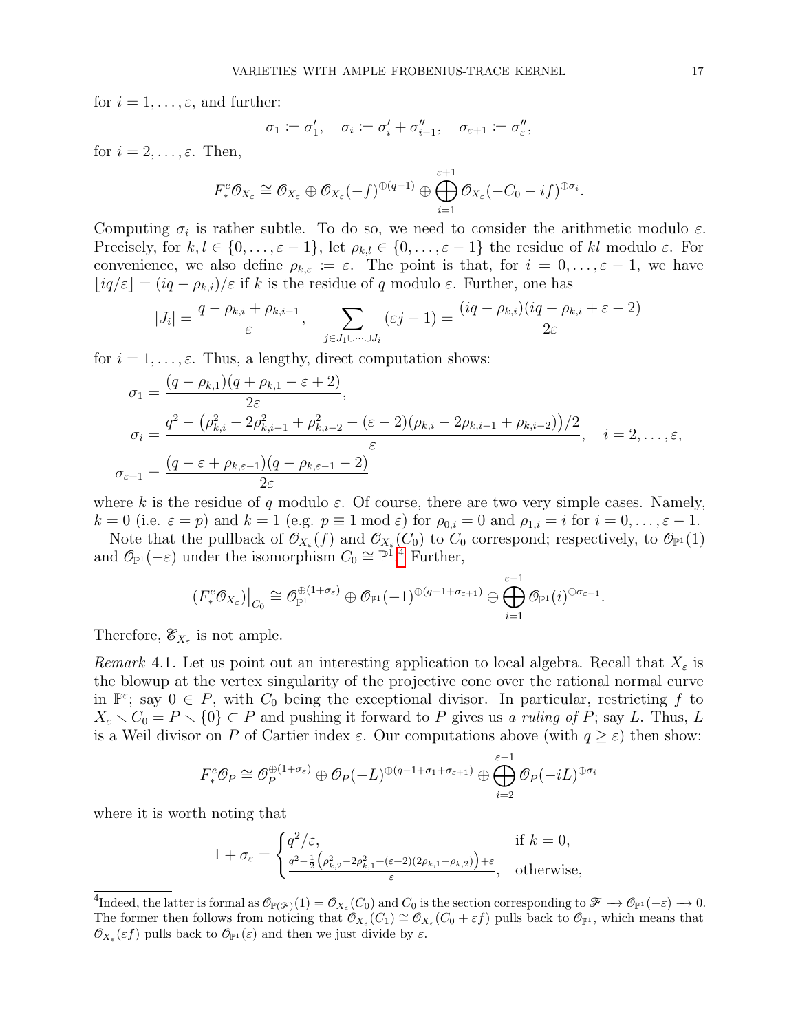for $i = 1, \dots, \varepsilon$, and further:

$$\sigma_1 \coloneqq \sigma_1', \quad \sigma_i \coloneqq \sigma_i' + \sigma_{i-1}'', \quad \sigma_{\varepsilon+1} \coloneqq \sigma_\varepsilon'',$$

for $i = 2, \dots, \varepsilon$. Then,

$$F^e_* \mathcal{O}_{X_\varepsilon} \cong \mathcal{O}_{X_\varepsilon} \oplus \mathcal{O}_{X_\varepsilon}(-f)^{\oplus(q-1)} \oplus \bigoplus_{i=1}^{\varepsilon+1} \mathcal{O}_{X_\varepsilon}(-C_0 - if)^{\oplus \sigma_i}.$$

Computing $\sigma_i$ is rather subtle. To do so, we need to consider the arithmetic modulo $\varepsilon$. Precisely, for $k, l \in \{0, \dots, \varepsilon - 1\}$, let $\rho_{k,l} \in \{0, \dots, \varepsilon - 1\}$ the residue of $kl$ modulo $\varepsilon$. For convenience, we also define $\rho_{k,\varepsilon} \coloneqq \varepsilon$. The point is that, for $i = 0, \dots, \varepsilon - 1$, we have $\lfloor iq/\varepsilon \rfloor = (iq - \rho_{k,i})/\varepsilon$ if $k$ is the residue of $q$ modulo $\varepsilon$. Further, one has

$$|J_i| = \frac{q - \rho_{k,i} + \rho_{k,i-1}}{\varepsilon}, \qquad \sum_{j \in J_1 \cup \dots \cup J_i} (\varepsilon j - 1) = \frac{(iq - \rho_{k,i})(iq - \rho_{k,i} + \varepsilon - 2)}{2\varepsilon}$$

for $i = 1, \dots, \varepsilon$. Thus, a lengthy, direct computation shows:

$$\begin{aligned}
\sigma_1 &= \frac{(q - \rho_{k,1})(q + \rho_{k,1} - \varepsilon + 2)}{2\varepsilon}, \\
\sigma_i &= \frac{q^2 - \big(\rho_{k,i}^2 - 2\rho_{k,i-1}^2 + \rho_{k,i-2}^2 - (\varepsilon - 2)(\rho_{k,i} - 2\rho_{k,i-1} + \rho_{k,i-2})\big)/2}{\varepsilon}, \quad i = 2, \dots, \varepsilon, \\
\sigma_{\varepsilon+1} &= \frac{(q - \varepsilon + \rho_{k,\varepsilon-1})(q - \rho_{k,\varepsilon-1} - 2)}{2\varepsilon}
\end{aligned}$$

where $k$ is the residue of $q$ modulo $\varepsilon$. Of course, there are two very simple cases. Namely, $k = 0$ (i.e. $\varepsilon = p$) and $k = 1$ (e.g. $p \equiv 1 \bmod \varepsilon$) for $\rho_{0,i} = 0$ and $\rho_{1,i} = i$ for $i = 0, \dots, \varepsilon - 1$.

Note that the pullback of $\mathcal{O}_{X_\varepsilon}(f)$ and $\mathcal{O}_{X_\varepsilon}(C_0)$ to $C_0$ correspond; respectively, to $\mathcal{O}_{\mathbb{P}^1}(1)$ and $\mathcal{O}_{\mathbb{P}^1}(-\varepsilon)$ under the isomorphism $C_0 \cong \mathbb{P}^1$.[4] Further,

$$\big(F^e_* \mathcal{O}_{X_\varepsilon}\big)\big|_{C_0} \cong \mathcal{O}_{\mathbb{P}^1}^{\oplus(1+\sigma_\varepsilon)} \oplus \mathcal{O}_{\mathbb{P}^1}(-1)^{\oplus(q-1+\sigma_{\varepsilon+1})} \oplus \bigoplus_{i=1}^{\varepsilon-1} \mathcal{O}_{\mathbb{P}^1}(i)^{\oplus \sigma_{\varepsilon-1}}.$$

Therefore, $\mathscr{E}_{X_\varepsilon}$ is not ample.

*Remark* 4.1. Let us point out an interesting application to local algebra. Recall that $X_\varepsilon$ is the blowup at the vertex singularity of the projective cone over the rational normal curve in $\mathbb{P}^\varepsilon$; say $0 \in P$, with $C_0$ being the exceptional divisor. In particular, restricting $f$ to $X_\varepsilon \smallsetminus C_0 = P \smallsetminus \{0\} \subset P$ and pushing it forward to $P$ gives us *a ruling of* $P$; say $L$. Thus, $L$ is a Weil divisor on $P$ of Cartier index $\varepsilon$. Our computations above (with $q \geq \varepsilon$) then show:

$$F^e_* \mathcal{O}_P \cong \mathcal{O}_P^{\oplus(1+\sigma_\varepsilon)} \oplus \mathcal{O}_P(-L)^{\oplus(q-1+\sigma_1+\sigma_{\varepsilon+1})} \oplus \bigoplus_{i=2}^{\varepsilon-1} \mathcal{O}_P(-iL)^{\oplus \sigma_i}$$

where it is worth noting that

$$1 + \sigma_\varepsilon = \begin{cases} q^2/\varepsilon, & \text{if } k = 0, \\ \frac{q^2 - \frac{1}{2}\left(\rho_{k,2}^2 - 2\rho_{k,1}^2 + (\varepsilon+2)(2\rho_{k,1} - \rho_{k,2})\right) + \varepsilon}{\varepsilon}, & \text{otherwise,} \end{cases}$$

[4] Indeed, the latter is formal as $\mathcal{O}_{\mathbb{P}(\mathscr{F})}(1) = \mathcal{O}_{X_\varepsilon}(C_0)$ and $C_0$ is the section corresponding to $\mathscr{F} \longrightarrow \mathcal{O}_{\mathbb{P}^1}(-\varepsilon) \longrightarrow 0$. The former then follows from noticing that $\mathcal{O}_{X_\varepsilon}(C_1) \cong \mathcal{O}_{X_\varepsilon}(C_0 + \varepsilon f)$ pulls back to $\mathcal{O}_{\mathbb{P}^1}$, which means that $\mathcal{O}_{X_\varepsilon}(\varepsilon f)$ pulls back to $\mathcal{O}_{\mathbb{P}^1}(\varepsilon)$ and then we just divide by $\varepsilon$.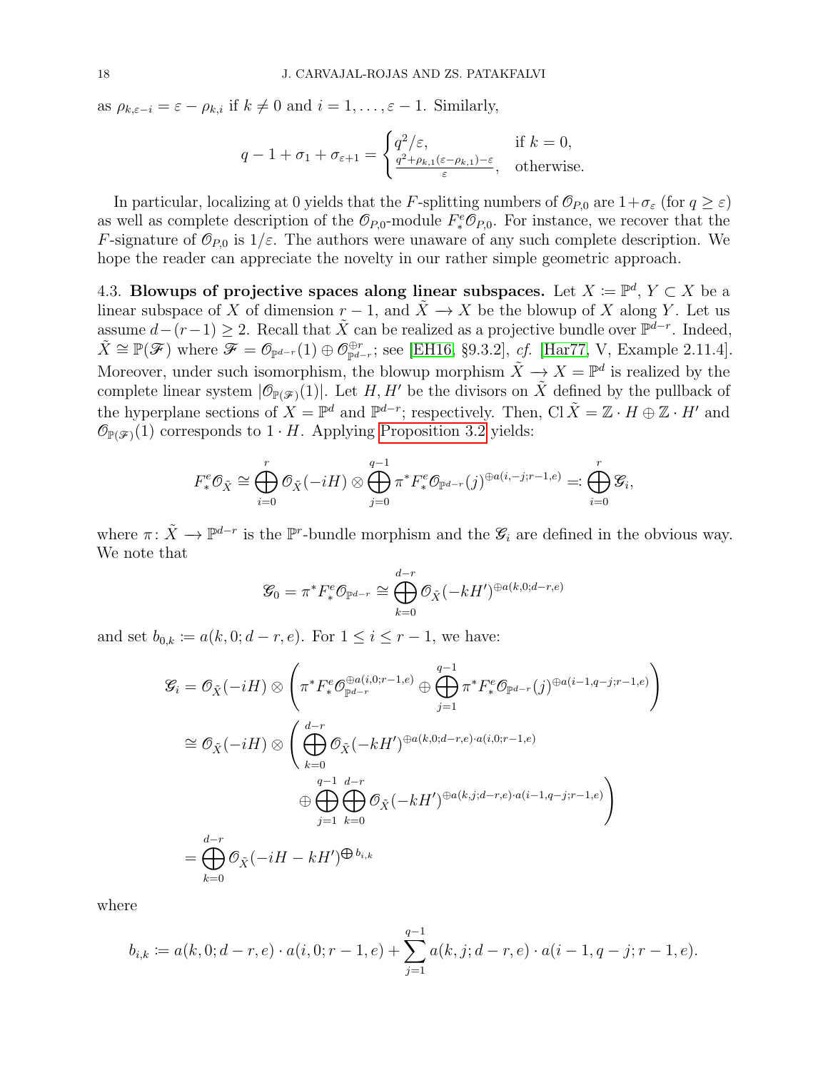as $\rho_{k,\varepsilon-i} = \varepsilon - \rho_{k,i}$ if $k \neq 0$ and $i = 1, \dots, \varepsilon - 1$. Similarly,

$$
q - 1 + \sigma_1 + \sigma_{\varepsilon+1} = \begin{cases} q^2/\varepsilon, & \text{if } k = 0, \\ \frac{q^2 + \rho_{k,1}(\varepsilon - \rho_{k,1}) - \varepsilon}{\varepsilon}, & \text{otherwise.} \end{cases}
$$

In particular, localizing at 0 yields that the $F$-splitting numbers of $\mathscr{O}_{P,0}$ are $1 + \sigma_\varepsilon$ (for $q \geq \varepsilon$) as well as complete description of the $\mathscr{O}_{P,0}$-module $F^e_* \mathscr{O}_{P,0}$. For instance, we recover that the $F$-signature of $\mathscr{O}_{P,0}$ is $1/\varepsilon$. The authors were unaware of any such complete description. We hope the reader can appreciate the novelty in our rather simple geometric approach.

4.3. **Blowups of projective spaces along linear subspaces.** Let $X \coloneqq \mathbb{P}^d$, $Y \subset X$ be a linear subspace of $X$ of dimension $r-1$, and $\tilde{X} \to X$ be the blowup of $X$ along $Y$. Let us assume $d - (r-1) \geq 2$. Recall that $\tilde{X}$ can be realized as a projective bundle over $\mathbb{P}^{d-r}$. Indeed, $\tilde{X} \cong \mathbb{P}(\mathscr{F})$ where $\mathscr{F} = \mathscr{O}_{\mathbb{P}^{d-r}}(1) \oplus \mathscr{O}_{\mathbb{P}^{d-r}}^{\oplus r}$; see [EH16, §9.3.2], *cf.* [Har77, V, Example 2.11.4]. Moreover, under such isomorphism, the blowup morphism $\tilde{X} \to X = \mathbb{P}^d$ is realized by the complete linear system $|\mathscr{O}_{\mathbb{P}(\mathscr{F})}(1)|$. Let $H, H'$ be the divisors on $\tilde{X}$ defined by the pullback of the hyperplane sections of $X = \mathbb{P}^d$ and $\mathbb{P}^{d-r}$; respectively. Then, $\operatorname{Cl} \tilde{X} = \mathbb{Z} \cdot H \oplus \mathbb{Z} \cdot H'$ and $\mathscr{O}_{\mathbb{P}(\mathscr{F})}(1)$ corresponds to $1 \cdot H$. Applying Proposition 3.2 yields:

$$
F^e_* \mathscr{O}_{\tilde{X}} \cong \bigoplus_{i=0}^{r} \mathscr{O}_{\tilde{X}}(-iH) \otimes \bigoplus_{j=0}^{q-1} \pi^* F^e_* \mathscr{O}_{\mathbb{P}^{d-r}}(j)^{\oplus a(i,-j;r-1,e)} =: \bigoplus_{i=0}^{r} \mathscr{G}_i,
$$

where $\pi \colon \tilde{X} \to \mathbb{P}^{d-r}$ is the $\mathbb{P}^r$-bundle morphism and the $\mathscr{G}_i$ are defined in the obvious way. We note that

$$
\mathscr{G}_0 = \pi^* F^e_* \mathscr{O}_{\mathbb{P}^{d-r}} \cong \bigoplus_{k=0}^{d-r} \mathscr{O}_{\tilde{X}}(-kH')^{\oplus a(k,0;d-r,e)}
$$

and set $b_{0,k} \coloneqq a(k,0;d-r,e)$. For $1 \leq i \leq r-1$, we have:

$$
\begin{aligned}
\mathscr{G}_i &= \mathscr{O}_{\tilde{X}}(-iH) \otimes \left( \pi^* F^e_* \mathscr{O}_{\mathbb{P}^{d-r}}^{\oplus a(i,0;r-1,e)} \oplus \bigoplus_{j=1}^{q-1} \pi^* F^e_* \mathscr{O}_{\mathbb{P}^{d-r}}(j)^{\oplus a(i-1,q-j;r-1,e)} \right) \\
&\cong \mathscr{O}_{\tilde{X}}(-iH) \otimes \left( \bigoplus_{k=0}^{d-r} \mathscr{O}_{\tilde{X}}(-kH')^{\oplus a(k,0;d-r,e) \cdot a(i,0;r-1,e)} \right. \\
&\qquad \left. \oplus \bigoplus_{j=1}^{q-1} \bigoplus_{k=0}^{d-r} \mathscr{O}_{\tilde{X}}(-kH')^{\oplus a(k,j;d-r,e) \cdot a(i-1,q-j;r-1,e)} \right) \\
&= \bigoplus_{k=0}^{d-r} \mathscr{O}_{\tilde{X}}(-iH - kH')^{\bigoplus b_{i,k}}
\end{aligned}
$$

where

$$
b_{i,k} \coloneqq a(k,0;d-r,e) \cdot a(i,0;r-1,e) + \sum_{j=1}^{q-1} a(k,j;d-r,e) \cdot a(i-1,q-j;r-1,e).
$$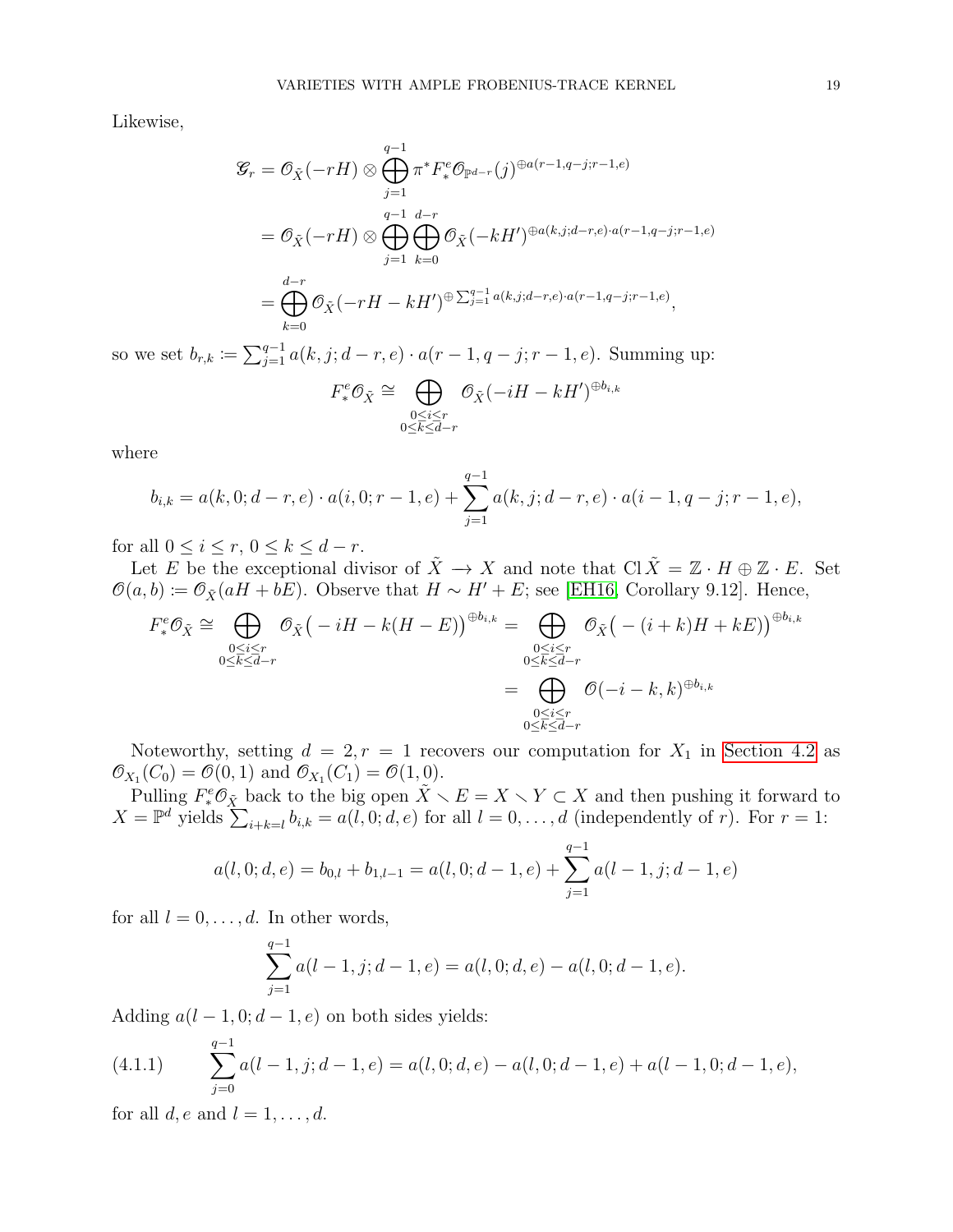Likewise,

$$
\begin{aligned}
\mathscr{G}_r &= \mathscr{O}_{\tilde{X}}(-rH) \otimes \bigoplus_{j=1}^{q-1} \pi^* F^e_* \mathscr{O}_{\mathbb{P}^{d-r}}(j)^{\oplus a(r-1,q-j;r-1,e)} \\
&= \mathscr{O}_{\tilde{X}}(-rH) \otimes \bigoplus_{j=1}^{q-1} \bigoplus_{k=0}^{d-r} \mathscr{O}_{\tilde{X}}(-kH')^{\oplus a(k,j;d-r,e)\cdot a(r-1,q-j;r-1,e)} \\
&= \bigoplus_{k=0}^{d-r} \mathscr{O}_{\tilde{X}}(-rH-kH')^{\oplus \sum_{j=1}^{q-1} a(k,j;d-r,e)\cdot a(r-1,q-j;r-1,e)},
\end{aligned}
$$

so we set $b_{r,k} \coloneqq \sum_{j=1}^{q-1} a(k,j;d-r,e)\cdot a(r-1,q-j;r-1,e)$. Summing up:

$$
F^e_* \mathscr{O}_{\tilde{X}} \cong \bigoplus_{\substack{0\le i\le r\\ 0\le k\le d-r}} \mathscr{O}_{\tilde{X}}(-iH-kH')^{\oplus b_{i,k}}
$$

where

$$
b_{i,k} = a(k,0;d-r,e)\cdot a(i,0;r-1,e) + \sum_{j=1}^{q-1} a(k,j;d-r,e)\cdot a(i-1,q-j;r-1,e),
$$

for all $0\le i\le r$, $0\le k\le d-r$.

Let $E$ be the exceptional divisor of $\tilde{X} \longrightarrow X$ and note that $\operatorname{Cl}\tilde{X} = \mathbb{Z}\cdot H \oplus \mathbb{Z}\cdot E$. Set $\mathscr{O}(a,b) \coloneqq \mathscr{O}_{\tilde{X}}(aH+bE)$. Observe that $H \sim H' + E$; see [EH16, Corollary 9.12]. Hence,

$$
\begin{aligned}
F^e_* \mathscr{O}_{\tilde{X}} \cong \bigoplus_{\substack{0\le i\le r\\ 0\le k\le d-r}} \mathscr{O}_{\tilde{X}}\big(-iH-k(H-E)\big)^{\oplus b_{i,k}} &= \bigoplus_{\substack{0\le i\le r\\ 0\le k\le d-r}} \mathscr{O}_{\tilde{X}}\big(-(i+k)H+kE)\big)^{\oplus b_{i,k}} \\
&= \bigoplus_{\substack{0\le i\le r\\ 0\le k\le d-r}} \mathscr{O}(-i-k,k)^{\oplus b_{i,k}}
\end{aligned}
$$

Noteworthy, setting $d=2, r=1$ recovers our computation for $X_1$ in Section 4.2 as $\mathscr{O}_{X_1}(C_0) = \mathscr{O}(0,1)$ and $\mathscr{O}_{X_1}(C_1) = \mathscr{O}(1,0)$.

Pulling $F^e_*\mathscr{O}_{\tilde{X}}$ back to the big open $\tilde{X}\setminus E = X\setminus Y \subset X$ and then pushing it forward to $X=\mathbb{P}^d$ yields $\sum_{i+k=l} b_{i,k} = a(l,0;d,e)$ for all $l=0,\dots,d$ (independently of $r$). For $r=1$:

$$
a(l,0;d,e) = b_{0,l} + b_{1,l-1} = a(l,0;d-1,e) + \sum_{j=1}^{q-1} a(l-1,j;d-1,e)
$$

for all $l=0,\dots,d$. In other words,

$$
\sum_{j=1}^{q-1} a(l-1,j;d-1,e) = a(l,0;d,e) - a(l,0;d-1,e).
$$

Adding $a(l-1,0;d-1,e)$ on both sides yields:

$$
\sum_{j=0}^{q-1} a(l-1,j;d-1,e) = a(l,0;d,e) - a(l,0;d-1,e) + a(l-1,0;d-1,e), \tag{4.1.1}
$$

for all $d, e$ and $l=1,\dots,d$.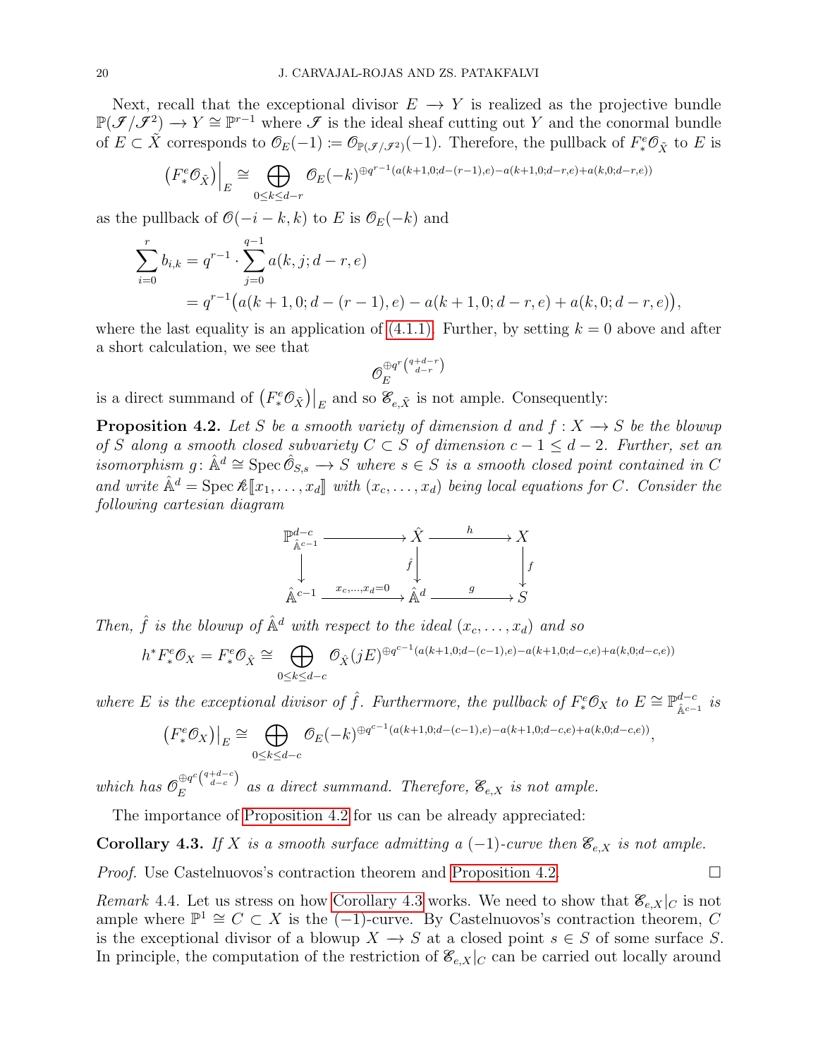Next, recall that the exceptional divisor $E \longrightarrow Y$ is realized as the projective bundle $\mathbb{P}(\mathscr{I}/\mathscr{I}^2) \longrightarrow Y \cong \mathbb{P}^{r-1}$ where $\mathscr{I}$ is the ideal sheaf cutting out $Y$ and the conormal bundle of $E \subset \tilde{X}$ corresponds to $\mathscr{O}_E(-1) := \mathscr{O}_{\mathbb{P}(\mathscr{I}/\mathscr{I}^2)}(-1)$. Therefore, the pullback of $F^e_*\mathscr{O}_{\tilde{X}}$ to $E$ is

$$\left(F^e_*\mathscr{O}_{\tilde{X}}\right)\Big|_E \cong \bigoplus_{0\leq k\leq d-r} \mathscr{O}_E(-k)^{\oplus q^{r-1}(a(k+1,0;d-(r-1),e)-a(k+1,0;d-r,e)+a(k,0;d-r,e))}$$

as the pullback of $\mathscr{O}(-i-k,k)$ to $E$ is $\mathscr{O}_E(-k)$ and

$$\begin{aligned}\sum_{i=0}^{r} b_{i,k} &= q^{r-1}\cdot\sum_{j=0}^{q-1} a(k,j;d-r,e)\\ &= q^{r-1}\big(a(k+1,0;d-(r-1),e)-a(k+1,0;d-r,e)+a(k,0;d-r,e)\big),\end{aligned}$$

where the last equality is an application of (4.1.1). Further, by setting $k=0$ above and after a short calculation, we see that

$$\mathscr{O}_E^{\oplus q^r\binom{q+d-r}{d-r}}$$

is a direct summand of $\left(F^e_*\mathscr{O}_{\tilde{X}}\right)\big|_E$ and so $\mathscr{E}_{e,\tilde{X}}$ is not ample. Consequently:

**Proposition 4.2.** *Let $S$ be a smooth variety of dimension $d$ and $f\colon X \longrightarrow S$ be the blowup of $S$ along a smooth closed subvariety $C \subset S$ of dimension $c-1 \leq d-2$. Further, set an isomorphism $g\colon \hat{\mathbb{A}}^d \cong \operatorname{Spec}\hat{\mathscr{O}}_{S,s} \longrightarrow S$ where $s \in S$ is a smooth closed point contained in $C$ and write $\hat{\mathbb{A}}^d = \operatorname{Spec} \mathscr{k}[\![x_1,\ldots,x_d]\!]$ with $(x_c,\ldots,x_d)$ being local equations for $C$. Consider the following cartesian diagram*

$$\begin{array}{ccccc}
\mathbb{P}^{d-c}_{\hat{\mathbb{A}}^{c-1}} & \longrightarrow & \hat{X} & \xrightarrow{\ h\ } & X\\
\downarrow & & \downarrow{\scriptstyle \hat{f}} & & \downarrow{\scriptstyle f}\\
\hat{\mathbb{A}}^{c-1} & \xrightarrow{x_c,\ldots,x_d=0} & \hat{\mathbb{A}}^d & \xrightarrow{\ g\ } & S
\end{array}$$

*Then, $\hat{f}$ is the blowup of $\hat{\mathbb{A}}^d$ with respect to the ideal $(x_c,\ldots,x_d)$ and so*

$$h^*F^e_*\mathscr{O}_X = F^e_*\mathscr{O}_{\hat{X}} \cong \bigoplus_{0\leq k\leq d-c} \mathscr{O}_{\hat{X}}(jE)^{\oplus q^{c-1}(a(k+1,0;d-(c-1),e)-a(k+1,0;d-c,e)+a(k,0;d-c,e))}$$

*where $E$ is the exceptional divisor of $\hat{f}$. Furthermore, the pullback of $F^e_*\mathscr{O}_X$ to $E \cong \mathbb{P}^{d-c}_{\hat{\mathbb{A}}^{c-1}}$ is*

$$\left(F^e_*\mathscr{O}_X\right)\Big|_E \cong \bigoplus_{0\leq k\leq d-c} \mathscr{O}_E(-k)^{\oplus q^{c-1}(a(k+1,0;d-(c-1),e)-a(k+1,0;d-c,e)+a(k,0;d-c,e))},$$

*which has $\mathscr{O}_E^{\oplus q^c\binom{q+d-c}{d-c}}$ as a direct summand. Therefore, $\mathscr{E}_{e,X}$ is not ample.*

The importance of Proposition 4.2 for us can be already appreciated:

**Corollary 4.3.** *If $X$ is a smooth surface admitting a $(-1)$-curve then $\mathscr{E}_{e,X}$ is not ample.*

*Proof.* Use Castelnuovos's contraction theorem and Proposition 4.2. □

*Remark* 4.4. Let us stress on how Corollary 4.3 works. We need to show that $\mathscr{E}_{e,X}|_C$ is not ample where $\mathbb{P}^1 \cong C \subset X$ is the $(-1)$-curve. By Castelnuovos's contraction theorem, $C$ is the exceptional divisor of a blowup $X \longrightarrow S$ at a closed point $s \in S$ of some surface $S$. In principle, the computation of the restriction of $\mathscr{E}_{e,X}|_C$ can be carried out locally around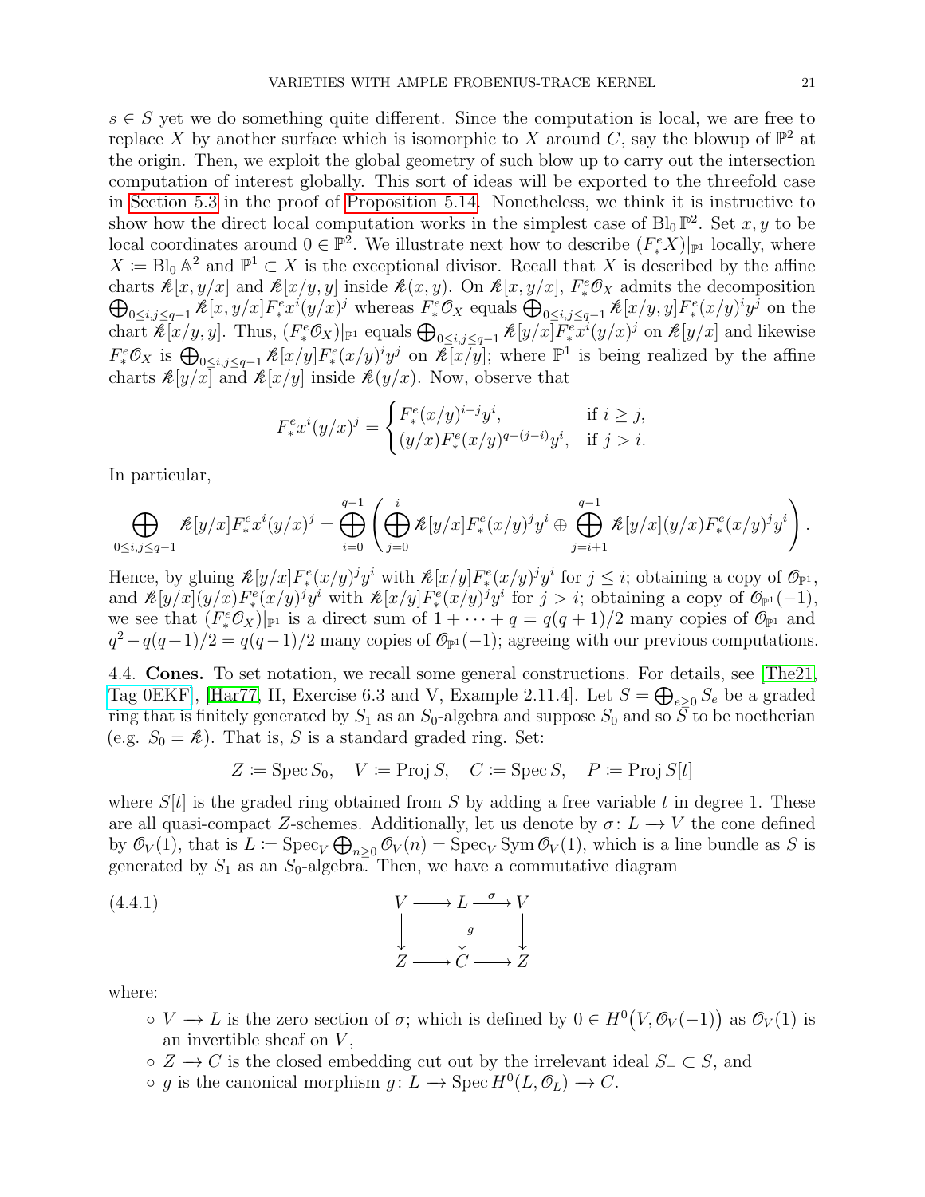$s \in S$ yet we do something quite different. Since the computation is local, we are free to replace $X$ by another surface which is isomorphic to $X$ around $C$, say the blowup of $\mathbb{P}^2$ at the origin. Then, we exploit the global geometry of such blow up to carry out the intersection computation of interest globally. This sort of ideas will be exported to the threefold case in Section 5.3 in the proof of Proposition 5.14. Nonetheless, we think it is instructive to show how the direct local computation works in the simplest case of $\operatorname{Bl}_0 \mathbb{P}^2$. Set $x, y$ to be local coordinates around $0 \in \mathbb{P}^2$. We illustrate next how to describe $(F^e_* X)|_{\mathbb{P}^1}$ locally, where $X := \operatorname{Bl}_0 \mathbb{A}^2$ and $\mathbb{P}^1 \subset X$ is the exceptional divisor. Recall that $X$ is described by the affine charts $\Bbbk[x, y/x]$ and $\Bbbk[x/y, y]$ inside $\Bbbk(x, y)$. On $\Bbbk[x, y/x]$, $F^e_* \mathscr{O}_X$ admits the decomposition $\bigoplus_{0 \leq i,j \leq q-1} \Bbbk[x, y/x] F^e_* x^i (y/x)^j$ whereas $F^e_* \mathscr{O}_X$ equals $\bigoplus_{0 \leq i,j \leq q-1} \Bbbk[x/y, y] F^e_* (x/y)^i y^j$ on the chart $\Bbbk[x/y, y]$. Thus, $(F^e_* \mathscr{O}_X)|_{\mathbb{P}^1}$ equals $\bigoplus_{0 \leq i,j \leq q-1} \Bbbk[y/x] F^e_* x^i (y/x)^j$ on $\Bbbk[y/x]$ and likewise $F^e_* \mathscr{O}_X$ is $\bigoplus_{0 \leq i,j \leq q-1} \Bbbk[x/y] F^e_* (x/y)^i y^j$ on $\Bbbk[x/y]$; where $\mathbb{P}^1$ is being realized by the affine charts $\Bbbk[y/x]$ and $\Bbbk[x/y]$ inside $\Bbbk(y/x)$. Now, observe that

$$F^e_* x^i (y/x)^j = \begin{cases} F^e_* (x/y)^{i-j} y^i, & \text{if } i \geq j, \\ (y/x) F^e_* (x/y)^{q-(j-i)} y^i, & \text{if } j > i. \end{cases}$$

In particular,

$$\bigoplus_{0 \leq i,j \leq q-1} \Bbbk[y/x] F^e_* x^i (y/x)^j = \bigoplus_{i=0}^{q-1} \left( \bigoplus_{j=0}^{i} \Bbbk[y/x] F^e_* (x/y)^j y^i \oplus \bigoplus_{j=i+1}^{q-1} \Bbbk[y/x] (y/x) F^e_* (x/y)^j y^i \right).$$

Hence, by gluing $\Bbbk[y/x] F^e_* (x/y)^j y^i$ with $\Bbbk[x/y] F^e_* (x/y)^j y^i$ for $j \leq i$; obtaining a copy of $\mathscr{O}_{\mathbb{P}^1}$, and $\Bbbk[y/x](y/x) F^e_* (x/y)^j y^i$ with $\Bbbk[x/y] F^e_* (x/y)^j y^i$ for $j > i$; obtaining a copy of $\mathscr{O}_{\mathbb{P}^1}(-1)$, we see that $(F^e_* \mathscr{O}_X)|_{\mathbb{P}^1}$ is a direct sum of $1 + \cdots + q = q(q+1)/2$ many copies of $\mathscr{O}_{\mathbb{P}^1}$ and $q^2 - q(q+1)/2 = q(q-1)/2$ many copies of $\mathscr{O}_{\mathbb{P}^1}(-1)$; agreeing with our previous computations.

## 4.4. Cones.

To set notation, we recall some general constructions. For details, see [The21, Tag 0EKF], [Har77, II, Exercise 6.3 and V, Example 2.11.4]. Let $S = \bigoplus_{e \geq 0} S_e$ be a graded ring that is finitely generated by $S_1$ as an $S_0$-algebra and suppose $S_0$ and so $S$ to be noetherian (e.g. $S_0 = \Bbbk$). That is, $S$ is a standard graded ring. Set:

$$Z := \operatorname{Spec} S_0, \quad V := \operatorname{Proj} S, \quad C := \operatorname{Spec} S, \quad P := \operatorname{Proj} S[t]$$

where $S[t]$ is the graded ring obtained from $S$ by adding a free variable $t$ in degree 1. These are all quasi-compact $Z$-schemes. Additionally, let us denote by $\sigma \colon L \to V$ the cone defined by $\mathscr{O}_V(1)$, that is $L := \operatorname{Spec}_V \bigoplus_{n \geq 0} \mathscr{O}_V(n) = \operatorname{Spec}_V \operatorname{Sym} \mathscr{O}_V(1)$, which is a line bundle as $S$ is generated by $S_1$ as an $S_0$-algebra. Then, we have a commutative diagram

$$\begin{array}{ccccc} V & \longrightarrow & L & \xrightarrow{\sigma} & V \\ \downarrow & & \downarrow{\scriptstyle g} & & \downarrow \\ Z & \longrightarrow & C & \longrightarrow & Z \end{array} \tag{4.4.1}$$

where:

- $V \to L$ is the zero section of $\sigma$; which is defined by $0 \in H^0\big(V, \mathscr{O}_V(-1)\big)$ as $\mathscr{O}_V(1)$ is an invertible sheaf on $V$,
- $Z \to C$ is the closed embedding cut out by the irrelevant ideal $S_+ \subset S$, and
- $g$ is the canonical morphism $g \colon L \to \operatorname{Spec} H^0(L, \mathscr{O}_L) \to C$.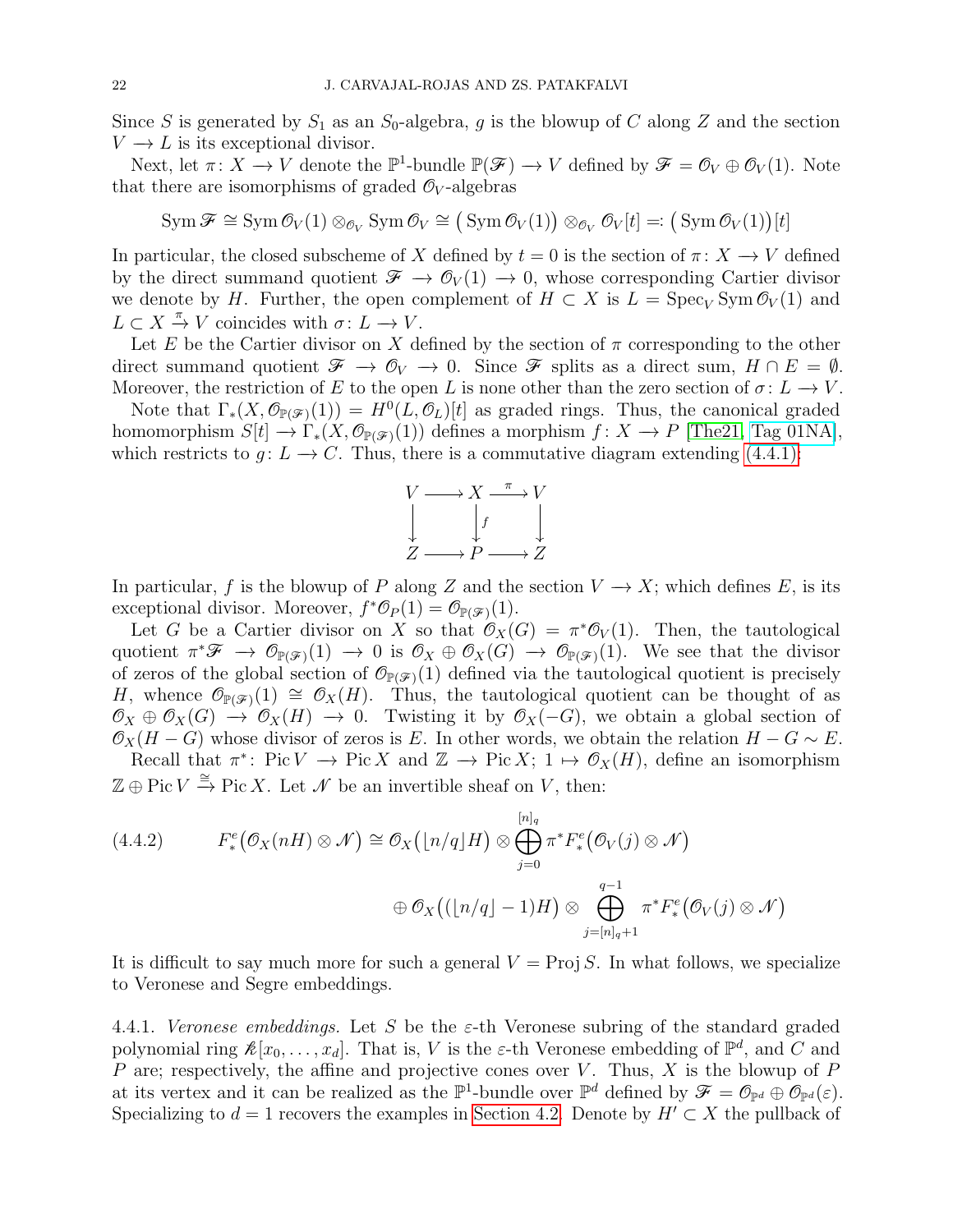Since $S$ is generated by $S_1$ as an $S_0$-algebra, $g$ is the blowup of $C$ along $Z$ and the section $V \to L$ is its exceptional divisor.

Next, let $\pi\colon X \to V$ denote the $\mathbb{P}^1$-bundle $\mathbb{P}(\mathscr{F}) \to V$ defined by $\mathscr{F} = \mathscr{O}_V \oplus \mathscr{O}_V(1)$. Note that there are isomorphisms of graded $\mathscr{O}_V$-algebras

$$\operatorname{Sym} \mathscr{F} \cong \operatorname{Sym} \mathscr{O}_V(1) \otimes_{\mathscr{O}_V} \operatorname{Sym} \mathscr{O}_V \cong \big(\operatorname{Sym} \mathscr{O}_V(1)\big) \otimes_{\mathscr{O}_V} \mathscr{O}_V[t] =: \big(\operatorname{Sym} \mathscr{O}_V(1)\big)[t]$$

In particular, the closed subscheme of $X$ defined by $t = 0$ is the section of $\pi\colon X \to V$ defined by the direct summand quotient $\mathscr{F} \to \mathscr{O}_V(1) \to 0$, whose corresponding Cartier divisor we denote by $H$. Further, the open complement of $H \subset X$ is $L = \operatorname{Spec}_V \operatorname{Sym} \mathscr{O}_V(1)$ and $L \subset X \xrightarrow{\pi} V$ coincides with $\sigma\colon L \to V$.

Let $E$ be the Cartier divisor on $X$ defined by the section of $\pi$ corresponding to the other direct summand quotient $\mathscr{F} \to \mathscr{O}_V \to 0$. Since $\mathscr{F}$ splits as a direct sum, $H \cap E = \emptyset$. Moreover, the restriction of $E$ to the open $L$ is none other than the zero section of $\sigma\colon L \to V$.

Note that $\Gamma_*(X, \mathscr{O}_{\mathbb{P}(\mathscr{F})}(1)) = H^0(L, \mathscr{O}_L)[t]$ as graded rings. Thus, the canonical graded homomorphism $S[t] \to \Gamma_*(X, \mathscr{O}_{\mathbb{P}(\mathscr{F})}(1))$ defines a morphism $f\colon X \to P$ [The21, Tag 01NA], which restricts to $g\colon L \to C$. Thus, there is a commutative diagram extending (4.4.1):

$$\begin{array}{ccccc}
V & \longrightarrow & X & \xrightarrow{\pi} & V \\
\downarrow & & \downarrow{\scriptstyle f} & & \downarrow \\
Z & \longrightarrow & P & \longrightarrow & Z
\end{array}$$

In particular, $f$ is the blowup of $P$ along $Z$ and the section $V \to X$; which defines $E$, is its exceptional divisor. Moreover, $f^*\mathscr{O}_P(1) = \mathscr{O}_{\mathbb{P}(\mathscr{F})}(1)$.

Let $G$ be a Cartier divisor on $X$ so that $\mathscr{O}_X(G) = \pi^*\mathscr{O}_V(1)$. Then, the tautological quotient $\pi^*\mathscr{F} \to \mathscr{O}_{\mathbb{P}(\mathscr{F})}(1) \to 0$ is $\mathscr{O}_X \oplus \mathscr{O}_X(G) \to \mathscr{O}_{\mathbb{P}(\mathscr{F})}(1)$. We see that the divisor of zeros of the global section of $\mathscr{O}_{\mathbb{P}(\mathscr{F})}(1)$ defined via the tautological quotient is precisely $H$, whence $\mathscr{O}_{\mathbb{P}(\mathscr{F})}(1) \cong \mathscr{O}_X(H)$. Thus, the tautological quotient can be thought of as $\mathscr{O}_X \oplus \mathscr{O}_X(G) \to \mathscr{O}_X(H) \to 0$. Twisting it by $\mathscr{O}_X(-G)$, we obtain a global section of $\mathscr{O}_X(H - G)$ whose divisor of zeros is $E$. In other words, we obtain the relation $H - G \sim E$.

Recall that $\pi^*\colon \operatorname{Pic} V \to \operatorname{Pic} X$ and $\mathbb{Z} \to \operatorname{Pic} X$; $1 \mapsto \mathscr{O}_X(H)$, define an isomorphism $\mathbb{Z} \oplus \operatorname{Pic} V \xrightarrow{\cong} \operatorname{Pic} X$. Let $\mathscr{N}$ be an invertible sheaf on $V$, then:

$$\begin{aligned}
(4.4.2) \qquad F^e_*\big(\mathscr{O}_X(nH) \otimes \mathscr{N}\big) \cong{}& \mathscr{O}_X\big(\lfloor n/q \rfloor H\big) \otimes \bigoplus_{j=0}^{[n]_q} \pi^* F^e_*\big(\mathscr{O}_V(j) \otimes \mathscr{N}\big) \\
&\oplus \mathscr{O}_X\big((\lfloor n/q \rfloor - 1)H\big) \otimes \bigoplus_{j=[n]_q+1}^{q-1} \pi^* F^e_*\big(\mathscr{O}_V(j) \otimes \mathscr{N}\big)
\end{aligned}$$

It is difficult to say much more for such a general $V = \operatorname{Proj} S$. In what follows, we specialize to Veronese and Segre embeddings.

4.4.1. *Veronese embeddings.* Let $S$ be the $\varepsilon$-th Veronese subring of the standard graded polynomial ring $\mathcal{k}[x_0, \ldots, x_d]$. That is, $V$ is the $\varepsilon$-th Veronese embedding of $\mathbb{P}^d$, and $C$ and $P$ are; respectively, the affine and projective cones over $V$. Thus, $X$ is the blowup of $P$ at its vertex and it can be realized as the $\mathbb{P}^1$-bundle over $\mathbb{P}^d$ defined by $\mathscr{F} = \mathscr{O}_{\mathbb{P}^d} \oplus \mathscr{O}_{\mathbb{P}^d}(\varepsilon)$. Specializing to $d = 1$ recovers the examples in Section 4.2. Denote by $H' \subset X$ the pullback of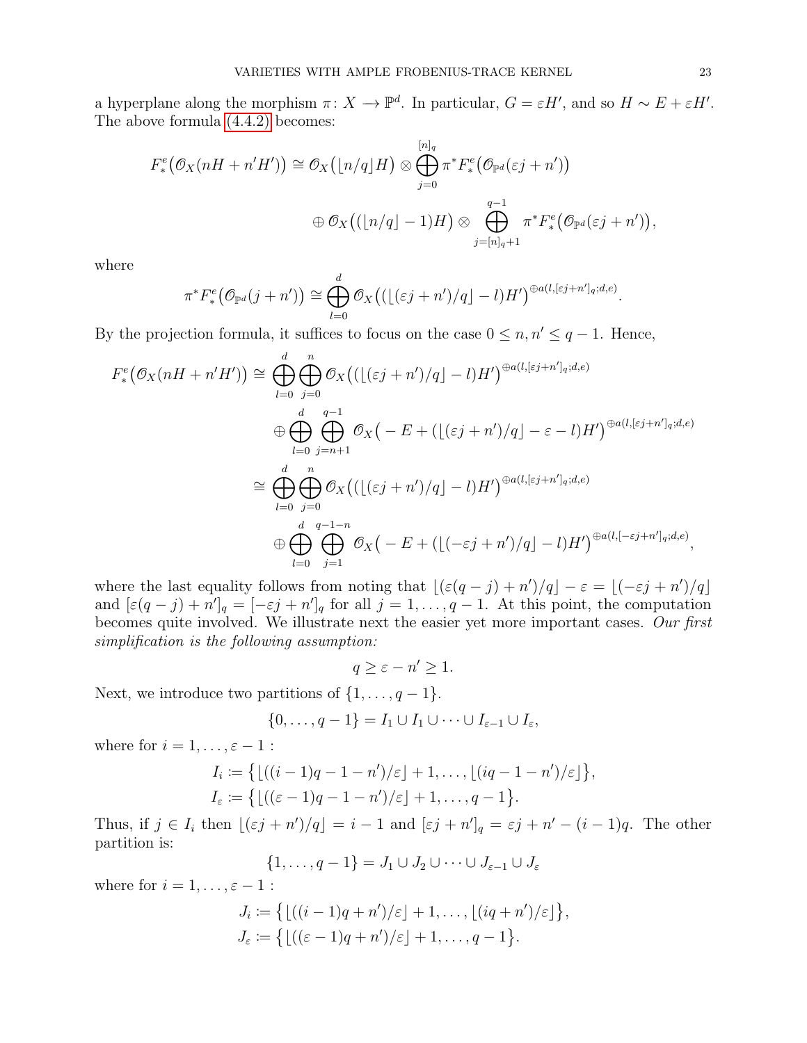a hyperplane along the morphism $\pi\colon X \longrightarrow \mathbb{P}^d$. In particular, $G = \varepsilon H'$, and so $H \sim E + \varepsilon H'$. The above formula (4.4.2) becomes:

$$
\begin{aligned}
F^e_*\big(\mathscr{O}_X(nH + n'H')\big) \cong \mathscr{O}_X\big(\lfloor n/q \rfloor H\big) \otimes \bigoplus_{j=0}^{[n]_q} \pi^* F^e_*\big(\mathscr{O}_{\mathbb{P}^d}(\varepsilon j + n')\big) \\
\oplus\, \mathscr{O}_X\big((\lfloor n/q \rfloor - 1)H\big) \otimes \bigoplus_{j=[n]_q+1}^{q-1} \pi^* F^e_*\big(\mathscr{O}_{\mathbb{P}^d}(\varepsilon j + n')\big),
\end{aligned}
$$

where

$$
\pi^* F^e_*\big(\mathscr{O}_{\mathbb{P}^d}(j + n')\big) \cong \bigoplus_{l=0}^{d} \mathscr{O}_X\big((\lfloor (\varepsilon j + n')/q \rfloor - l)H'\big)^{\oplus a(l,[\varepsilon j+n']_q;d,e)}.
$$

By the projection formula, it suffices to focus on the case $0 \leq n, n' \leq q-1$. Hence,

$$
\begin{aligned}
F^e_*\big(\mathscr{O}_X(nH + n'H')\big) &\cong \bigoplus_{l=0}^{d} \bigoplus_{j=0}^{n} \mathscr{O}_X\big((\lfloor (\varepsilon j + n')/q \rfloor - l)H'\big)^{\oplus a(l,[\varepsilon j+n']_q;d,e)} \\
&\quad \oplus \bigoplus_{l=0}^{d} \bigoplus_{j=n+1}^{q-1} \mathscr{O}_X\big(-E + (\lfloor (\varepsilon j + n')/q \rfloor - \varepsilon - l)H'\big)^{\oplus a(l,[\varepsilon j+n']_q;d,e)} \\
&\cong \bigoplus_{l=0}^{d} \bigoplus_{j=0}^{n} \mathscr{O}_X\big((\lfloor (\varepsilon j + n')/q \rfloor - l)H'\big)^{\oplus a(l,[\varepsilon j+n']_q;d,e)} \\
&\quad \oplus \bigoplus_{l=0}^{d} \bigoplus_{j=1}^{q-1-n} \mathscr{O}_X\big(-E + (\lfloor (-\varepsilon j + n')/q \rfloor - l)H'\big)^{\oplus a(l,[-\varepsilon j+n']_q;d,e)},
\end{aligned}
$$

where the last equality follows from noting that $\lfloor (\varepsilon(q-j) + n')/q \rfloor - \varepsilon = \lfloor (-\varepsilon j + n')/q \rfloor$ and $[\varepsilon(q-j)+n']_q = [-\varepsilon j + n']_q$ for all $j = 1, \ldots, q-1$. At this point, the computation becomes quite involved. We illustrate next the easier yet more important cases. *Our first simplification is the following assumption:*

$$
q \geq \varepsilon - n' \geq 1.
$$

Next, we introduce two partitions of $\{1, \ldots, q-1\}$.

$$
\{0, \ldots, q-1\} = I_1 \cup I_1 \cup \cdots \cup I_{\varepsilon-1} \cup I_\varepsilon,
$$

where for $i = 1, \ldots, \varepsilon - 1$ :

$$
\begin{aligned}
I_i &\coloneqq \big\{ \lfloor ((i-1)q - 1 - n')/\varepsilon \rfloor + 1, \ldots, \lfloor (iq - 1 - n')/\varepsilon \rfloor \big\}, \\
I_\varepsilon &\coloneqq \big\{ \lfloor ((\varepsilon-1)q - 1 - n')/\varepsilon \rfloor + 1, \ldots, q-1 \big\}.
\end{aligned}
$$

Thus, if $j \in I_i$ then $\lfloor (\varepsilon j + n')/q \rfloor = i - 1$ and $[\varepsilon j + n']_q = \varepsilon j + n' - (i-1)q$. The other partition is:

$$
\{1, \ldots, q-1\} = J_1 \cup J_2 \cup \cdots \cup J_{\varepsilon-1} \cup J_\varepsilon
$$

where for $i = 1, \ldots, \varepsilon - 1$ :

$$
\begin{aligned}
J_i &\coloneqq \big\{ \lfloor ((i-1)q + n')/\varepsilon \rfloor + 1, \ldots, \lfloor (iq + n')/\varepsilon \rfloor \big\}, \\
J_\varepsilon &\coloneqq \big\{ \lfloor ((\varepsilon-1)q + n')/\varepsilon \rfloor + 1, \ldots, q-1 \big\}.
\end{aligned}
$$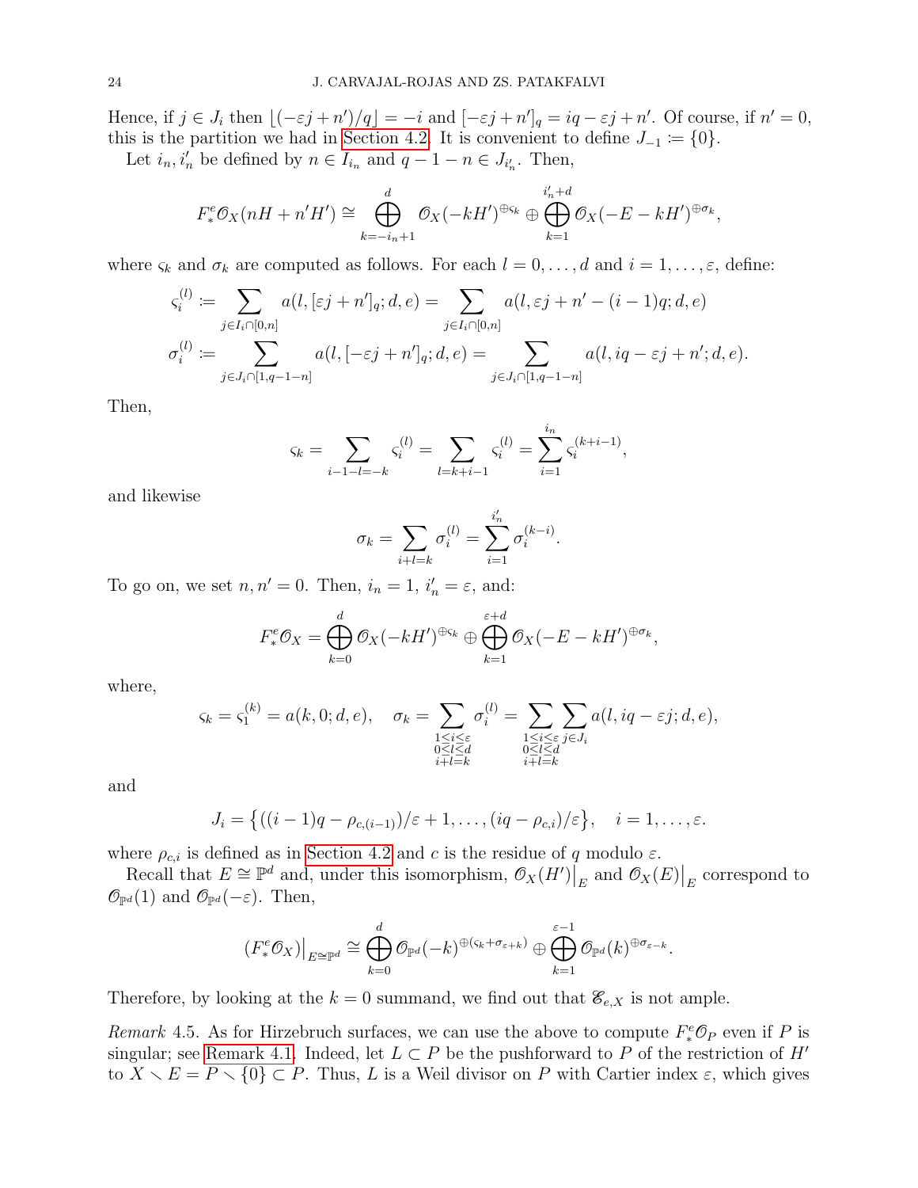Hence, if $j \in J_i$ then $\lfloor(-\varepsilon j + n')/q\rfloor = -i$ and $[-\varepsilon j + n']_q = iq - \varepsilon j + n'$. Of course, if $n' = 0$, this is the partition we had in Section 4.2. It is convenient to define $J_{-1} \coloneqq \{0\}$.

Let $i_n, i'_n$ be defined by $n \in I_{i_n}$ and $q-1-n \in J_{i'_n}$. Then,

$$F^e_* \mathscr{O}_X(nH + n'H') \cong \bigoplus_{k=-i_n+1}^{d} \mathscr{O}_X(-kH')^{\oplus \varsigma_k} \oplus \bigoplus_{k=1}^{i'_n + d} \mathscr{O}_X(-E - kH')^{\oplus \sigma_k},$$

where $\varsigma_k$ and $\sigma_k$ are computed as follows. For each $l = 0, \ldots, d$ and $i = 1, \ldots, \varepsilon$, define:

$$\varsigma_i^{(l)} \coloneqq \sum_{j \in I_i \cap [0,n]} a(l, [\varepsilon j + n']_q; d, e) = \sum_{j \in I_i \cap [0,n]} a(l, \varepsilon j + n' - (i-1)q; d, e)$$

$$\sigma_i^{(l)} \coloneqq \sum_{j \in J_i \cap [1, q-1-n]} a(l, [-\varepsilon j + n']_q; d, e) = \sum_{j \in J_i \cap [1, q-1-n]} a(l, iq - \varepsilon j + n'; d, e).$$

Then,

$$\varsigma_k = \sum_{i-1-l=-k} \varsigma_i^{(l)} = \sum_{l=k+i-1} \varsigma_i^{(l)} = \sum_{i=1}^{i_n} \varsigma_i^{(k+i-1)},$$

and likewise

$$\sigma_k = \sum_{i+l=k} \sigma_i^{(l)} = \sum_{i=1}^{i'_n} \sigma_i^{(k-i)}.$$

To go on, we set $n, n' = 0$. Then, $i_n = 1$, $i'_n = \varepsilon$, and:

$$F^e_* \mathscr{O}_X = \bigoplus_{k=0}^{d} \mathscr{O}_X(-kH')^{\oplus \varsigma_k} \oplus \bigoplus_{k=1}^{\varepsilon + d} \mathscr{O}_X(-E - kH')^{\oplus \sigma_k},$$

where,

$$\varsigma_k = \varsigma_1^{(k)} = a(k, 0; d, e), \quad \sigma_k = \sum_{\substack{1 \leq i \leq \varepsilon \\ 0 \leq l \leq d \\ i+l=k}} \sigma_i^{(l)} = \sum_{\substack{1 \leq i \leq \varepsilon \\ 0 \leq l \leq d \\ i+l=k}} \sum_{j \in J_i} a(l, iq - \varepsilon j; d, e),$$

and

$$J_i = \left\{((i-1)q - \rho_{c,(i-1)})/\varepsilon + 1, \ldots, (iq - \rho_{c,i})/\varepsilon\right\}, \quad i = 1, \ldots, \varepsilon.$$

where $\rho_{c,i}$ is defined as in Section 4.2 and $c$ is the residue of $q$ modulo $\varepsilon$.

Recall that $E \cong \mathbb{P}^d$ and, under this isomorphism, $\mathscr{O}_X(H')\big|_E$ and $\mathscr{O}_X(E)\big|_E$ correspond to $\mathscr{O}_{\mathbb{P}^d}(1)$ and $\mathscr{O}_{\mathbb{P}^d}(-\varepsilon)$. Then,

$$(F^e_* \mathscr{O}_X)\big|_{E \cong \mathbb{P}^d} \cong \bigoplus_{k=0}^{d} \mathscr{O}_{\mathbb{P}^d}(-k)^{\oplus(\varsigma_k + \sigma_{\varepsilon+k})} \oplus \bigoplus_{k=1}^{\varepsilon - 1} \mathscr{O}_{\mathbb{P}^d}(k)^{\oplus \sigma_{\varepsilon - k}}.$$

Therefore, by looking at the $k = 0$ summand, we find out that $\mathscr{E}_{e,X}$ is not ample.

*Remark* 4.5. As for Hirzebruch surfaces, we can use the above to compute $F^e_* \mathscr{O}_P$ even if $P$ is singular; see Remark 4.1. Indeed, let $L \subset P$ be the pushforward to $P$ of the restriction of $H'$ to $X \smallsetminus E = P \smallsetminus \{0\} \subset P$. Thus, $L$ is a Weil divisor on $P$ with Cartier index $\varepsilon$, which gives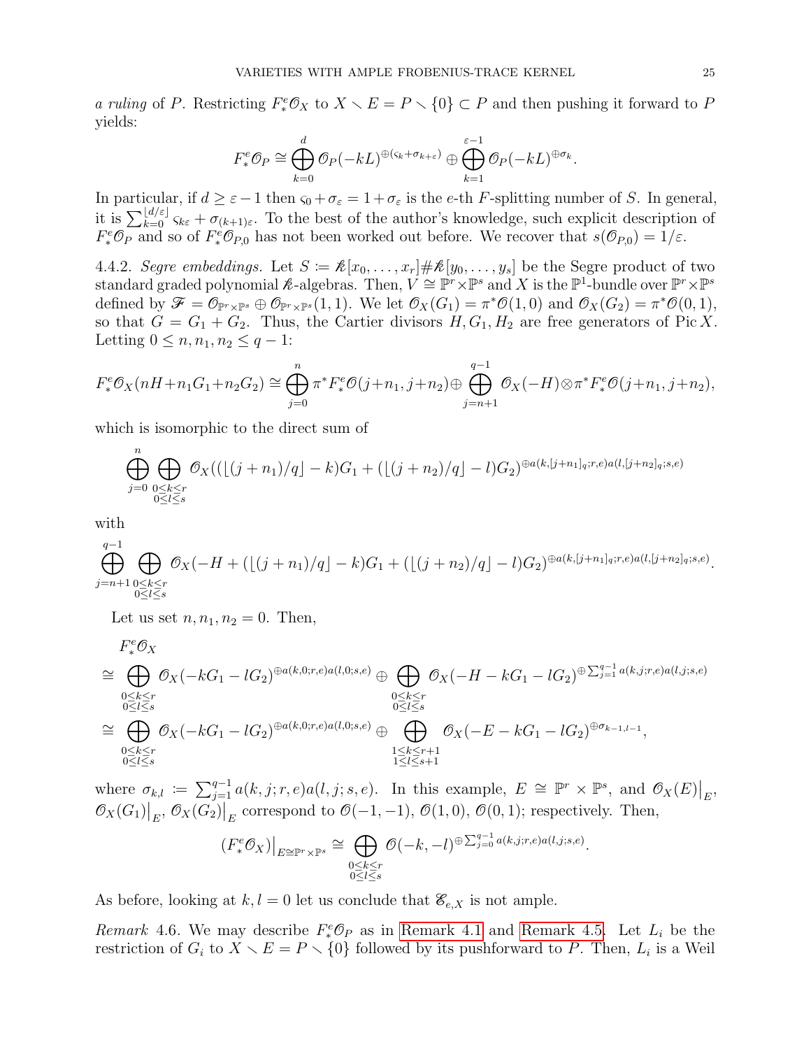*a ruling* of $P$. Restricting $F^e_*\mathcal{O}_X$ to $X \smallsetminus E = P \smallsetminus \{0\} \subset P$ and then pushing it forward to $P$ yields:

$$F^e_*\mathcal{O}_P \cong \bigoplus_{k=0}^{d} \mathcal{O}_P(-kL)^{\oplus(\varsigma_k+\sigma_{k+\varepsilon})} \oplus \bigoplus_{k=1}^{\varepsilon-1} \mathcal{O}_P(-kL)^{\oplus \sigma_k}.$$

In particular, if $d \geq \varepsilon - 1$ then $\varsigma_0 + \sigma_\varepsilon = 1 + \sigma_\varepsilon$ is the $e$-th $F$-splitting number of $S$. In general, it is $\sum_{k=0}^{\lfloor d/\varepsilon \rfloor} \varsigma_{k\varepsilon} + \sigma_{(k+1)\varepsilon}$. To the best of the author's knowledge, such explicit description of $F^e_*\mathcal{O}_P$ and so of $F^e_*\mathcal{O}_{P,0}$ has not been worked out before. We recover that $s(\mathcal{O}_{P,0}) = 1/\varepsilon$.

4.4.2. *Segre embeddings.* Let $S \coloneqq \mathbb{k}[x_0, \dots, x_r] \# \mathbb{k}[y_0, \dots, y_s]$ be the Segre product of two standard graded polynomial $\mathbb{k}$-algebras. Then, $V \cong \mathbb{P}^r \times \mathbb{P}^s$ and $X$ is the $\mathbb{P}^1$-bundle over $\mathbb{P}^r \times \mathbb{P}^s$ defined by $\mathscr{F} = \mathcal{O}_{\mathbb{P}^r\times\mathbb{P}^s} \oplus \mathcal{O}_{\mathbb{P}^r\times\mathbb{P}^s}(1,1)$. We let $\mathcal{O}_X(G_1) = \pi^*\mathcal{O}(1,0)$ and $\mathcal{O}_X(G_2) = \pi^*\mathcal{O}(0,1)$, so that $G = G_1 + G_2$. Thus, the Cartier divisors $H, G_1, G_2$ are free generators of $\operatorname{Pic} X$. Letting $0 \leq n, n_1, n_2 \leq q-1$:

$$F^e_*\mathcal{O}_X(nH + n_1G_1 + n_2G_2) \cong \bigoplus_{j=0}^{n} \pi^* F^e_*\mathcal{O}(j+n_1, j+n_2) \oplus \bigoplus_{j=n+1}^{q-1} \mathcal{O}_X(-H) \otimes \pi^* F^e_*\mathcal{O}(j+n_1, j+n_2),$$

which is isomorphic to the direct sum of

$$\bigoplus_{j=0}^{n} \bigoplus_{\substack{0\leq k\leq r\\ 0\leq l\leq s}} \mathcal{O}_X((\lfloor (j+n_1)/q \rfloor - k)G_1 + (\lfloor (j+n_2)/q \rfloor - l)G_2)^{\oplus a(k,[j+n_1]_q;r,e)a(l,[j+n_2]_q;s,e)}$$

with

$$\bigoplus_{j=n+1}^{q-1} \bigoplus_{\substack{0\leq k\leq r\\ 0\leq l\leq s}} \mathcal{O}_X(-H + (\lfloor (j+n_1)/q \rfloor - k)G_1 + (\lfloor (j+n_2)/q \rfloor - l)G_2)^{\oplus a(k,[j+n_1]_q;r,e)a(l,[j+n_2]_q;s,e)}.$$

Let us set $n, n_1, n_2 = 0$. Then,

$$\begin{aligned}
&F^e_*\mathcal{O}_X \\
\cong &\bigoplus_{\substack{0\leq k\leq r\\ 0\leq l\leq s}} \mathcal{O}_X(-kG_1 - lG_2)^{\oplus a(k,0;r,e)a(l,0;s,e)} \oplus \bigoplus_{\substack{0\leq k\leq r\\ 0\leq l\leq s}} \mathcal{O}_X(-H - kG_1 - lG_2)^{\oplus \sum_{j=1}^{q-1} a(k,j;r,e)a(l,j;s,e)} \\
\cong &\bigoplus_{\substack{0\leq k\leq r\\ 0\leq l\leq s}} \mathcal{O}_X(-kG_1 - lG_2)^{\oplus a(k,0;r,e)a(l,0;s,e)} \oplus \bigoplus_{\substack{1\leq k\leq r+1\\ 1\leq l\leq s+1}} \mathcal{O}_X(-E - kG_1 - lG_2)^{\oplus \sigma_{k-1,l-1}},
\end{aligned}$$

where $\sigma_{k,l} \coloneqq \sum_{j=1}^{q-1} a(k,j;r,e)a(l,j;s,e)$. In this example, $E \cong \mathbb{P}^r \times \mathbb{P}^s$, and $\mathcal{O}_X(E)\big|_E$, $\mathcal{O}_X(G_1)\big|_E$, $\mathcal{O}_X(G_2)\big|_E$ correspond to $\mathcal{O}(-1,-1)$, $\mathcal{O}(1,0)$, $\mathcal{O}(0,1)$; respectively. Then,

$$(F^e_*\mathcal{O}_X)\big|_{E\cong\mathbb{P}^r\times\mathbb{P}^s} \cong \bigoplus_{\substack{0\leq k\leq r\\ 0\leq l\leq s}} \mathcal{O}(-k,-l)^{\oplus \sum_{j=0}^{q-1} a(k,j;r,e)a(l,j;s,e)}.$$

As before, looking at $k, l = 0$ let us conclude that $\mathscr{E}_{e,X}$ is not ample.

*Remark* 4.6. We may describe $F^e_*\mathcal{O}_P$ as in Remark 4.1 and Remark 4.5. Let $L_i$ be the restriction of $G_i$ to $X \smallsetminus E = P \smallsetminus \{0\}$ followed by its pushforward to $P$. Then, $L_i$ is a Weil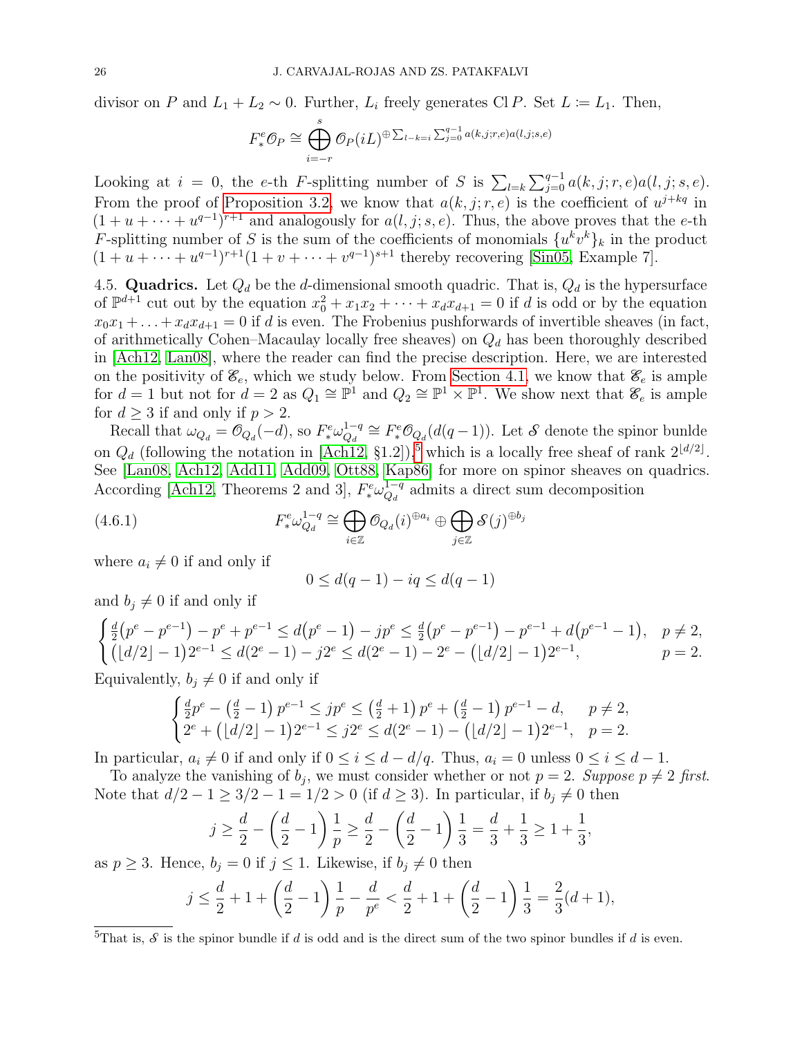divisor on $P$ and $L_1 + L_2 \sim 0$. Further, $L_i$ freely generates $\operatorname{Cl} P$. Set $L \coloneqq L_1$. Then,

$$F^e_* \mathscr{O}_P \cong \bigoplus_{i=-r}^{s} \mathscr{O}_P(iL)^{\oplus \sum_{l-k=i} \sum_{j=0}^{q-1} a(k,j;r,e)a(l,j;s,e)}$$

Looking at $i = 0$, the $e$-th $F$-splitting number of $S$ is $\sum_{l=k} \sum_{j=0}^{q-1} a(k,j;r,e)a(l,j;s,e)$. From the proof of Proposition 3.2, we know that $a(k,j;r,e)$ is the coefficient of $u^{j+kq}$ in $(1+u+\cdots+u^{q-1})^{r+1}$ and analogously for $a(l,j;s,e)$. Thus, the above proves that the $e$-th $F$-splitting number of $S$ is the sum of the coefficients of monomials $\{u^k v^k\}_k$ in the product $(1+u+\cdots+u^{q-1})^{r+1}(1+v+\cdots+v^{q-1})^{s+1}$ thereby recovering [Sin05, Example 7].

4.5. **Quadrics.** Let $Q_d$ be the $d$-dimensional smooth quadric. That is, $Q_d$ is the hypersurface of $\mathbb{P}^{d+1}$ cut out by the equation $x_0^2 + x_1x_2 + \cdots + x_dx_{d+1} = 0$ if $d$ is odd or by the equation $x_0x_1 + \ldots + x_dx_{d+1} = 0$ if $d$ is even. The Frobenius pushforwards of invertible sheaves (in fact, of arithmetically Cohen–Macaulay locally free sheaves) on $Q_d$ has been thoroughly described in [Ach12, Lan08], where the reader can find the precise description. Here, we are interested on the positivity of $\mathscr{E}_e$, which we study below. From Section 4.1, we know that $\mathscr{E}_e$ is ample for $d = 1$ but not for $d = 2$ as $Q_1 \cong \mathbb{P}^1$ and $Q_2 \cong \mathbb{P}^1 \times \mathbb{P}^1$. We show next that $\mathscr{E}_e$ is ample for $d \geq 3$ if and only if $p > 2$.

Recall that $\omega_{Q_d} = \mathscr{O}_{Q_d}(-d)$, so $F^e_* \omega_{Q_d}^{1-q} \cong F^e_* \mathscr{O}_{Q_d}(d(q-1))$. Let $\mathscr{S}$ denote the spinor bunlde on $Q_d$ (following the notation in [Ach12, §1.2]).[5] which is a locally free sheaf of rank $2^{\lfloor d/2 \rfloor}$. See [Lan08, Ach12, Add11, Add09, Ott88, Kap86] for more on spinor sheaves on quadrics. According [Ach12, Theorems 2 and 3], $F^e_* \omega_{Q_d}^{1-q}$ admits a direct sum decomposition

$$F^e_* \omega_{Q_d}^{1-q} \cong \bigoplus_{i \in \mathbb{Z}} \mathscr{O}_{Q_d}(i)^{\oplus a_i} \oplus \bigoplus_{j \in \mathbb{Z}} \mathscr{S}(j)^{\oplus b_j} \tag{4.6.1}$$

where $a_i \neq 0$ if and only if

$$0 \leq d(q-1) - iq \leq d(q-1)$$

and $b_j \neq 0$ if and only if

$$\begin{cases} \frac{d}{2}\big(p^e - p^{e-1}\big) - p^e + p^{e-1} \leq d\big(p^e - 1\big) - jp^e \leq \frac{d}{2}\big(p^e - p^{e-1}\big) - p^{e-1} + d\big(p^{e-1} - 1\big), & p \neq 2, \\ \big(\lfloor d/2 \rfloor - 1\big)2^{e-1} \leq d(2^e - 1) - j2^e \leq d(2^e - 1) - 2^e - \big(\lfloor d/2 \rfloor - 1\big)2^{e-1}, & p = 2. \end{cases}$$

Equivalently, $b_j \neq 0$ if and only if

$$\begin{cases} \frac{d}{2}p^e - \left(\frac{d}{2} - 1\right)p^{e-1} \leq jp^e \leq \left(\frac{d}{2} + 1\right)p^e + \left(\frac{d}{2} - 1\right)p^{e-1} - d, & p \neq 2, \\ 2^e + \big(\lfloor d/2 \rfloor - 1\big)2^{e-1} \leq j2^e \leq d(2^e - 1) - \big(\lfloor d/2 \rfloor - 1\big)2^{e-1}, & p = 2. \end{cases}$$

In particular, $a_i \neq 0$ if and only if $0 \leq i \leq d - d/q$. Thus, $a_i = 0$ unless $0 \leq i \leq d - 1$.

To analyze the vanishing of $b_j$, we must consider whether or not $p = 2$. *Suppose $p \neq 2$ first.* Note that $d/2 - 1 \geq 3/2 - 1 = 1/2 > 0$ (if $d \geq 3$). In particular, if $b_j \neq 0$ then

$$j \geq \frac{d}{2} - \left(\frac{d}{2} - 1\right)\frac{1}{p} \geq \frac{d}{2} - \left(\frac{d}{2} - 1\right)\frac{1}{3} = \frac{d}{3} + \frac{1}{3} \geq 1 + \frac{1}{3},$$

as $p \geq 3$. Hence, $b_j = 0$ if $j \leq 1$. Likewise, if $b_j \neq 0$ then

$$j \leq \frac{d}{2} + 1 + \left(\frac{d}{2} - 1\right)\frac{1}{p} - \frac{d}{p^e} < \frac{d}{2} + 1 + \left(\frac{d}{2} - 1\right)\frac{1}{3} = \frac{2}{3}(d+1),$$

[5] That is, $\mathscr{S}$ is the spinor bundle if $d$ is odd and is the direct sum of the two spinor bundles if $d$ is even.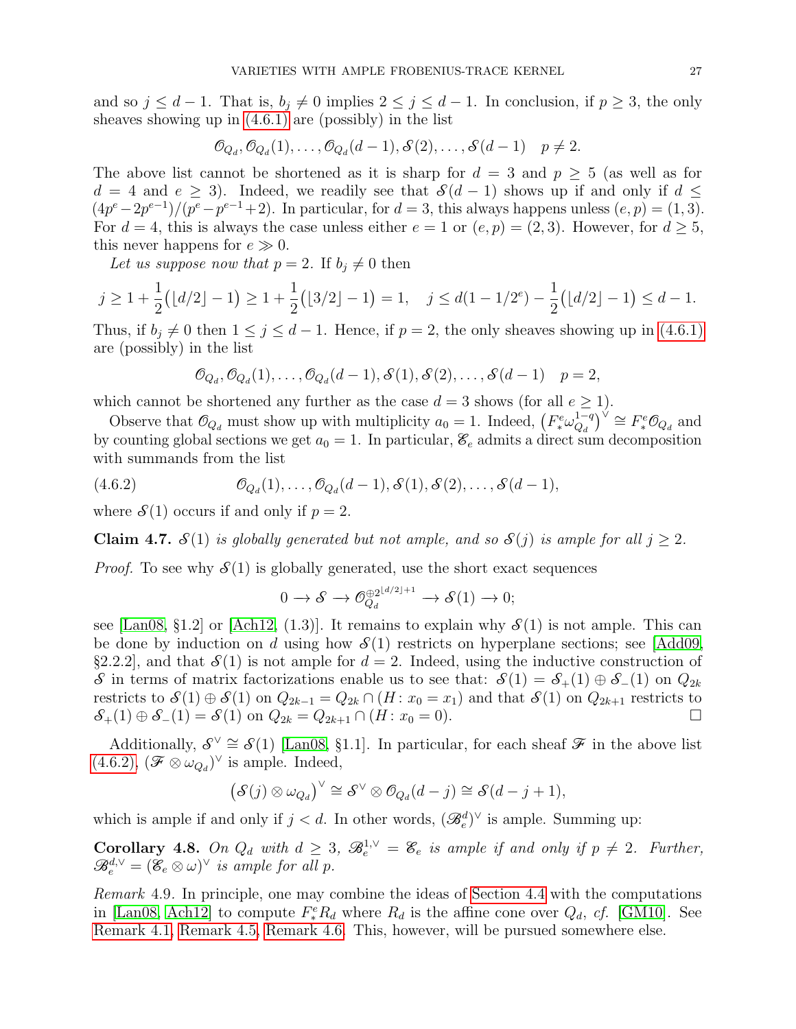and so $j \leq d-1$. That is, $b_j \neq 0$ implies $2 \leq j \leq d-1$. In conclusion, if $p \geq 3$, the only sheaves showing up in (4.6.1) are (possibly) in the list

$$\mathcal{O}_{Q_d}, \mathcal{O}_{Q_d}(1), \ldots, \mathcal{O}_{Q_d}(d-1), \mathcal{S}(2), \ldots, \mathcal{S}(d-1) \quad p \neq 2.$$

The above list cannot be shortened as it is sharp for $d = 3$ and $p \geq 5$ (as well as for $d = 4$ and $e \geq 3$). Indeed, we readily see that $\mathcal{S}(d-1)$ shows up if and only if $d \leq (4p^e - 2p^{e-1})/(p^e - p^{e-1} + 2)$. In particular, for $d = 3$, this always happens unless $(e, p) = (1, 3)$. For $d = 4$, this is always the case unless either $e = 1$ or $(e, p) = (2, 3)$. However, for $d \geq 5$, this never happens for $e \gg 0$.

*Let us suppose now that* $p = 2$. If $b_j \neq 0$ then

$$j \geq 1 + \frac{1}{2}\big(\lfloor d/2 \rfloor - 1\big) \geq 1 + \frac{1}{2}\big(\lfloor 3/2 \rfloor - 1\big) = 1, \quad j \leq d(1 - 1/2^e) - \frac{1}{2}\big(\lfloor d/2 \rfloor - 1\big) \leq d - 1.$$

Thus, if $b_j \neq 0$ then $1 \leq j \leq d-1$. Hence, if $p = 2$, the only sheaves showing up in (4.6.1) are (possibly) in the list

$$\mathcal{O}_{Q_d}, \mathcal{O}_{Q_d}(1), \ldots, \mathcal{O}_{Q_d}(d-1), \mathcal{S}(1), \mathcal{S}(2), \ldots, \mathcal{S}(d-1) \quad p = 2,$$

which cannot be shortened any further as the case $d = 3$ shows (for all $e \geq 1$).

Observe that $\mathcal{O}_{Q_d}$ must show up with multiplicity $a_0 = 1$. Indeed, $\big(F^e_* \omega^{1-q}_{Q_d}\big)^\vee \cong F^e_* \mathcal{O}_{Q_d}$ and by counting global sections we get $a_0 = 1$. In particular, $\mathcal{E}_e$ admits a direct sum decomposition with summands from the list

$$\mathcal{O}_{Q_d}(1), \ldots, \mathcal{O}_{Q_d}(d-1), \mathcal{S}(1), \mathcal{S}(2), \ldots, \mathcal{S}(d-1), \tag{4.6.2}$$

where $\mathcal{S}(1)$ occurs if and only if $p = 2$.

**Claim 4.7.** *$\mathcal{S}(1)$ is globally generated but not ample, and so $\mathcal{S}(j)$ is ample for all $j \geq 2$.*

*Proof.* To see why $\mathcal{S}(1)$ is globally generated, use the short exact sequences

$$0 \to \mathcal{S} \to \mathcal{O}_{Q_d}^{\oplus 2^{\lfloor d/2 \rfloor + 1}} \to \mathcal{S}(1) \to 0;$$

see [Lan08, §1.2] or [Ach12, (1.3)]. It remains to explain why $\mathcal{S}(1)$ is not ample. This can be done by induction on $d$ using how $\mathcal{S}(1)$ restricts on hyperplane sections; see [Add09, §2.2.2], and that $\mathcal{S}(1)$ is not ample for $d = 2$. Indeed, using the inductive construction of $\mathcal{S}$ in terms of matrix factorizations enable us to see that: $\mathcal{S}(1) = \mathcal{S}_+(1) \oplus \mathcal{S}_-(1)$ on $Q_{2k}$ restricts to $\mathcal{S}(1) \oplus \mathcal{S}(1)$ on $Q_{2k-1} = Q_{2k} \cap (H \colon x_0 = x_1)$ and that $\mathcal{S}(1)$ on $Q_{2k+1}$ restricts to $\mathcal{S}_+(1) \oplus \mathcal{S}_-(1) = \mathcal{S}(1)$ on $Q_{2k} = Q_{2k+1} \cap (H \colon x_0 = 0)$. □

Additionally, $\mathcal{S}^\vee \cong \mathcal{S}(1)$ [Lan08, §1.1]. In particular, for each sheaf $\mathcal{F}$ in the above list (4.6.2), $(\mathcal{F} \otimes \omega_{Q_d})^\vee$ is ample. Indeed,

$$\big(\mathcal{S}(j) \otimes \omega_{Q_d}\big)^\vee \cong \mathcal{S}^\vee \otimes \mathcal{O}_{Q_d}(d - j) \cong \mathcal{S}(d - j + 1),$$

which is ample if and only if $j < d$. In other words, $(\mathcal{B}^d_e)^\vee$ is ample. Summing up:

**Corollary 4.8.** *On $Q_d$ with $d \geq 3$, $\mathcal{B}^{1,\vee}_e = \mathcal{E}_e$ is ample if and only if $p \neq 2$. Further, $\mathcal{B}^{d,\vee}_e = (\mathcal{E}_e \otimes \omega)^\vee$ is ample for all $p$.*

*Remark* 4.9. In principle, one may combine the ideas of Section 4.4 with the computations in [Lan08, Ach12] to compute $F^e_* R_d$ where $R_d$ is the affine cone over $Q_d$, *cf.* [GM10]. See Remark 4.1, Remark 4.5, Remark 4.6. This, however, will be pursued somewhere else.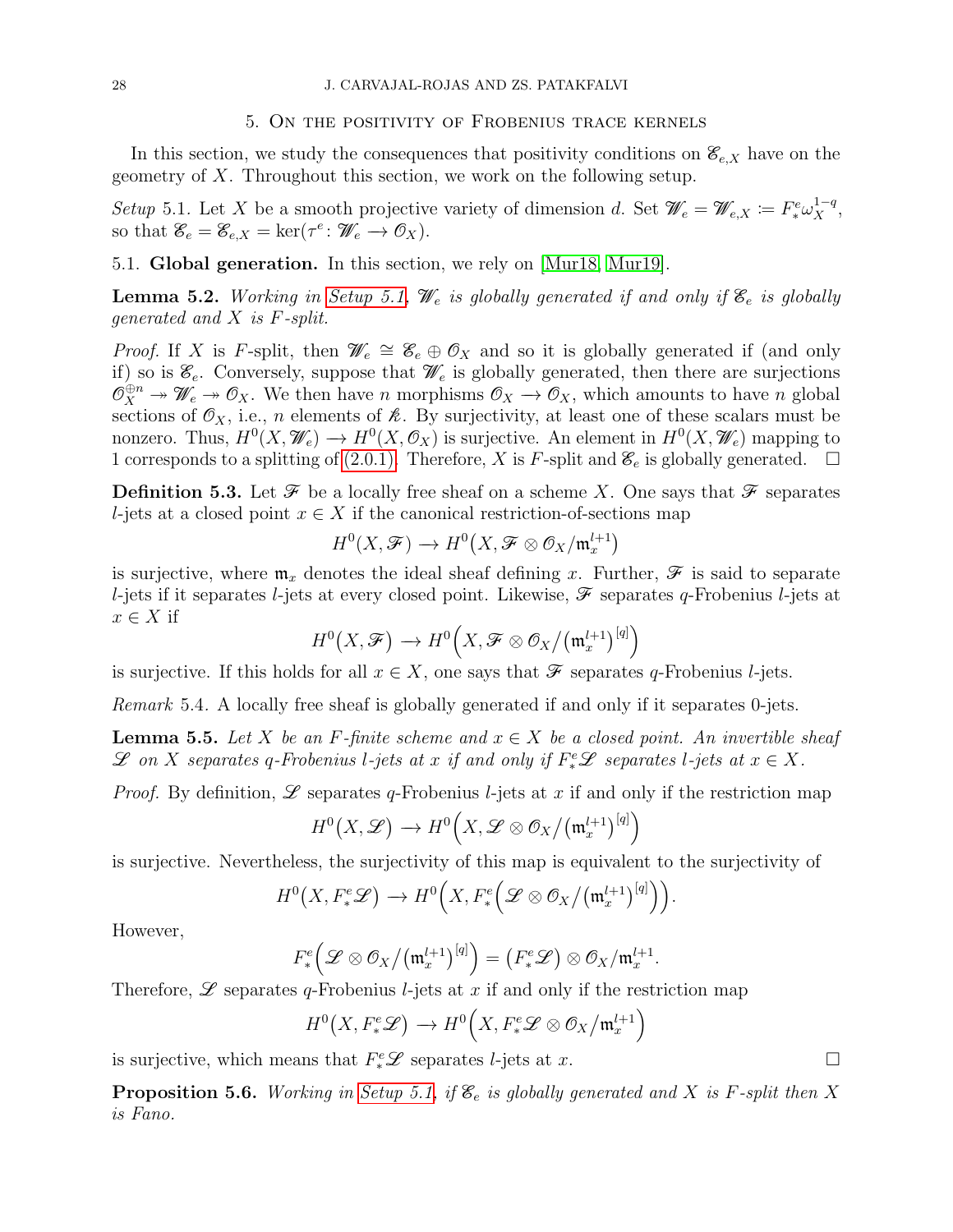## 5. On the positivity of Frobenius trace kernels

In this section, we study the consequences that positivity conditions on $\mathscr{E}_{e,X}$ have on the geometry of $X$. Throughout this section, we work on the following setup.

*Setup* 5.1. Let $X$ be a smooth projective variety of dimension $d$. Set $\mathscr{W}_e = \mathscr{W}_{e,X} \coloneqq F^e_* \omega_X^{1-q}$, so that $\mathscr{E}_e = \mathscr{E}_{e,X} = \ker(\tau^e \colon \mathscr{W}_e \to \mathscr{O}_X)$.

### 5.1. Global generation.

In this section, we rely on [Mur18, Mur19].

**Lemma 5.2.** *Working in Setup 5.1, $\mathscr{W}_e$ is globally generated if and only if $\mathscr{E}_e$ is globally generated and $X$ is $F$-split.*

*Proof.* If $X$ is $F$-split, then $\mathscr{W}_e \cong \mathscr{E}_e \oplus \mathscr{O}_X$ and so it is globally generated if (and only if) so is $\mathscr{E}_e$. Conversely, suppose that $\mathscr{W}_e$ is globally generated, then there are surjections $\mathscr{O}_X^{\oplus n} \twoheadrightarrow \mathscr{W}_e \twoheadrightarrow \mathscr{O}_X$. We then have $n$ morphisms $\mathscr{O}_X \to \mathscr{O}_X$, which amounts to have $n$ global sections of $\mathscr{O}_X$, i.e., $n$ elements of $\mathscr{k}$. By surjectivity, at least one of these scalars must be nonzero. Thus, $H^0(X, \mathscr{W}_e) \to H^0(X, \mathscr{O}_X)$ is surjective. An element in $H^0(X, \mathscr{W}_e)$ mapping to 1 corresponds to a splitting of (2.0.1). Therefore, $X$ is $F$-split and $\mathscr{E}_e$ is globally generated. $\square$

**Definition 5.3.** Let $\mathscr{F}$ be a locally free sheaf on a scheme $X$. One says that $\mathscr{F}$ separates $l$-jets at a closed point $x \in X$ if the canonical restriction-of-sections map

$$H^0(X, \mathscr{F}) \to H^0\big(X, \mathscr{F} \otimes \mathscr{O}_X/\mathfrak{m}_x^{l+1}\big)$$

is surjective, where $\mathfrak{m}_x$ denotes the ideal sheaf defining $x$. Further, $\mathscr{F}$ is said to separate $l$-jets if it separates $l$-jets at every closed point. Likewise, $\mathscr{F}$ separates $q$-Frobenius $l$-jets at $x \in X$ if

$$H^0\big(X, \mathscr{F}\big) \to H^0\Big(X, \mathscr{F} \otimes \mathscr{O}_X/\big(\mathfrak{m}_x^{l+1}\big)^{[q]}\Big)$$

is surjective. If this holds for all $x \in X$, one says that $\mathscr{F}$ separates $q$-Frobenius $l$-jets.

*Remark* 5.4. A locally free sheaf is globally generated if and only if it separates 0-jets.

**Lemma 5.5.** *Let $X$ be an $F$-finite scheme and $x \in X$ be a closed point. An invertible sheaf $\mathscr{L}$ on $X$ separates $q$-Frobenius $l$-jets at $x$ if and only if $F^e_* \mathscr{L}$ separates $l$-jets at $x \in X$.*

*Proof.* By definition, $\mathscr{L}$ separates $q$-Frobenius $l$-jets at $x$ if and only if the restriction map

$$H^0\big(X, \mathscr{L}\big) \to H^0\Big(X, \mathscr{L} \otimes \mathscr{O}_X/\big(\mathfrak{m}_x^{l+1}\big)^{[q]}\Big)$$

is surjective. Nevertheless, the surjectivity of this map is equivalent to the surjectivity of

$$H^0\big(X, F^e_* \mathscr{L}\big) \to H^0\Big(X, F^e_*\Big(\mathscr{L} \otimes \mathscr{O}_X/\big(\mathfrak{m}_x^{l+1}\big)^{[q]}\Big)\Big).$$

However,

$$F^e_*\Big(\mathscr{L} \otimes \mathscr{O}_X/\big(\mathfrak{m}_x^{l+1}\big)^{[q]}\Big) = \big(F^e_* \mathscr{L}\big) \otimes \mathscr{O}_X/\mathfrak{m}_x^{l+1}.$$

Therefore, $\mathscr{L}$ separates $q$-Frobenius $l$-jets at $x$ if and only if the restriction map

$$H^0\big(X, F^e_* \mathscr{L}\big) \to H^0\Big(X, F^e_* \mathscr{L} \otimes \mathscr{O}_X/\mathfrak{m}_x^{l+1}\Big)$$

is surjective, which means that $F^e_* \mathscr{L}$ separates $l$-jets at $x$. $\square$

**Proposition 5.6.** *Working in Setup 5.1, if $\mathscr{E}_e$ is globally generated and $X$ is $F$-split then $X$ is Fano.*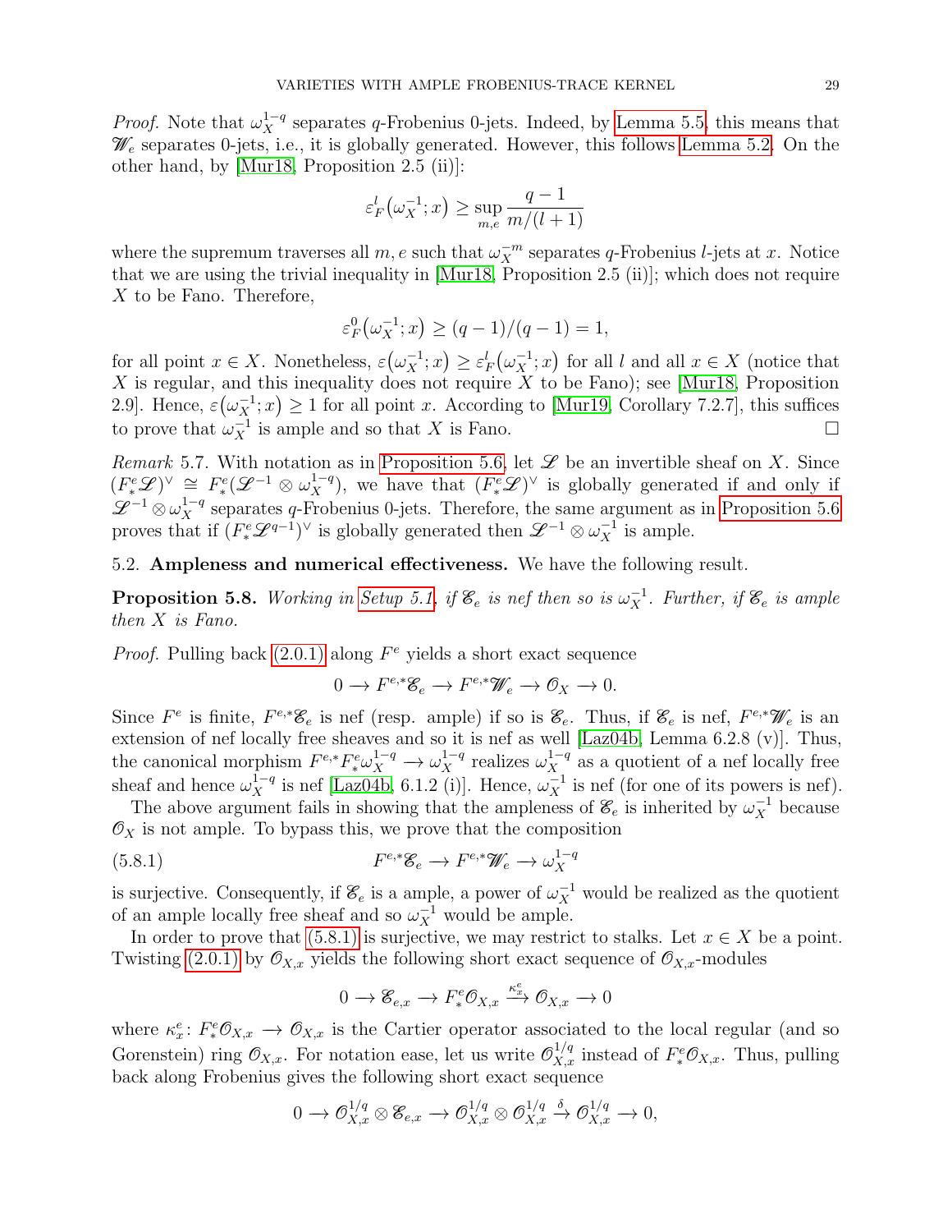*Proof.* Note that $\omega_X^{1-q}$ separates $q$-Frobenius 0-jets. Indeed, by Lemma 5.5, this means that $\mathscr{W}_e$ separates 0-jets, i.e., it is globally generated. However, this follows Lemma 5.2. On the other hand, by [Mur18, Proposition 2.5 (ii)]:

$$\varepsilon_F^l\big(\omega_X^{-1};x\big) \geq \sup_{m,e} \frac{q-1}{m/(l+1)}$$

where the supremum traverses all $m, e$ such that $\omega_X^{-m}$ separates $q$-Frobenius $l$-jets at $x$. Notice that we are using the trivial inequality in [Mur18, Proposition 2.5 (ii)]; which does not require $X$ to be Fano. Therefore,

$$\varepsilon_F^0\big(\omega_X^{-1};x\big) \geq (q-1)/(q-1) = 1,$$

for all point $x \in X$. Nonetheless, $\varepsilon\big(\omega_X^{-1};x\big) \geq \varepsilon_F^l\big(\omega_X^{-1};x\big)$ for all $l$ and all $x \in X$ (notice that $X$ is regular, and this inequality does not require $X$ to be Fano); see [Mur18, Proposition 2.9]. Hence, $\varepsilon\big(\omega_X^{-1};x\big) \geq 1$ for all point $x$. According to [Mur19, Corollary 7.2.7], this suffices to prove that $\omega_X^{-1}$ is ample and so that $X$ is Fano. $\square$

*Remark* 5.7. With notation as in Proposition 5.6, let $\mathscr{L}$ be an invertible sheaf on $X$. Since $(F_*^e\mathscr{L})^\vee \cong F_*^e(\mathscr{L}^{-1}\otimes\omega_X^{1-q})$, we have that $(F_*^e\mathscr{L})^\vee$ is globally generated if and only if $\mathscr{L}^{-1}\otimes\omega_X^{1-q}$ separates $q$-Frobenius 0-jets. Therefore, the same argument as in Proposition 5.6 proves that if $(F_*^e\mathscr{L}^{q-1})^\vee$ is globally generated then $\mathscr{L}^{-1}\otimes\omega_X^{-1}$ is ample.

## 5.2. Ampleness and numerical effectiveness.

We have the following result.

**Proposition 5.8.** *Working in Setup 5.1, if $\mathscr{E}_e$ is nef then so is $\omega_X^{-1}$. Further, if $\mathscr{E}_e$ is ample then $X$ is Fano.*

*Proof.* Pulling back (2.0.1) along $F^e$ yields a short exact sequence

$$0 \longrightarrow F^{e,*}\mathscr{E}_e \longrightarrow F^{e,*}\mathscr{W}_e \longrightarrow \mathscr{O}_X \longrightarrow 0.$$

Since $F^e$ is finite, $F^{e,*}\mathscr{E}_e$ is nef (resp. ample) if so is $\mathscr{E}_e$. Thus, if $\mathscr{E}_e$ is nef, $F^{e,*}\mathscr{W}_e$ is an extension of nef locally free sheaves and so it is nef as well [Laz04b, Lemma 6.2.8 (v)]. Thus, the canonical morphism $F^{e,*}F_*^e\omega_X^{1-q} \to \omega_X^{1-q}$ realizes $\omega_X^{1-q}$ as a quotient of a nef locally free sheaf and hence $\omega_X^{1-q}$ is nef [Laz04b, 6.1.2 (i)]. Hence, $\omega_X^{-1}$ is nef (for one of its powers is nef).

The above argument fails in showing that the ampleness of $\mathscr{E}_e$ is inherited by $\omega_X^{-1}$ because $\mathscr{O}_X$ is not ample. To bypass this, we prove that the composition

$$F^{e,*}\mathscr{E}_e \longrightarrow F^{e,*}\mathscr{W}_e \longrightarrow \omega_X^{1-q} \tag{5.8.1}$$

is surjective. Consequently, if $\mathscr{E}_e$ is a ample, a power of $\omega_X^{-1}$ would be realized as the quotient of an ample locally free sheaf and so $\omega_X^{-1}$ would be ample.

In order to prove that (5.8.1) is surjective, we may restrict to stalks. Let $x \in X$ be a point. Twisting (2.0.1) by $\mathscr{O}_{X,x}$ yields the following short exact sequence of $\mathscr{O}_{X,x}$-modules

$$0 \longrightarrow \mathscr{E}_{e,x} \longrightarrow F_*^e\mathscr{O}_{X,x} \xrightarrow{\kappa_x^e} \mathscr{O}_{X,x} \longrightarrow 0$$

where $\kappa_x^e\colon F_*^e\mathscr{O}_{X,x} \to \mathscr{O}_{X,x}$ is the Cartier operator associated to the local regular (and so Gorenstein) ring $\mathscr{O}_{X,x}$. For notation ease, let us write $\mathscr{O}_{X,x}^{1/q}$ instead of $F_*^e\mathscr{O}_{X,x}$. Thus, pulling back along Frobenius gives the following short exact sequence

$$0 \longrightarrow \mathscr{O}_{X,x}^{1/q}\otimes\mathscr{E}_{e,x} \longrightarrow \mathscr{O}_{X,x}^{1/q}\otimes\mathscr{O}_{X,x}^{1/q} \xrightarrow{\delta} \mathscr{O}_{X,x}^{1/q} \longrightarrow 0,$$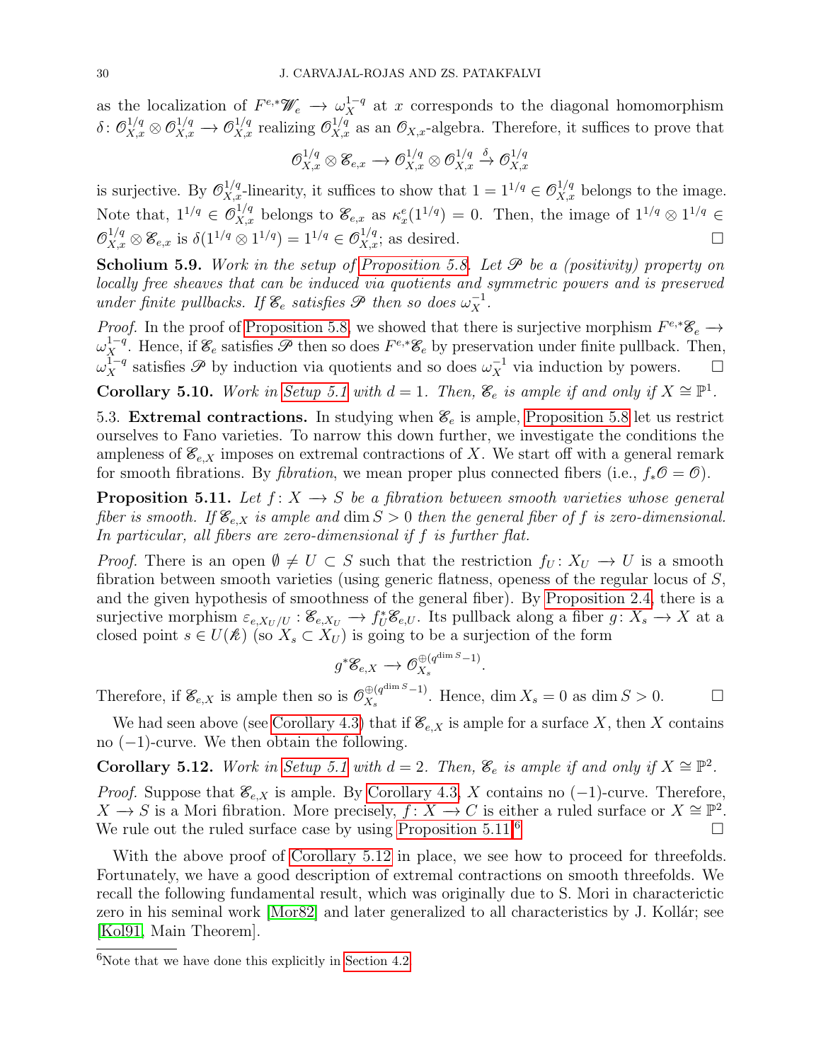as the localization of $F^{e,*}\mathscr{W}_e \to \omega_X^{1-q}$ at $x$ corresponds to the diagonal homomorphism $\delta\colon \mathscr{O}_{X,x}^{1/q} \otimes \mathscr{O}_{X,x}^{1/q} \to \mathscr{O}_{X,x}^{1/q}$ realizing $\mathscr{O}_{X,x}^{1/q}$ as an $\mathscr{O}_{X,x}$-algebra. Therefore, it suffices to prove that

$$\mathscr{O}_{X,x}^{1/q} \otimes \mathscr{E}_{e,x} \to \mathscr{O}_{X,x}^{1/q} \otimes \mathscr{O}_{X,x}^{1/q} \xrightarrow{\delta} \mathscr{O}_{X,x}^{1/q}$$

is surjective. By $\mathscr{O}_{X,x}^{1/q}$-linearity, it suffices to show that $1 = 1^{1/q} \in \mathscr{O}_{X,x}^{1/q}$ belongs to the image. Note that, $1^{1/q} \in \mathscr{O}_{X,x}^{1/q}$ belongs to $\mathscr{E}_{e,x}$ as $\kappa_x^e(1^{1/q}) = 0$. Then, the image of $1^{1/q} \otimes 1^{1/q} \in \mathscr{O}_{X,x}^{1/q} \otimes \mathscr{E}_{e,x}$ is $\delta(1^{1/q} \otimes 1^{1/q}) = 1^{1/q} \in \mathscr{O}_{X,x}^{1/q}$; as desired. □

**Scholium 5.9.** *Work in the setup of Proposition 5.8. Let $\mathscr{P}$ be a (positivity) property on locally free sheaves that can be induced via quotients and symmetric powers and is preserved under finite pullbacks. If $\mathscr{E}_e$ satisfies $\mathscr{P}$ then so does $\omega_X^{-1}$.*

*Proof.* In the proof of Proposition 5.8, we showed that there is surjective morphism $F^{e,*}\mathscr{E}_e \to \omega_X^{1-q}$. Hence, if $\mathscr{E}_e$ satisfies $\mathscr{P}$ then so does $F^{e,*}\mathscr{E}_e$ by preservation under finite pullback. Then, $\omega_X^{1-q}$ satisfies $\mathscr{P}$ by induction via quotients and so does $\omega_X^{-1}$ via induction by powers. □

**Corollary 5.10.** *Work in Setup 5.1 with $d = 1$. Then, $\mathscr{E}_e$ is ample if and only if $X \cong \mathbb{P}^1$.*

5.3. **Extremal contractions.** In studying when $\mathscr{E}_e$ is ample, Proposition 5.8 let us restrict ourselves to Fano varieties. To narrow this down further, we investigate the conditions the ampleness of $\mathscr{E}_{e,X}$ imposes on extremal contractions of $X$. We start off with a general remark for smooth fibrations. By *fibration*, we mean proper plus connected fibers (i.e., $f_*\mathscr{O} = \mathscr{O}$).

**Proposition 5.11.** *Let $f\colon X \to S$ be a fibration between smooth varieties whose general fiber is smooth. If $\mathscr{E}_{e,X}$ is ample and $\dim S > 0$ then the general fiber of $f$ is zero-dimensional. In particular, all fibers are zero-dimensional if $f$ is further flat.*

*Proof.* There is an open $\emptyset \neq U \subset S$ such that the restriction $f_U\colon X_U \to U$ is a smooth fibration between smooth varieties (using generic flatness, openess of the regular locus of $S$, and the given hypothesis of smoothness of the general fiber). By Proposition 2.4, there is a surjective morphism $\varepsilon_{e,X_U/U}\colon \mathscr{E}_{e,X_U} \to f_U^*\mathscr{E}_{e,U}$. Its pullback along a fiber $g\colon X_s \to X$ at a closed point $s \in U(\mathcal{k})$ (so $X_s \subset X_U$) is going to be a surjection of the form

$$g^*\mathscr{E}_{e,X} \to \mathscr{O}_{X_s}^{\oplus(q^{\dim S}-1)}.$$

Therefore, if $\mathscr{E}_{e,X}$ is ample then so is $\mathscr{O}_{X_s}^{\oplus(q^{\dim S}-1)}$. Hence, $\dim X_s = 0$ as $\dim S > 0$. □

We had seen above (see Corollary 4.3) that if $\mathscr{E}_{e,X}$ is ample for a surface $X$, then $X$ contains no $(-1)$-curve. We then obtain the following.

**Corollary 5.12.** *Work in Setup 5.1 with $d = 2$. Then, $\mathscr{E}_e$ is ample if and only if $X \cong \mathbb{P}^2$.*

*Proof.* Suppose that $\mathscr{E}_{e,X}$ is ample. By Corollary 4.3, $X$ contains no $(-1)$-curve. Therefore, $X \to S$ is a Mori fibration. More precisely, $f\colon X \to C$ is either a ruled surface or $X \cong \mathbb{P}^2$. We rule out the ruled surface case by using Proposition 5.11.[6] □

With the above proof of Corollary 5.12 in place, we see how to proceed for threefolds. Fortunately, we have a good description of extremal contractions on smooth threefolds. We recall the following fundamental result, which was originally due to S. Mori in characterictic zero in his seminal work [Mor82] and later generalized to all characteristics by J. Kollár; see [Kol91, Main Theorem].

[6] Note that we have done this explicitly in Section 4.2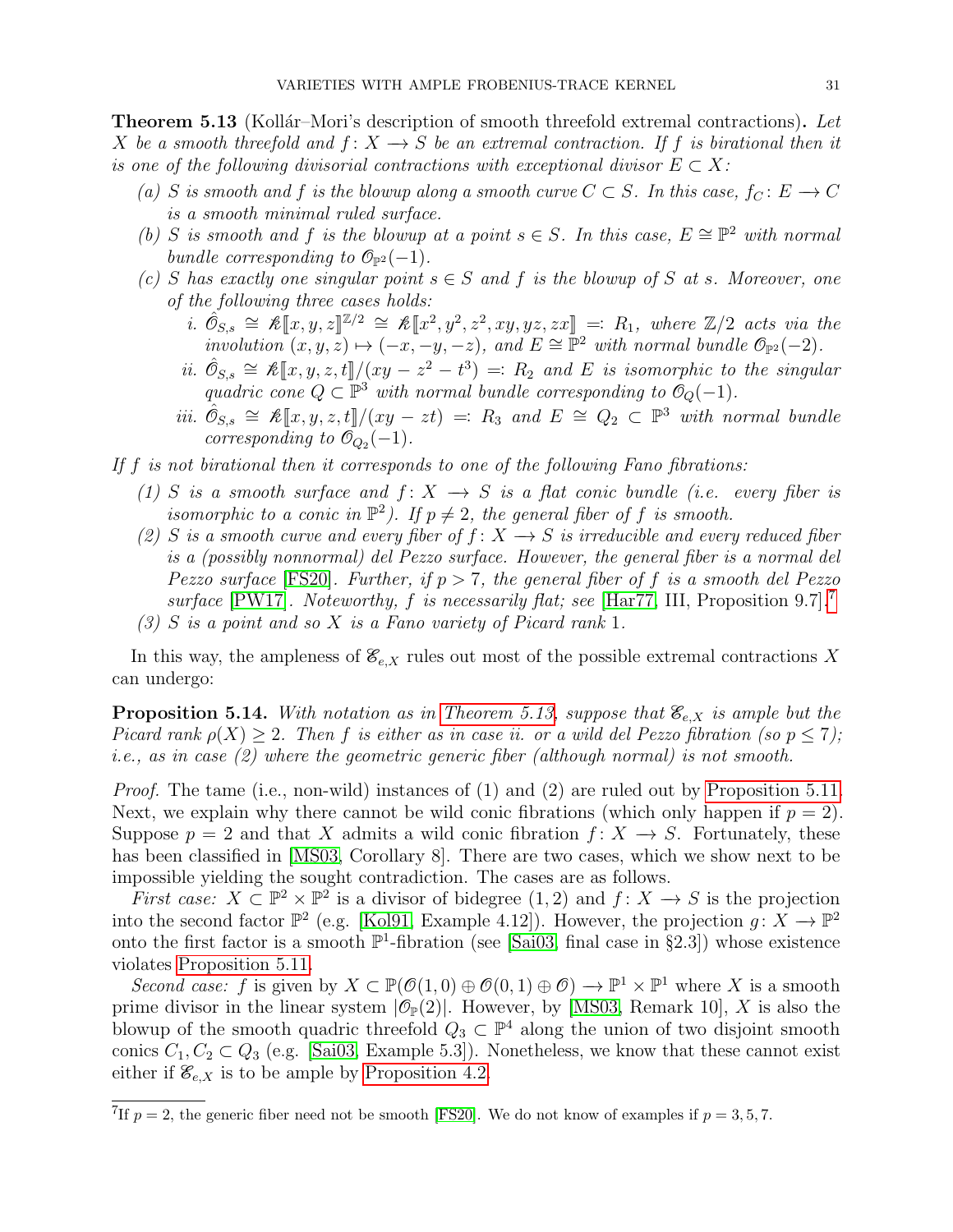**Theorem 5.13** (Kollár–Mori's description of smooth threefold extremal contractions)**.** *Let $X$ be a smooth threefold and $f\colon X \longrightarrow S$ be an extremal contraction. If $f$ is birational then it is one of the following divisorial contractions with exceptional divisor $E \subset X$:*

*(a) $S$ is smooth and $f$ is the blowup along a smooth curve $C \subset S$. In this case, $f_C \colon E \longrightarrow C$ is a smooth minimal ruled surface.*

*(b) $S$ is smooth and $f$ is the blowup at a point $s \in S$. In this case, $E \cong \mathbb{P}^2$ with normal bundle corresponding to $\mathcal{O}_{\mathbb{P}^2}(-1)$.*

*(c) $S$ has exactly one singular point $s \in S$ and $f$ is the blowup of $S$ at $s$. Moreover, one of the following three cases holds:*

*i. $\hat{\mathcal{O}}_{S,s} \cong \mathcal{k}[\![x,y,z]\!]^{\mathbb{Z}/2} \cong \mathcal{k}[\![x^2,y^2,z^2,xy,yz,zx]\!] =: R_1$, where $\mathbb{Z}/2$ acts via the involution $(x,y,z) \mapsto (-x,-y,-z)$, and $E \cong \mathbb{P}^2$ with normal bundle $\mathcal{O}_{\mathbb{P}^2}(-2)$.*

*ii. $\hat{\mathcal{O}}_{S,s} \cong \mathcal{k}[\![x,y,z,t]\!]/(xy - z^2 - t^3) =: R_2$ and $E$ is isomorphic to the singular quadric cone $Q \subset \mathbb{P}^3$ with normal bundle corresponding to $\mathcal{O}_Q(-1)$.*

*iii. $\hat{\mathcal{O}}_{S,s} \cong \mathcal{k}[\![x,y,z,t]\!]/(xy - zt) =: R_3$ and $E \cong Q_2 \subset \mathbb{P}^3$ with normal bundle corresponding to $\mathcal{O}_{Q_2}(-1)$.*

*If $f$ is not birational then it corresponds to one of the following Fano fibrations:*

*(1) $S$ is a smooth surface and $f\colon X \longrightarrow S$ is a flat conic bundle (i.e. every fiber is isomorphic to a conic in $\mathbb{P}^2$). If $p \neq 2$, the general fiber of $f$ is smooth.*

*(2) $S$ is a smooth curve and every fiber of $f\colon X \longrightarrow S$ is irreducible and every reduced fiber is a (possibly nonnormal) del Pezzo surface. However, the general fiber is a normal del Pezzo surface* [FS20]*. Further, if $p > 7$, the general fiber of $f$ is a smooth del Pezzo surface* [PW17]*. Noteworthy, $f$ is necessarily flat; see* [Har77, III, Proposition 9.7].[7]

*(3) $S$ is a point and so $X$ is a Fano variety of Picard rank 1.*

In this way, the ampleness of $\mathscr{E}_{e,X}$ rules out most of the possible extremal contractions $X$ can undergo:

**Proposition 5.14.** *With notation as in Theorem 5.13, suppose that $\mathscr{E}_{e,X}$ is ample but the Picard rank $\rho(X) \geq 2$. Then $f$ is either as in case ii. or a wild del Pezzo fibration (so $p \leq 7$); i.e., as in case (2) where the geometric generic fiber (although normal) is not smooth.*

*Proof.* The tame (i.e., non-wild) instances of (1) and (2) are ruled out by Proposition 5.11. Next, we explain why there cannot be wild conic fibrations (which only happen if $p = 2$). Suppose $p = 2$ and that $X$ admits a wild conic fibration $f\colon X \longrightarrow S$. Fortunately, these has been classified in [MS03, Corollary 8]. There are two cases, which we show next to be impossible yielding the sought contradiction. The cases are as follows.

*First case:* $X \subset \mathbb{P}^2 \times \mathbb{P}^2$ is a divisor of bidegree $(1,2)$ and $f\colon X \longrightarrow S$ is the projection into the second factor $\mathbb{P}^2$ (e.g. [Kol91, Example 4.12]). However, the projection $g\colon X \longrightarrow \mathbb{P}^2$ onto the first factor is a smooth $\mathbb{P}^1$-fibration (see [Sai03, final case in §2.3]) whose existence violates Proposition 5.11.

*Second case:* $f$ is given by $X \subset \mathbb{P}(\mathcal{O}(1,0) \oplus \mathcal{O}(0,1) \oplus \mathcal{O}) \longrightarrow \mathbb{P}^1 \times \mathbb{P}^1$ where $X$ is a smooth prime divisor in the linear system $|\mathcal{O}_{\mathbb{P}}(2)|$. However, by [MS03, Remark 10], $X$ is also the blowup of the smooth quadric threefold $Q_3 \subset \mathbb{P}^4$ along the union of two disjoint smooth conics $C_1, C_2 \subset Q_3$ (e.g. [Sai03, Example 5.3]). Nonetheless, we know that these cannot exist either if $\mathscr{E}_{e,X}$ is to be ample by Proposition 4.2.

[7] If $p = 2$, the generic fiber need not be smooth [FS20]. We do not know of examples if $p = 3, 5, 7$.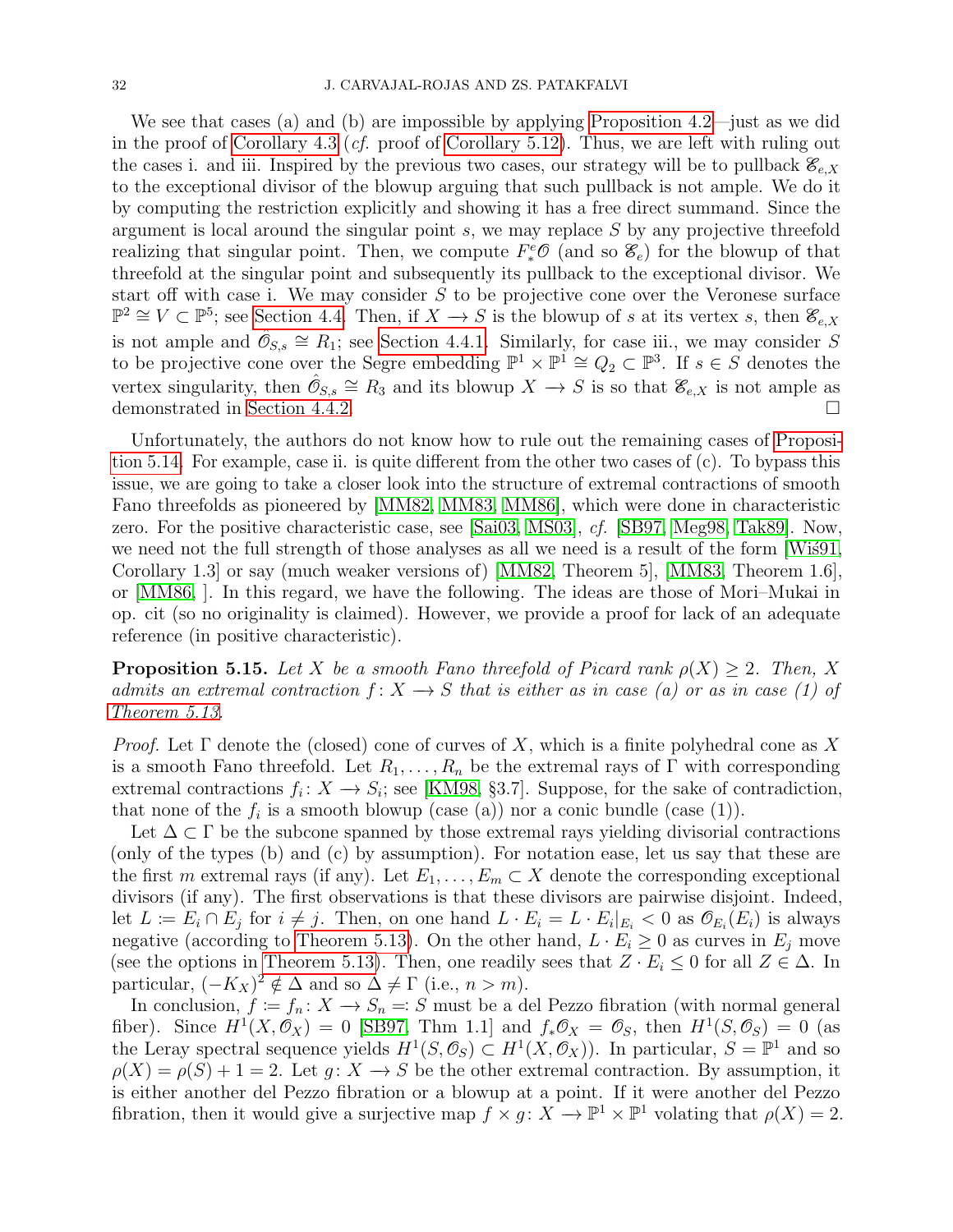We see that cases (a) and (b) are impossible by applying Proposition 4.2—just as we did in the proof of Corollary 4.3 (*cf.* proof of Corollary 5.12). Thus, we are left with ruling out the cases i. and iii. Inspired by the previous two cases, our strategy will be to pullback $\mathscr{E}_{e,X}$ to the exceptional divisor of the blowup arguing that such pullback is not ample. We do it by computing the restriction explicitly and showing it has a free direct summand. Since the argument is local around the singular point $s$, we may replace $S$ by any projective threefold realizing that singular point. Then, we compute $F^e_*\mathscr{O}$ (and so $\mathscr{E}_e$) for the blowup of that threefold at the singular point and subsequently its pullback to the exceptional divisor. We start off with case i. We may consider $S$ to be projective cone over the Veronese surface $\mathbb{P}^2 \cong V \subset \mathbb{P}^5$; see Section 4.4. Then, if $X \to S$ is the blowup of $s$ at its vertex $s$, then $\mathscr{E}_{e,X}$ is not ample and $\hat{\mathscr{O}}_{S,s} \cong R_1$; see Section 4.4.1. Similarly, for case iii., we may consider $S$ to be projective cone over the Segre embedding $\mathbb{P}^1 \times \mathbb{P}^1 \cong Q_2 \subset \mathbb{P}^3$. If $s \in S$ denotes the vertex singularity, then $\hat{\mathscr{O}}_{S,s} \cong R_3$ and its blowup $X \to S$ is so that $\mathscr{E}_{e,X}$ is not ample as demonstrated in Section 4.4.2. □

Unfortunately, the authors do not know how to rule out the remaining cases of Proposition 5.14. For example, case ii. is quite different from the other two cases of (c). To bypass this issue, we are going to take a closer look into the structure of extremal contractions of smooth Fano threefolds as pioneered by [MM82, MM83, MM86], which were done in characteristic zero. For the positive characteristic case, see [Sai03, MS03], *cf.* [SB97, Meg98, Tak89]. Now, we need not the full strength of those analyses as all we need is a result of the form [Wiś91, Corollary 1.3] or say (much weaker versions of) [MM82, Theorem 5], [MM83, Theorem 1.6], or [MM86, ]. In this regard, we have the following. The ideas are those of Mori–Mukai in op. cit (so no originality is claimed). However, we provide a proof for lack of an adequate reference (in positive characteristic).

**Proposition 5.15.** *Let $X$ be a smooth Fano threefold of Picard rank $\rho(X) \geq 2$. Then, $X$ admits an extremal contraction $f\colon X \to S$ that is either as in case (a) or as in case (1) of Theorem 5.13.*

*Proof.* Let $\Gamma$ denote the (closed) cone of curves of $X$, which is a finite polyhedral cone as $X$ is a smooth Fano threefold. Let $R_1, \ldots, R_n$ be the extremal rays of $\Gamma$ with corresponding extremal contractions $f_i\colon X \to S_i$; see [KM98, §3.7]. Suppose, for the sake of contradiction, that none of the $f_i$ is a smooth blowup (case (a)) nor a conic bundle (case (1)).

Let $\Delta \subset \Gamma$ be the subcone spanned by those extremal rays yielding divisorial contractions (only of the types (b) and (c) by assumption). For notation ease, let us say that these are the first $m$ extremal rays (if any). Let $E_1, \ldots, E_m \subset X$ denote the corresponding exceptional divisors (if any). The first observations is that these divisors are pairwise disjoint. Indeed, let $L \coloneqq E_i \cap E_j$ for $i \neq j$. Then, on one hand $L \cdot E_i = L \cdot E_i|_{E_i} < 0$ as $\mathscr{O}_{E_i}(E_i)$ is always negative (according to Theorem 5.13). On the other hand, $L \cdot E_i \geq 0$ as curves in $E_j$ move (see the options in Theorem 5.13). Then, one readily sees that $Z \cdot E_i \leq 0$ for all $Z \in \Delta$. In particular, $(-K_X)^2 \notin \Delta$ and so $\Delta \neq \Gamma$ (i.e., $n > m$).

In conclusion, $f \coloneqq f_n\colon X \to S_n =: S$ must be a del Pezzo fibration (with normal general fiber). Since $H^1(X, \mathscr{O}_X) = 0$ [SB97, Thm 1.1] and $f_*\mathscr{O}_X = \mathscr{O}_S$, then $H^1(S, \mathscr{O}_S) = 0$ (as the Leray spectral sequence yields $H^1(S, \mathscr{O}_S) \subset H^1(X, \mathscr{O}_X)$). In particular, $S = \mathbb{P}^1$ and so $\rho(X) = \rho(S) + 1 = 2$. Let $g\colon X \to S$ be the other extremal contraction. By assumption, it is either another del Pezzo fibration or a blowup at a point. If it were another del Pezzo fibration, then it would give a surjective map $f \times g\colon X \to \mathbb{P}^1 \times \mathbb{P}^1$ volating that $\rho(X) = 2$.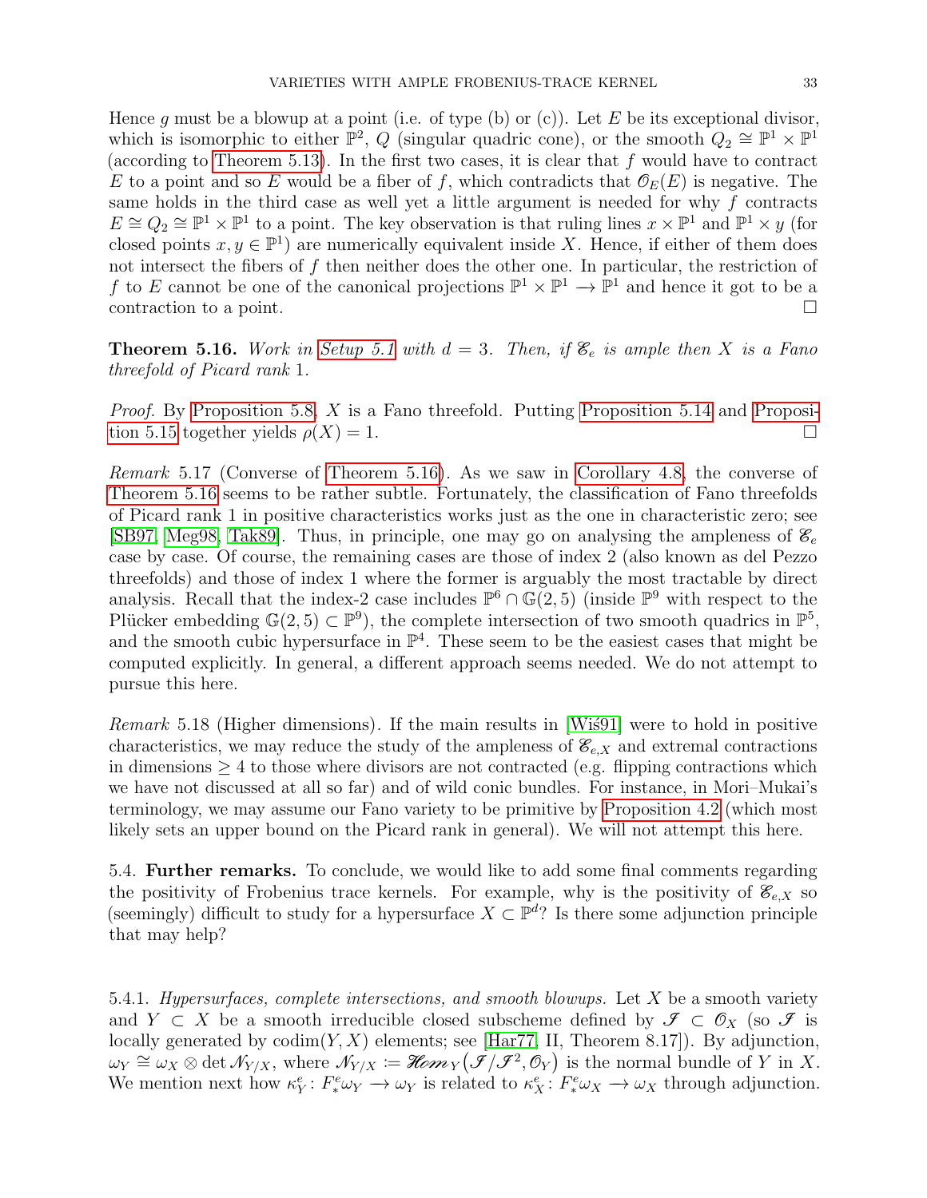Hence $g$ must be a blowup at a point (i.e. of type (b) or (c)). Let $E$ be its exceptional divisor, which is isomorphic to either $\mathbb{P}^2$, $Q$ (singular quadric cone), or the smooth $Q_2 \cong \mathbb{P}^1 \times \mathbb{P}^1$ (according to Theorem 5.13). In the first two cases, it is clear that $f$ would have to contract $E$ to a point and so $E$ would be a fiber of $f$, which contradicts that $\mathscr{O}_E(E)$ is negative. The same holds in the third case as well yet a little argument is needed for why $f$ contracts $E \cong Q_2 \cong \mathbb{P}^1 \times \mathbb{P}^1$ to a point. The key observation is that ruling lines $x \times \mathbb{P}^1$ and $\mathbb{P}^1 \times y$ (for closed points $x, y \in \mathbb{P}^1$) are numerically equivalent inside $X$. Hence, if either of them does not intersect the fibers of $f$ then neither does the other one. In particular, the restriction of $f$ to $E$ cannot be one of the canonical projections $\mathbb{P}^1 \times \mathbb{P}^1 \to \mathbb{P}^1$ and hence it got to be a contraction to a point. $\square$

**Theorem 5.16.** *Work in Setup 5.1 with $d = 3$. Then, if $\mathscr{E}_e$ is ample then $X$ is a Fano threefold of Picard rank 1.*

*Proof.* By Proposition 5.8, $X$ is a Fano threefold. Putting Proposition 5.14 and Proposition 5.15 together yields $\rho(X) = 1$. $\square$

*Remark* 5.17 (Converse of Theorem 5.16). As we saw in Corollary 4.8, the converse of Theorem 5.16 seems to be rather subtle. Fortunately, the classification of Fano threefolds of Picard rank 1 in positive characteristics works just as the one in characteristic zero; see [SB97, Meg98, Tak89]. Thus, in principle, one may go on analysing the ampleness of $\mathscr{E}_e$ case by case. Of course, the remaining cases are those of index 2 (also known as del Pezzo threefolds) and those of index 1 where the former is arguably the most tractable by direct analysis. Recall that the index-2 case includes $\mathbb{P}^6 \cap \mathbb{G}(2,5)$ (inside $\mathbb{P}^9$ with respect to the Plücker embedding $\mathbb{G}(2,5) \subset \mathbb{P}^9$), the complete intersection of two smooth quadrics in $\mathbb{P}^5$, and the smooth cubic hypersurface in $\mathbb{P}^4$. These seem to be the easiest cases that might be computed explicitly. In general, a different approach seems needed. We do not attempt to pursue this here.

*Remark* 5.18 (Higher dimensions). If the main results in [Wiś91] were to hold in positive characteristics, we may reduce the study of the ampleness of $\mathscr{E}_{e,X}$ and extremal contractions in dimensions $\geq 4$ to those where divisors are not contracted (e.g. flipping contractions which we have not discussed at all so far) and of wild conic bundles. For instance, in Mori–Mukai's terminology, we may assume our Fano variety to be primitive by Proposition 4.2 (which most likely sets an upper bound on the Picard rank in general). We will not attempt this here.

### 5.4. Further remarks.

To conclude, we would like to add some final comments regarding the positivity of Frobenius trace kernels. For example, why is the positivity of $\mathscr{E}_{e,X}$ so (seemingly) difficult to study for a hypersurface $X \subset \mathbb{P}^d$? Is there some adjunction principle that may help?

#### 5.4.1. *Hypersurfaces, complete intersections, and smooth blowups.*

Let $X$ be a smooth variety and $Y \subset X$ be a smooth irreducible closed subscheme defined by $\mathscr{I} \subset \mathscr{O}_X$ (so $\mathscr{I}$ is locally generated by $\operatorname{codim}(Y, X)$ elements; see [Har77, II, Theorem 8.17]). By adjunction, $\omega_Y \cong \omega_X \otimes \det \mathscr{N}_{Y/X}$, where $\mathscr{N}_{Y/X} := \mathscr{H}om_Y(\mathscr{I}/\mathscr{I}^2, \mathscr{O}_Y)$ is the normal bundle of $Y$ in $X$. We mention next how $\kappa^e_Y \colon F^e_* \omega_Y \to \omega_Y$ is related to $\kappa^e_X \colon F^e_* \omega_X \to \omega_X$ through adjunction.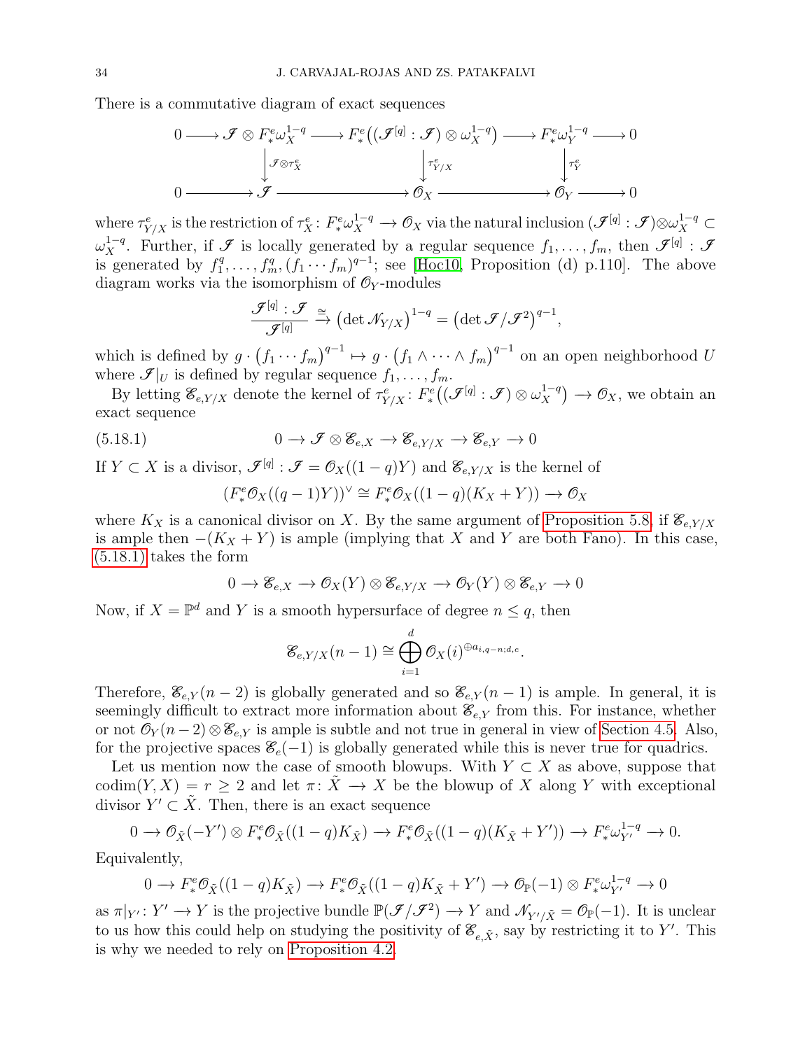There is a commutative diagram of exact sequences

$$\begin{array}{ccccccccc}
0 & \longrightarrow & \mathscr{I} \otimes F^e_* \omega_X^{1-q} & \longrightarrow & F^e_*\big((\mathscr{I}^{[q]} : \mathscr{I}) \otimes \omega_X^{1-q}\big) & \longrightarrow & F^e_* \omega_Y^{1-q} & \longrightarrow & 0 \\
 & & \big\downarrow {\scriptstyle \mathscr{I} \otimes \tau^e_X} & & \big\downarrow {\scriptstyle \tau^e_{Y/X}} & & \big\downarrow {\scriptstyle \tau^e_Y} & & \\
0 & \longrightarrow & \mathscr{I} & \longrightarrow & \mathscr{O}_X & \longrightarrow & \mathscr{O}_Y & \longrightarrow & 0
\end{array}$$

where $\tau^e_{Y/X}$ is the restriction of $\tau^e_X \colon F^e_* \omega_X^{1-q} \to \mathscr{O}_X$ via the natural inclusion $(\mathscr{I}^{[q]} : \mathscr{I}) \otimes \omega_X^{1-q} \subset \omega_X^{1-q}$. Further, if $\mathscr{I}$ is locally generated by a regular sequence $f_1, \dots, f_m$, then $\mathscr{I}^{[q]} : \mathscr{I}$ is generated by $f_1^q, \dots, f_m^q, (f_1 \cdots f_m)^{q-1}$; see [Hoc10, Proposition (d) p.110]. The above diagram works via the isomorphism of $\mathscr{O}_Y$-modules

$$\frac{\mathscr{I}^{[q]} : \mathscr{I}}{\mathscr{I}^{[q]}} \xrightarrow{\cong} \big(\det \mathcal{N}_{Y/X}\big)^{1-q} = \big(\det \mathscr{I}/\mathscr{I}^2\big)^{q-1},$$

which is defined by $g \cdot \big(f_1 \cdots f_m\big)^{q-1} \mapsto g \cdot \big(f_1 \wedge \cdots \wedge f_m\big)^{q-1}$ on an open neighborhood $U$ where $\mathscr{I}|_U$ is defined by regular sequence $f_1, \dots, f_m$.

By letting $\mathscr{E}_{e,Y/X}$ denote the kernel of $\tau^e_{Y/X} \colon F^e_*\big((\mathscr{I}^{[q]} : \mathscr{I}) \otimes \omega_X^{1-q}\big) \to \mathscr{O}_X$, we obtain an exact sequence

$$0 \to \mathscr{I} \otimes \mathscr{E}_{e,X} \to \mathscr{E}_{e,Y/X} \to \mathscr{E}_{e,Y} \to 0 \tag{5.18.1}$$

If $Y \subset X$ is a divisor, $\mathscr{I}^{[q]} : \mathscr{I} = \mathscr{O}_X((1-q)Y)$ and $\mathscr{E}_{e,Y/X}$ is the kernel of

$$(F^e_* \mathscr{O}_X((q-1)Y))^\vee \cong F^e_* \mathscr{O}_X((1-q)(K_X + Y)) \to \mathscr{O}_X$$

where $K_X$ is a canonical divisor on $X$. By the same argument of Proposition 5.8, if $\mathscr{E}_{e,Y/X}$ is ample then $-(K_X + Y)$ is ample (implying that $X$ and $Y$ are both Fano). In this case, (5.18.1) takes the form

$$0 \to \mathscr{E}_{e,X} \to \mathscr{O}_X(Y) \otimes \mathscr{E}_{e,Y/X} \to \mathscr{O}_Y(Y) \otimes \mathscr{E}_{e,Y} \to 0$$

Now, if $X = \mathbb{P}^d$ and $Y$ is a smooth hypersurface of degree $n \leq q$, then

$$\mathscr{E}_{e,Y/X}(n-1) \cong \bigoplus_{i=1}^{d} \mathscr{O}_X(i)^{\oplus a_{i,q-n;d,e}}.$$

Therefore, $\mathscr{E}_{e,Y}(n-2)$ is globally generated and so $\mathscr{E}_{e,Y}(n-1)$ is ample. In general, it is seemingly difficult to extract more information about $\mathscr{E}_{e,Y}$ from this. For instance, whether or not $\mathscr{O}_Y(n-2) \otimes \mathscr{E}_{e,Y}$ is ample is subtle and not true in general in view of Section 4.5. Also, for the projective spaces $\mathscr{E}_e(-1)$ is globally generated while this is never true for quadrics.

Let us mention now the case of smooth blowups. With $Y \subset X$ as above, suppose that $\operatorname{codim}(Y, X) = r \geq 2$ and let $\pi \colon \tilde{X} \to X$ be the blowup of $X$ along $Y$ with exceptional divisor $Y' \subset \tilde{X}$. Then, there is an exact sequence

$$0 \to \mathscr{O}_{\tilde{X}}(-Y') \otimes F^e_* \mathscr{O}_{\tilde{X}}((1-q)K_{\tilde{X}}) \to F^e_* \mathscr{O}_{\tilde{X}}((1-q)(K_{\tilde{X}} + Y')) \to F^e_* \omega_{Y'}^{1-q} \to 0.$$

Equivalently,

$$0 \to F^e_* \mathscr{O}_{\tilde{X}}((1-q)K_{\tilde{X}}) \to F^e_* \mathscr{O}_{\tilde{X}}((1-q)K_{\tilde{X}} + Y') \to \mathscr{O}_{\mathbb{P}}(-1) \otimes F^e_* \omega_{Y'}^{1-q} \to 0$$

as $\pi|_{Y'} \colon Y' \to Y$ is the projective bundle $\mathbb{P}(\mathscr{I}/\mathscr{I}^2) \to Y$ and $\mathcal{N}_{Y'/\tilde{X}} = \mathscr{O}_{\mathbb{P}}(-1)$. It is unclear to us how this could help on studying the positivity of $\mathscr{E}_{e,\tilde{X}}$, say by restricting it to $Y'$. This is why we needed to rely on Proposition 4.2.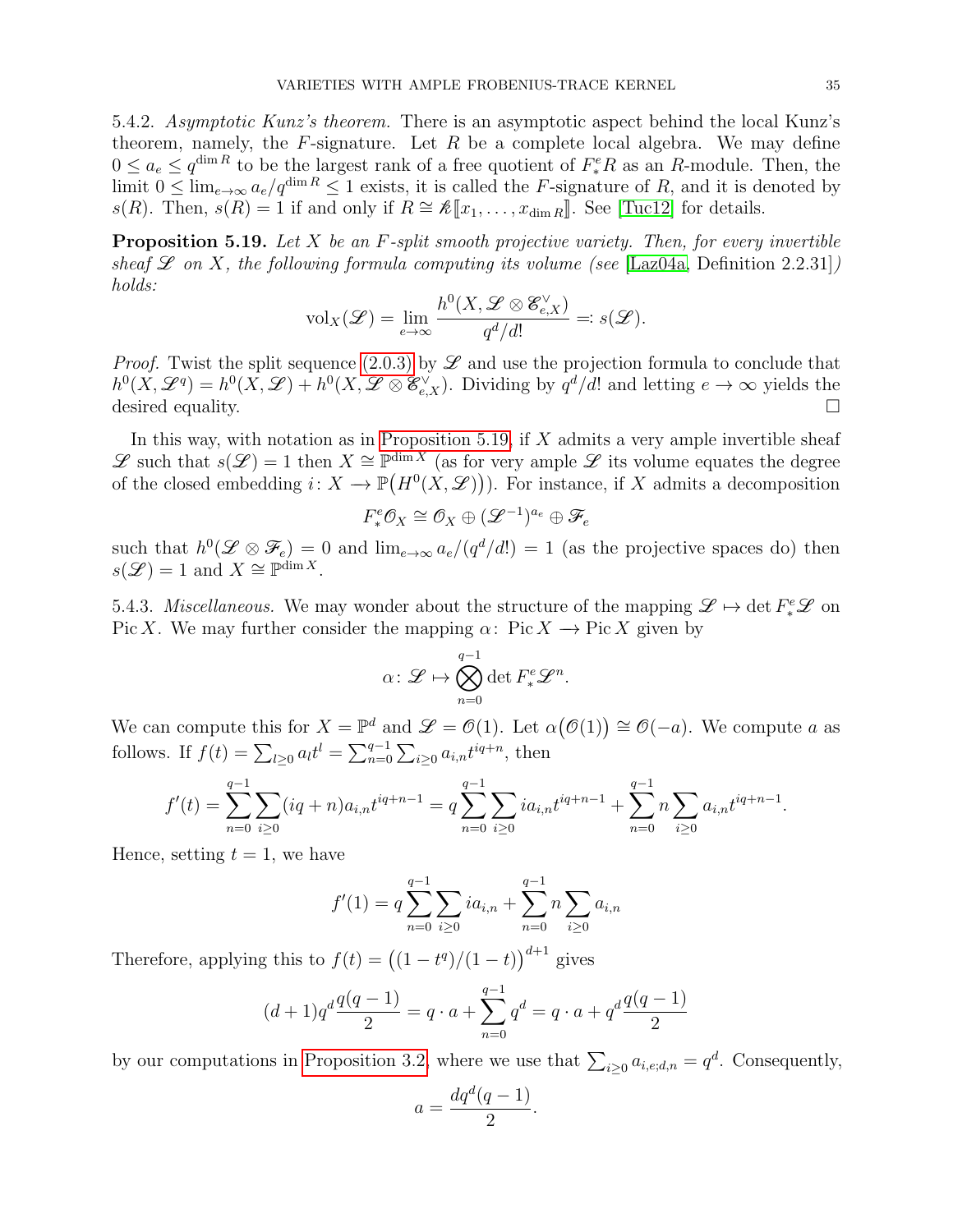5.4.2. *Asymptotic Kunz's theorem.* There is an asymptotic aspect behind the local Kunz's theorem, namely, the $F$-signature. Let $R$ be a complete local algebra. We may define $0 \leq a_e \leq q^{\dim R}$ to be the largest rank of a free quotient of $F^e_* R$ as an $R$-module. Then, the limit $0 \leq \lim_{e\to\infty} a_e/q^{\dim R} \leq 1$ exists, it is called the $F$-signature of $R$, and it is denoted by $s(R)$. Then, $s(R) = 1$ if and only if $R \cong \mathbb{k}[\![x_1, \ldots, x_{\dim R}]\!]$. See [Tuc12] for details.

**Proposition 5.19.** *Let $X$ be an $F$-split smooth projective variety. Then, for every invertible sheaf $\mathscr{L}$ on $X$, the following formula computing its volume (see* [Laz04a, Definition 2.2.31]*) holds:*

$$\mathrm{vol}_X(\mathscr{L}) = \lim_{e\to\infty} \frac{h^0(X, \mathscr{L} \otimes \mathscr{E}^\vee_{e,X})}{q^d/d!} =: s(\mathscr{L}).$$

*Proof.* Twist the split sequence (2.0.3) by $\mathscr{L}$ and use the projection formula to conclude that $h^0(X, \mathscr{L}^q) = h^0(X, \mathscr{L}) + h^0(X, \mathscr{L} \otimes \mathscr{E}^\vee_{e,X})$. Dividing by $q^d/d!$ and letting $e \to \infty$ yields the desired equality. $\square$

In this way, with notation as in Proposition 5.19, if $X$ admits a very ample invertible sheaf $\mathscr{L}$ such that $s(\mathscr{L}) = 1$ then $X \cong \mathbb{P}^{\dim X}$ (as for very ample $\mathscr{L}$ its volume equates the degree of the closed embedding $i\colon X \to \mathbb{P}\big(H^0(X, \mathscr{L})\big)$). For instance, if $X$ admits a decomposition

$$F^e_* \mathscr{O}_X \cong \mathscr{O}_X \oplus (\mathscr{L}^{-1})^{a_e} \oplus \mathscr{F}_e$$

such that $h^0(\mathscr{L} \otimes \mathscr{F}_e) = 0$ and $\lim_{e\to\infty} a_e/(q^d/d!) = 1$ (as the projective spaces do) then $s(\mathscr{L}) = 1$ and $X \cong \mathbb{P}^{\dim X}$.

5.4.3. *Miscellaneous.* We may wonder about the structure of the mapping $\mathscr{L} \mapsto \det F^e_* \mathscr{L}$ on $\mathrm{Pic}\, X$. We may further consider the mapping $\alpha\colon \mathrm{Pic}\, X \to \mathrm{Pic}\, X$ given by

$$\alpha\colon \mathscr{L} \mapsto \bigotimes_{n=0}^{q-1} \det F^e_* \mathscr{L}^n.$$

We can compute this for $X = \mathbb{P}^d$ and $\mathscr{L} = \mathscr{O}(1)$. Let $\alpha\big(\mathscr{O}(1)\big) \cong \mathscr{O}(-a)$. We compute $a$ as follows. If $f(t) = \sum_{l\geq 0} a_l t^l = \sum_{n=0}^{q-1}\sum_{i\geq 0} a_{i,n} t^{iq+n}$, then

$$f'(t) = \sum_{n=0}^{q-1}\sum_{i\geq 0} (iq+n) a_{i,n} t^{iq+n-1} = q\sum_{n=0}^{q-1}\sum_{i\geq 0} i a_{i,n} t^{iq+n-1} + \sum_{n=0}^{q-1} n \sum_{i\geq 0} a_{i,n} t^{iq+n-1}.$$

Hence, setting $t = 1$, we have

$$f'(1) = q\sum_{n=0}^{q-1}\sum_{i\geq 0} i a_{i,n} + \sum_{n=0}^{q-1} n \sum_{i\geq 0} a_{i,n}$$

Therefore, applying this to $f(t) = \big((1-t^q)/(1-t)\big)^{d+1}$ gives

$$(d+1)q^d\frac{q(q-1)}{2} = q \cdot a + \sum_{n=0}^{q-1} q^d = q\cdot a + q^d \frac{q(q-1)}{2}$$

by our computations in Proposition 3.2, where we use that $\sum_{i\geq 0} a_{i,e;d,n} = q^d$. Consequently,

$$a = \frac{dq^d(q-1)}{2}.$$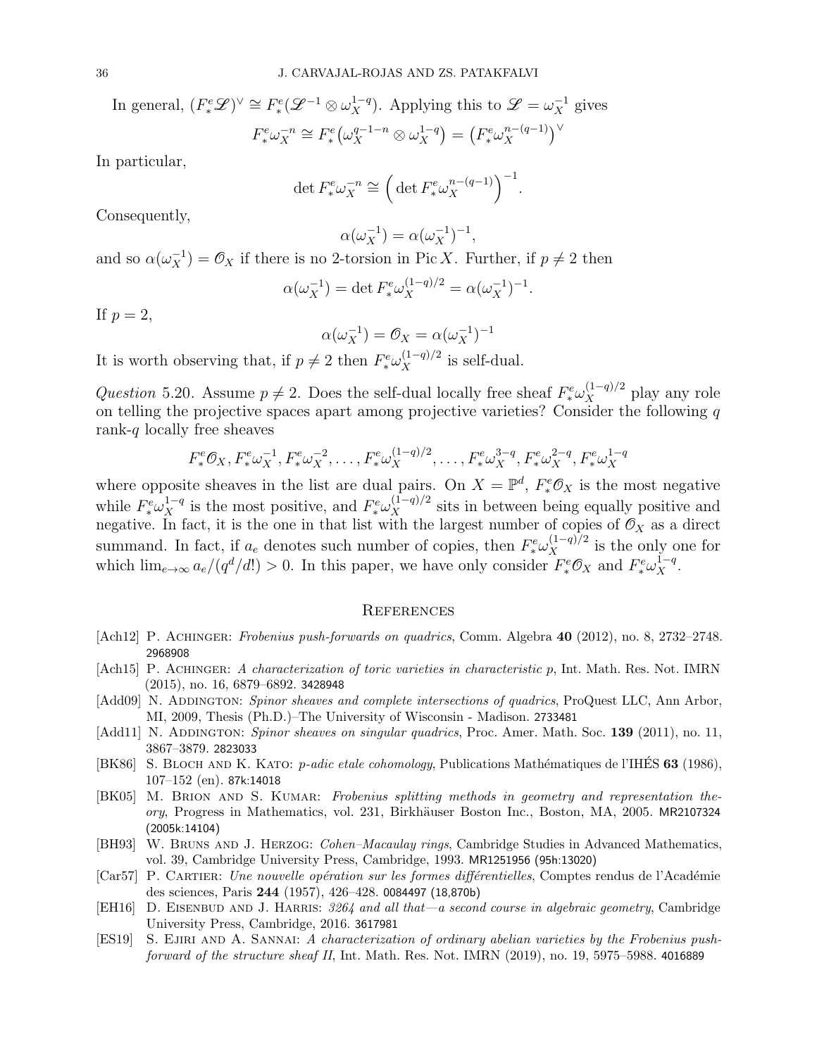In general, $(F^e_*\mathscr{L})^\vee \cong F^e_*(\mathscr{L}^{-1}\otimes \omega_X^{1-q})$. Applying this to $\mathscr{L} = \omega_X^{-1}$ gives

$$F^e_*\omega_X^{-n} \cong F^e_*\big(\omega_X^{q-1-n}\otimes \omega_X^{1-q}\big) = \big(F^e_*\omega_X^{n-(q-1)}\big)^\vee$$

In particular,

$$\det F^e_*\omega_X^{-n} \cong \Big(\det F^e_*\omega_X^{n-(q-1)}\Big)^{-1}.$$

Consequently,

$$\alpha(\omega_X^{-1}) = \alpha(\omega_X^{-1})^{-1},$$

and so $\alpha(\omega_X^{-1}) = \mathscr{O}_X$ if there is no 2-torsion in $\operatorname{Pic} X$. Further, if $p\neq 2$ then

$$\alpha(\omega_X^{-1}) = \det F^e_*\omega_X^{(1-q)/2} = \alpha(\omega_X^{-1})^{-1}.$$

If $p=2$,

$$\alpha(\omega_X^{-1}) = \mathscr{O}_X = \alpha(\omega_X^{-1})^{-1}$$

It is worth observing that, if $p \neq 2$ then $F^e_*\omega_X^{(1-q)/2}$ is self-dual.

*Question* 5.20. Assume $p\neq 2$. Does the self-dual locally free sheaf $F^e_*\omega_X^{(1-q)/2}$ play any role on telling the projective spaces apart among projective varieties? Consider the following $q$ rank-$q$ locally free sheaves

$$F^e_*\mathscr{O}_X, F^e_*\omega_X^{-1}, F^e_*\omega_X^{-2}, \dots, F^e_*\omega_X^{(1-q)/2}, \dots, F^e_*\omega_X^{3-q}, F^e_*\omega_X^{2-q}, F^e_*\omega_X^{1-q}$$

where opposite sheaves in the list are dual pairs. On $X=\mathbb{P}^d$, $F^e_*\mathscr{O}_X$ is the most negative while $F^e_*\omega_X^{1-q}$ is the most positive, and $F^e_*\omega_X^{(1-q)/2}$ sits in between being equally positive and negative. In fact, it is the one in that list with the largest number of copies of $\mathscr{O}_X$ as a direct summand. In fact, if $a_e$ denotes such number of copies, then $F^e_*\omega_X^{(1-q)/2}$ is the only one for which $\lim_{e\to\infty} a_e/(q^d/d!) > 0$. In this paper, we have only consider $F^e_*\mathscr{O}_X$ and $F^e_*\omega_X^{1-q}$.

## References

[Ach12] P. Achinger: *Frobenius push-forwards on quadrics*, Comm. Algebra **40** (2012), no. 8, 2732–2748. 2968908

[Ach15] P. Achinger: *A characterization of toric varieties in characteristic p*, Int. Math. Res. Not. IMRN (2015), no. 16, 6879–6892. 3428948

[Add09] N. Addington: *Spinor sheaves and complete intersections of quadrics*, ProQuest LLC, Ann Arbor, MI, 2009, Thesis (Ph.D.)–The University of Wisconsin - Madison. 2733481

[Add11] N. Addington: *Spinor sheaves on singular quadrics*, Proc. Amer. Math. Soc. **139** (2011), no. 11, 3867–3879. 2823033

[BK86] S. Bloch and K. Kato: *p-adic etale cohomology*, Publications Mathématiques de l'IHÉS **63** (1986), 107–152 (en). 87k:14018

[BK05] M. Brion and S. Kumar: *Frobenius splitting methods in geometry and representation theory*, Progress in Mathematics, vol. 231, Birkhäuser Boston Inc., Boston, MA, 2005. MR2107324 (2005k:14104)

[BH93] W. Bruns and J. Herzog: *Cohen–Macaulay rings*, Cambridge Studies in Advanced Mathematics, vol. 39, Cambridge University Press, Cambridge, 1993. MR1251956 (95h:13020)

[Car57] P. Cartier: *Une nouvelle opération sur les formes différentielles*, Comptes rendus de l'Académie des sciences, Paris **244** (1957), 426–428. 0084497 (18,870b)

[EH16] D. Eisenbud and J. Harris: *3264 and all that—a second course in algebraic geometry*, Cambridge University Press, Cambridge, 2016. 3617981

[ES19] S. Ejiri and A. Sannai: *A characterization of ordinary abelian varieties by the Frobenius pushforward of the structure sheaf II*, Int. Math. Res. Not. IMRN (2019), no. 19, 5975–5988. 4016889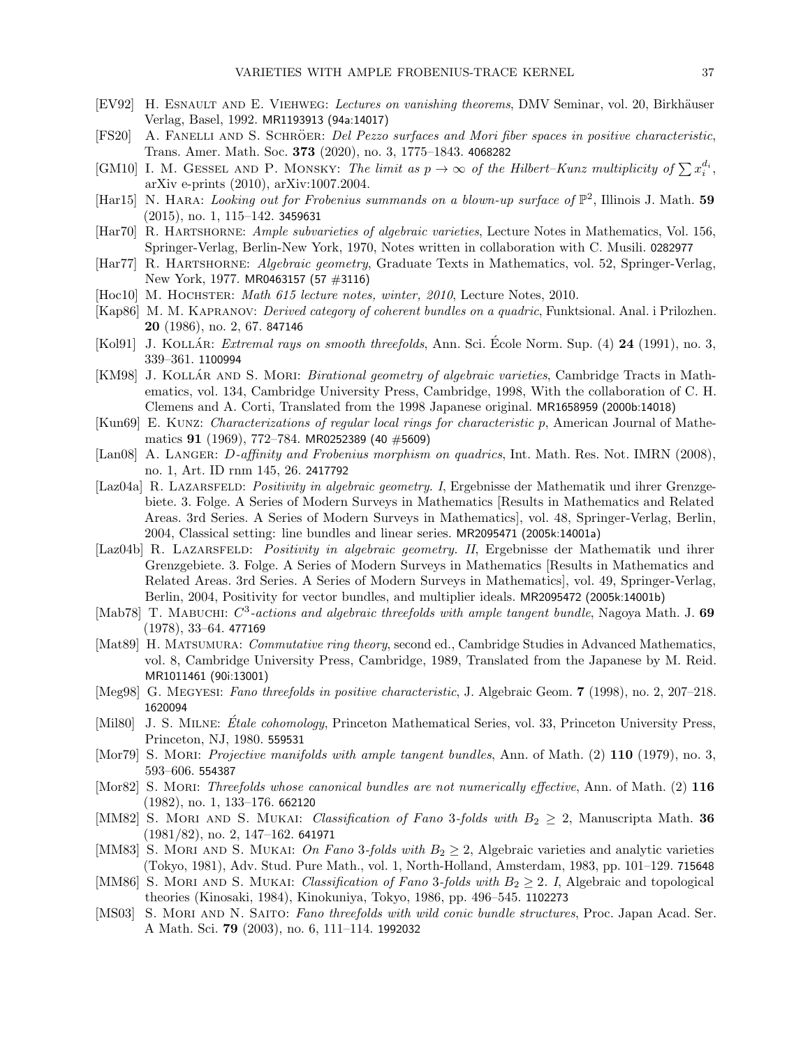[EV92] H. Esnault and E. Viehweg: *Lectures on vanishing theorems*, DMV Seminar, vol. 20, Birkhäuser Verlag, Basel, 1992. MR1193913 (94a:14017)

[FS20] A. Fanelli and S. Schröer: *Del Pezzo surfaces and Mori fiber spaces in positive characteristic*, Trans. Amer. Math. Soc. **373** (2020), no. 3, 1775–1843. 4068282

[GM10] I. M. Gessel and P. Monsky: *The limit as $p \to \infty$ of the Hilbert–Kunz multiplicity of $\sum x_i^{d_i}$*, arXiv e-prints (2010), arXiv:1007.2004.

[Har15] N. Hara: *Looking out for Frobenius summands on a blown-up surface of $\mathbb{P}^2$*, Illinois J. Math. **59** (2015), no. 1, 115–142. 3459631

[Har70] R. Hartshorne: *Ample subvarieties of algebraic varieties*, Lecture Notes in Mathematics, Vol. 156, Springer-Verlag, Berlin-New York, 1970, Notes written in collaboration with C. Musili. 0282977

[Har77] R. Hartshorne: *Algebraic geometry*, Graduate Texts in Mathematics, vol. 52, Springer-Verlag, New York, 1977. MR0463157 (57 #3116)

[Hoc10] M. Hochster: *Math 615 lecture notes, winter, 2010*, Lecture Notes, 2010.

[Kap86] M. M. Kapranov: *Derived category of coherent bundles on a quadric*, Funktsional. Anal. i Prilozhen. **20** (1986), no. 2, 67. 847146

[Kol91] J. Kollár: *Extremal rays on smooth threefolds*, Ann. Sci. École Norm. Sup. (4) **24** (1991), no. 3, 339–361. 1100994

[KM98] J. Kollár and S. Mori: *Birational geometry of algebraic varieties*, Cambridge Tracts in Mathematics, vol. 134, Cambridge University Press, Cambridge, 1998, With the collaboration of C. H. Clemens and A. Corti, Translated from the 1998 Japanese original. MR1658959 (2000b:14018)

[Kun69] E. Kunz: *Characterizations of regular local rings for characteristic p*, American Journal of Mathematics **91** (1969), 772–784. MR0252389 (40 #5609)

[Lan08] A. Langer: *D-affinity and Frobenius morphism on quadrics*, Int. Math. Res. Not. IMRN (2008), no. 1, Art. ID rnm 145, 26. 2417792

[Laz04a] R. Lazarsfeld: *Positivity in algebraic geometry. I*, Ergebnisse der Mathematik und ihrer Grenzgebiete. 3. Folge. A Series of Modern Surveys in Mathematics [Results in Mathematics and Related Areas. 3rd Series. A Series of Modern Surveys in Mathematics], vol. 48, Springer-Verlag, Berlin, 2004, Classical setting: line bundles and linear series. MR2095471 (2005k:14001a)

[Laz04b] R. Lazarsfeld: *Positivity in algebraic geometry. II*, Ergebnisse der Mathematik und ihrer Grenzgebiete. 3. Folge. A Series of Modern Surveys in Mathematics [Results in Mathematics and Related Areas. 3rd Series. A Series of Modern Surveys in Mathematics], vol. 49, Springer-Verlag, Berlin, 2004, Positivity for vector bundles, and multiplier ideals. MR2095472 (2005k:14001b)

[Mab78] T. Mabuchi: *$C^3$-actions and algebraic threefolds with ample tangent bundle*, Nagoya Math. J. **69** (1978), 33–64. 477169

[Mat89] H. Matsumura: *Commutative ring theory*, second ed., Cambridge Studies in Advanced Mathematics, vol. 8, Cambridge University Press, Cambridge, 1989, Translated from the Japanese by M. Reid. MR1011461 (90i:13001)

[Meg98] G. Megyesi: *Fano threefolds in positive characteristic*, J. Algebraic Geom. **7** (1998), no. 2, 207–218. 1620094

[Mil80] J. S. Milne: *Étale cohomology*, Princeton Mathematical Series, vol. 33, Princeton University Press, Princeton, NJ, 1980. 559531

[Mor79] S. Mori: *Projective manifolds with ample tangent bundles*, Ann. of Math. (2) **110** (1979), no. 3, 593–606. 554387

[Mor82] S. Mori: *Threefolds whose canonical bundles are not numerically effective*, Ann. of Math. (2) **116** (1982), no. 1, 133–176. 662120

[MM82] S. Mori and S. Mukai: *Classification of Fano 3-folds with $B_2 \geq 2$*, Manuscripta Math. **36** (1981/82), no. 2, 147–162. 641971

[MM83] S. Mori and S. Mukai: *On Fano 3-folds with $B_2 \geq 2$*, Algebraic varieties and analytic varieties (Tokyo, 1981), Adv. Stud. Pure Math., vol. 1, North-Holland, Amsterdam, 1983, pp. 101–129. 715648

[MM86] S. Mori and S. Mukai: *Classification of Fano 3-folds with $B_2 \geq 2$. I*, Algebraic and topological theories (Kinosaki, 1984), Kinokuniya, Tokyo, 1986, pp. 496–545. 1102273

[MS03] S. Mori and N. Saito: *Fano threefolds with wild conic bundle structures*, Proc. Japan Acad. Ser. A Math. Sci. **79** (2003), no. 6, 111–114. 1992032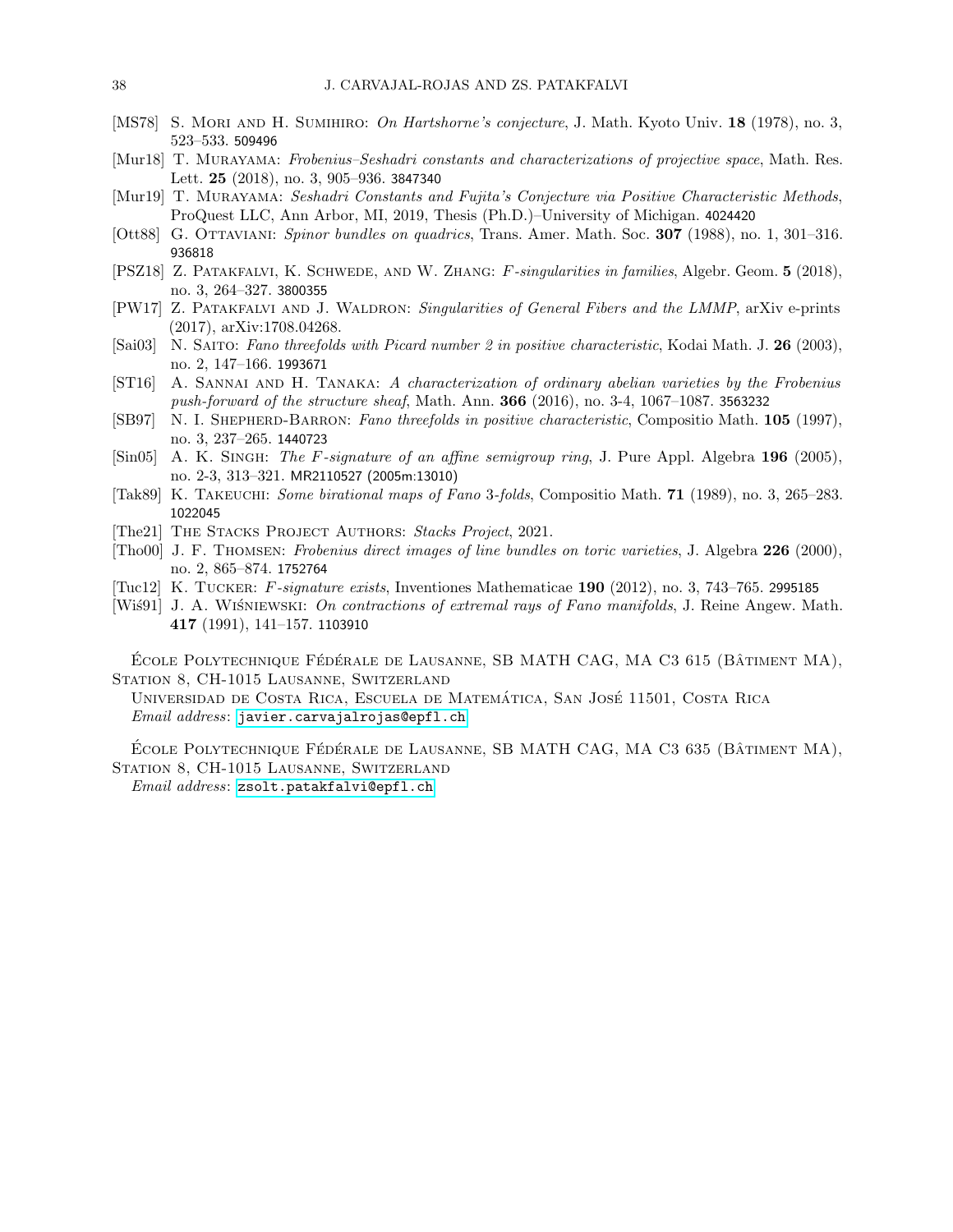[MS78] S. Mori and H. Sumihiro: *On Hartshorne's conjecture*, J. Math. Kyoto Univ. **18** (1978), no. 3, 523–533. 509496

[Mur18] T. Murayama: *Frobenius–Seshadri constants and characterizations of projective space*, Math. Res. Lett. **25** (2018), no. 3, 905–936. 3847340

[Mur19] T. Murayama: *Seshadri Constants and Fujita's Conjecture via Positive Characteristic Methods*, ProQuest LLC, Ann Arbor, MI, 2019, Thesis (Ph.D.)–University of Michigan. 4024420

[Ott88] G. Ottaviani: *Spinor bundles on quadrics*, Trans. Amer. Math. Soc. **307** (1988), no. 1, 301–316. 936818

[PSZ18] Z. Patakfalvi, K. Schwede, and W. Zhang: *F-singularities in families*, Algebr. Geom. **5** (2018), no. 3, 264–327. 3800355

[PW17] Z. Patakfalvi and J. Waldron: *Singularities of General Fibers and the LMMP*, arXiv e-prints (2017), arXiv:1708.04268.

[Sai03] N. Saito: *Fano threefolds with Picard number 2 in positive characteristic*, Kodai Math. J. **26** (2003), no. 2, 147–166. 1993671

[ST16] A. Sannai and H. Tanaka: *A characterization of ordinary abelian varieties by the Frobenius push-forward of the structure sheaf*, Math. Ann. **366** (2016), no. 3-4, 1067–1087. 3563232

[SB97] N. I. Shepherd-Barron: *Fano threefolds in positive characteristic*, Compositio Math. **105** (1997), no. 3, 237–265. 1440723

[Sin05] A. K. Singh: *The F-signature of an affine semigroup ring*, J. Pure Appl. Algebra **196** (2005), no. 2-3, 313–321. MR2110527 (2005m:13010)

[Tak89] K. Takeuchi: *Some birational maps of Fano 3-folds*, Compositio Math. **71** (1989), no. 3, 265–283. 1022045

[The21] The Stacks Project Authors: *Stacks Project*, 2021.

[Tho00] J. F. Thomsen: *Frobenius direct images of line bundles on toric varieties*, J. Algebra **226** (2000), no. 2, 865–874. 1752764

[Tuc12] K. Tucker: *F-signature exists*, Inventiones Mathematicae **190** (2012), no. 3, 743–765. 2995185

[Wiś91] J. A. Wiśniewski: *On contractions of extremal rays of Fano manifolds*, J. Reine Angew. Math. **417** (1991), 141–157. 1103910

École Polytechnique Fédérale de Lausanne, SB MATH CAG, MA C3 615 (Bâtiment MA), Station 8, CH-1015 Lausanne, Switzerland

Universidad de Costa Rica, Escuela de Matemática, San José 11501, Costa Rica

*Email address*: javier.carvajalrojas@epfl.ch

École Polytechnique Fédérale de Lausanne, SB MATH CAG, MA C3 635 (Bâtiment MA), Station 8, CH-1015 Lausanne, Switzerland

*Email address*: zsolt.patakfalvi@epfl.ch